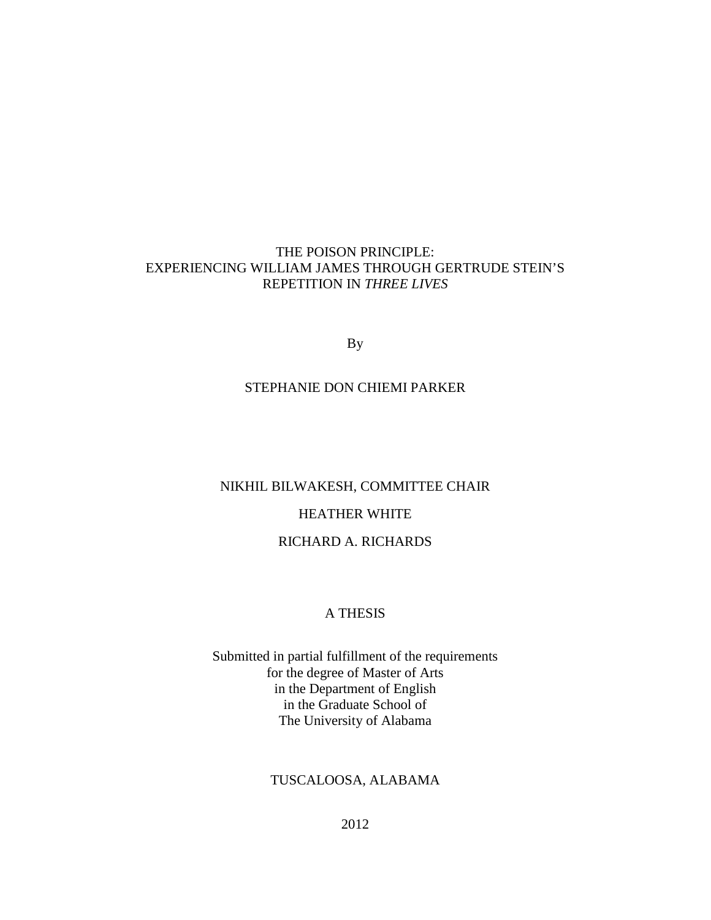# THE POISON PRINCIPLE:
# EXPERIENCING WILLIAM JAMES THROUGH GERTRUDE STEIN'S REPETITION IN *THREE LIVES*

By

STEPHANIE DON CHIEMI PARKER

NIKHIL BILWAKESH, COMMITTEE CHAIR

HEATHER WHITE

RICHARD A. RICHARDS

A THESIS

Submitted in partial fulfillment of the requirements
for the degree of Master of Arts
in the Department of English
in the Graduate School of
The University of Alabama

TUSCALOOSA, ALABAMA

2012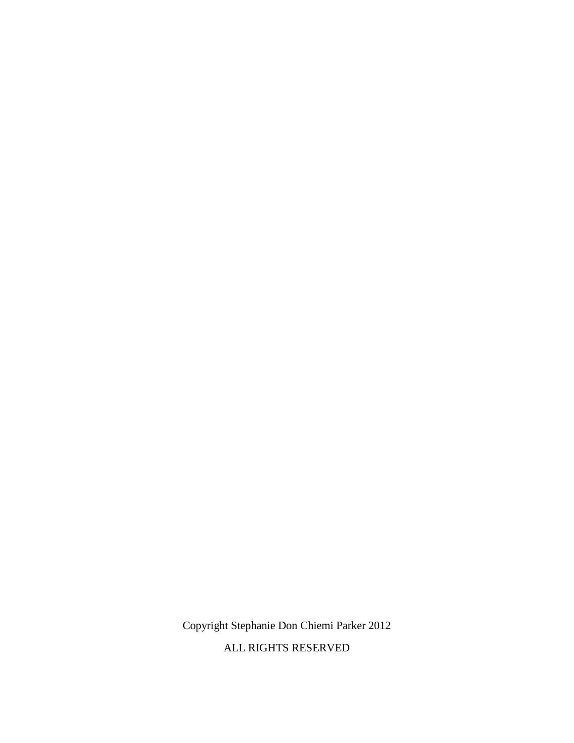Copyright Stephanie Don Chiemi Parker 2012

ALL RIGHTS RESERVED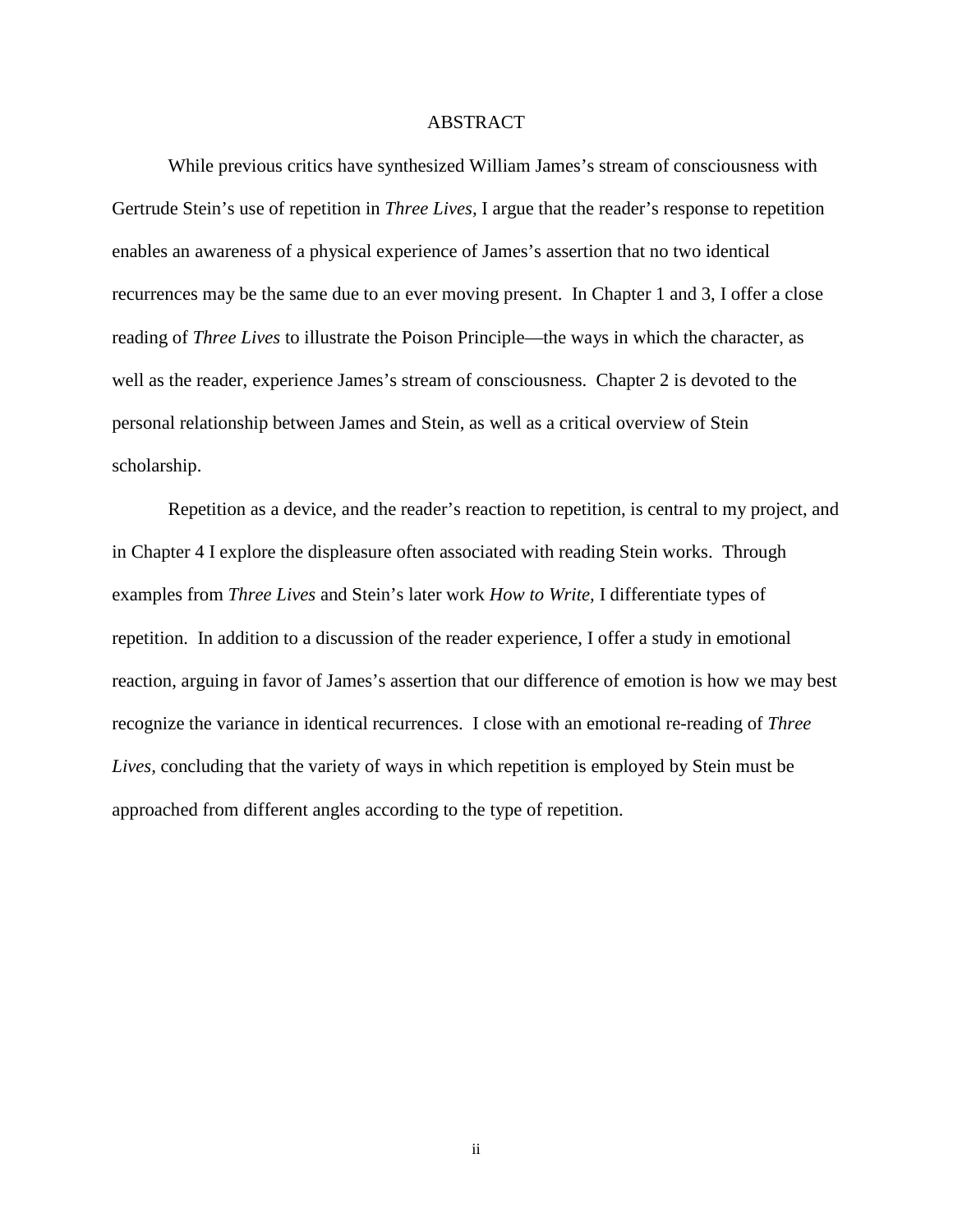# ABSTRACT

While previous critics have synthesized William James's stream of consciousness with Gertrude Stein's use of repetition in *Three Lives*, I argue that the reader's response to repetition enables an awareness of a physical experience of James's assertion that no two identical recurrences may be the same due to an ever moving present. In Chapter 1 and 3, I offer a close reading of *Three Lives* to illustrate the Poison Principle—the ways in which the character, as well as the reader, experience James's stream of consciousness. Chapter 2 is devoted to the personal relationship between James and Stein, as well as a critical overview of Stein scholarship.

Repetition as a device, and the reader's reaction to repetition, is central to my project, and in Chapter 4 I explore the displeasure often associated with reading Stein works. Through examples from *Three Lives* and Stein's later work *How to Write*, I differentiate types of repetition. In addition to a discussion of the reader experience, I offer a study in emotional reaction, arguing in favor of James's assertion that our difference of emotion is how we may best recognize the variance in identical recurrences. I close with an emotional re-reading of *Three Lives*, concluding that the variety of ways in which repetition is employed by Stein must be approached from different angles according to the type of repetition.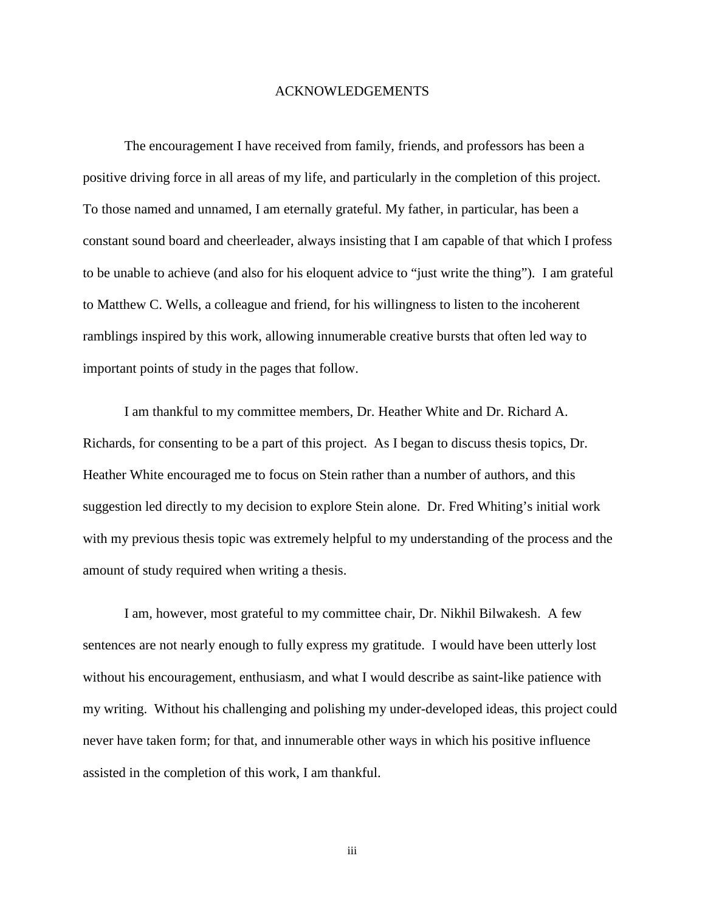# ACKNOWLEDGEMENTS

The encouragement I have received from family, friends, and professors has been a positive driving force in all areas of my life, and particularly in the completion of this project. To those named and unnamed, I am eternally grateful. My father, in particular, has been a constant sound board and cheerleader, always insisting that I am capable of that which I profess to be unable to achieve (and also for his eloquent advice to "just write the thing"). I am grateful to Matthew C. Wells, a colleague and friend, for his willingness to listen to the incoherent ramblings inspired by this work, allowing innumerable creative bursts that often led way to important points of study in the pages that follow.

I am thankful to my committee members, Dr. Heather White and Dr. Richard A. Richards, for consenting to be a part of this project. As I began to discuss thesis topics, Dr. Heather White encouraged me to focus on Stein rather than a number of authors, and this suggestion led directly to my decision to explore Stein alone. Dr. Fred Whiting's initial work with my previous thesis topic was extremely helpful to my understanding of the process and the amount of study required when writing a thesis.

I am, however, most grateful to my committee chair, Dr. Nikhil Bilwakesh. A few sentences are not nearly enough to fully express my gratitude. I would have been utterly lost without his encouragement, enthusiasm, and what I would describe as saint-like patience with my writing. Without his challenging and polishing my under-developed ideas, this project could never have taken form; for that, and innumerable other ways in which his positive influence assisted in the completion of this work, I am thankful.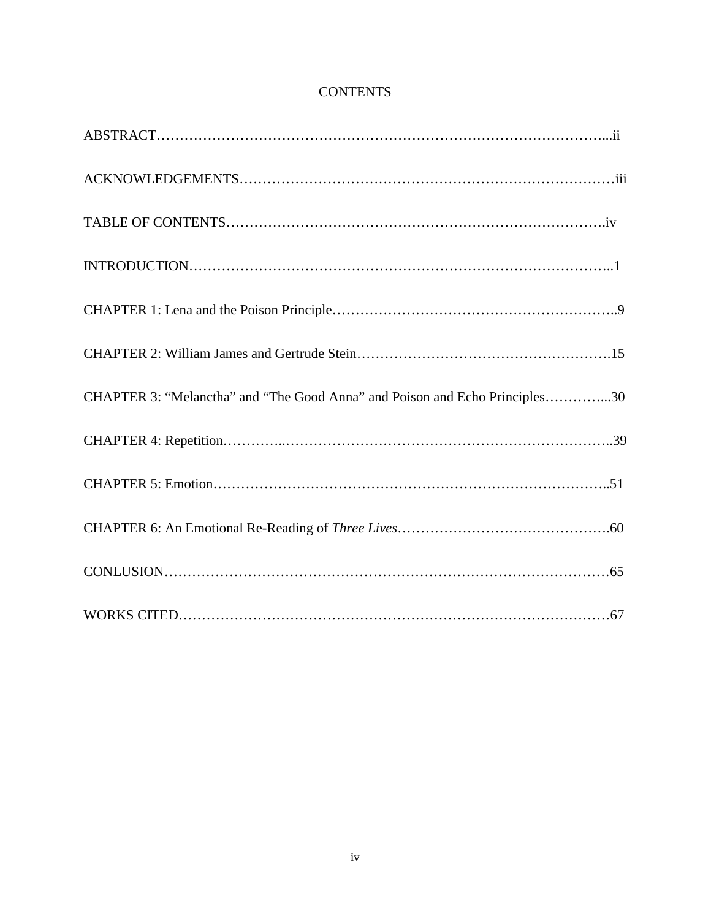# CONTENTS

ABSTRACT……………………………………………………………………………………...ii

ACKNOWLEDGEMENTS……………………………………………………………………iii

TABLE OF CONTENTS……………………………………………………………………iv

INTRODUCTION……………………………………………………………………………..1

CHAPTER 1: Lena and the Poison Principle…………………………………………………..9

CHAPTER 2: William James and Gertrude Stein…………………………………………….15

CHAPTER 3: "Melanctha" and "The Good Anna" and Poison and Echo Principles…………...30

CHAPTER 4: Repetition…………..…………………………………………………………..39

CHAPTER 5: Emotion………………………………………………………………………..51

CHAPTER 6: An Emotional Re-Reading of *Three Lives*……………………………………….60

CONLUSION…………………………………………………………………………………65

WORKS CITED………………………………………………………………………………67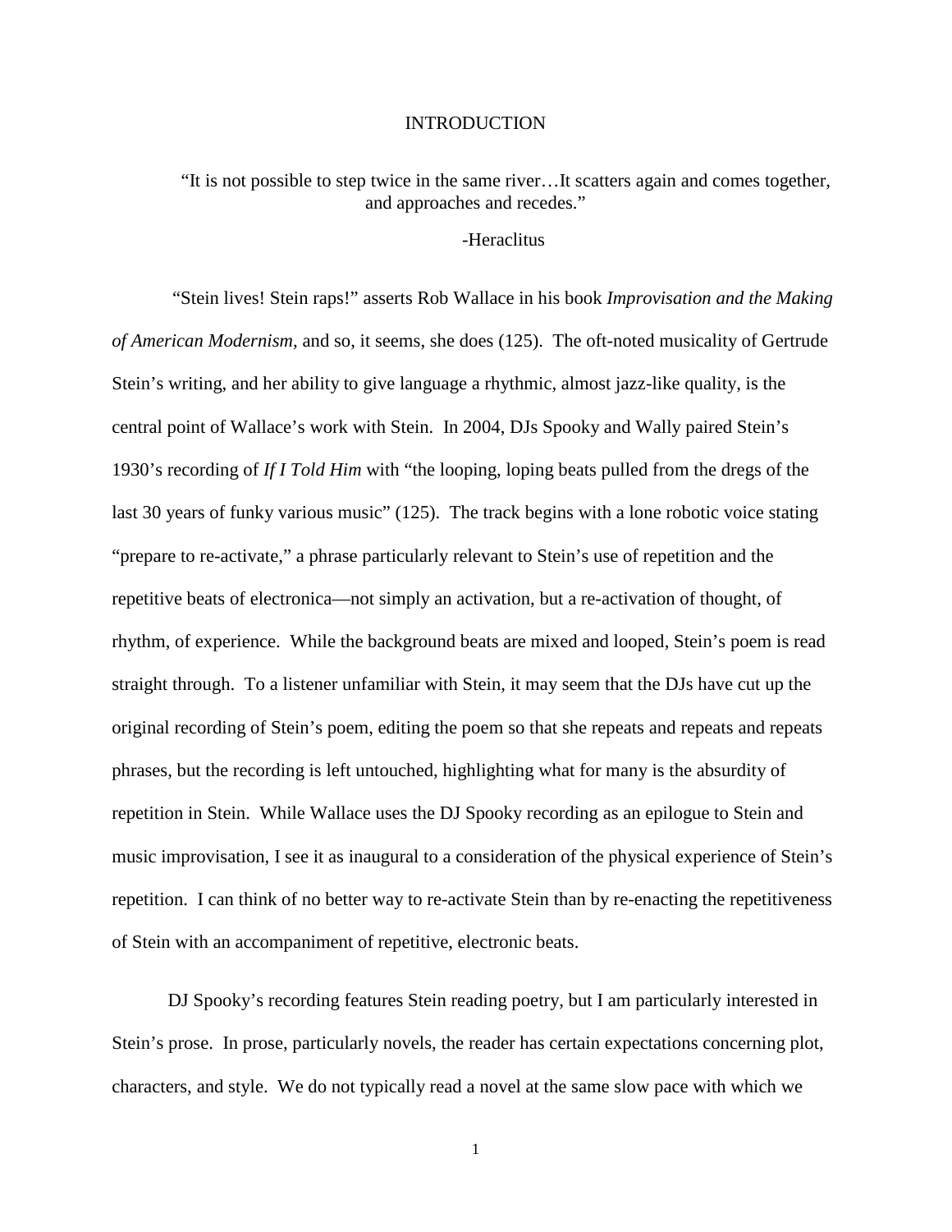# INTRODUCTION

> "It is not possible to step twice in the same river…It scatters again and comes together, and approaches and recedes."
>
> -Heraclitus

"Stein lives! Stein raps!" asserts Rob Wallace in his book *Improvisation and the Making of American Modernism*, and so, it seems, she does (125). The oft-noted musicality of Gertrude Stein's writing, and her ability to give language a rhythmic, almost jazz-like quality, is the central point of Wallace's work with Stein. In 2004, DJs Spooky and Wally paired Stein's 1930's recording of *If I Told Him* with "the looping, loping beats pulled from the dregs of the last 30 years of funky various music" (125). The track begins with a lone robotic voice stating "prepare to re-activate," a phrase particularly relevant to Stein's use of repetition and the repetitive beats of electronica—not simply an activation, but a re-activation of thought, of rhythm, of experience. While the background beats are mixed and looped, Stein's poem is read straight through. To a listener unfamiliar with Stein, it may seem that the DJs have cut up the original recording of Stein's poem, editing the poem so that she repeats and repeats and repeats phrases, but the recording is left untouched, highlighting what for many is the absurdity of repetition in Stein. While Wallace uses the DJ Spooky recording as an epilogue to Stein and music improvisation, I see it as inaugural to a consideration of the physical experience of Stein's repetition. I can think of no better way to re-activate Stein than by re-enacting the repetitiveness of Stein with an accompaniment of repetitive, electronic beats.

DJ Spooky's recording features Stein reading poetry, but I am particularly interested in Stein's prose. In prose, particularly novels, the reader has certain expectations concerning plot, characters, and style. We do not typically read a novel at the same slow pace with which we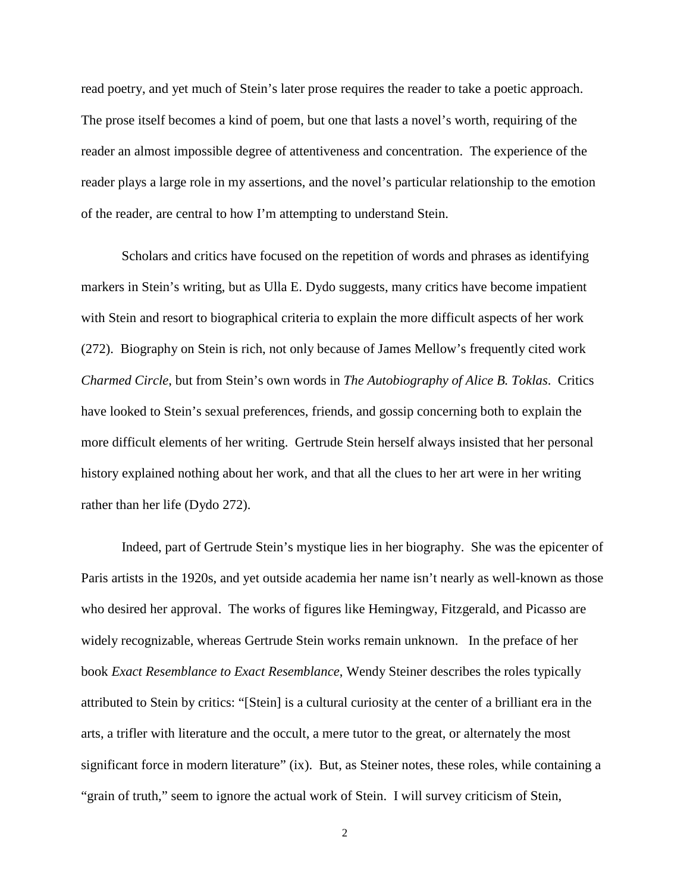read poetry, and yet much of Stein's later prose requires the reader to take a poetic approach. The prose itself becomes a kind of poem, but one that lasts a novel's worth, requiring of the reader an almost impossible degree of attentiveness and concentration. The experience of the reader plays a large role in my assertions, and the novel's particular relationship to the emotion of the reader, are central to how I'm attempting to understand Stein.

Scholars and critics have focused on the repetition of words and phrases as identifying markers in Stein's writing, but as Ulla E. Dydo suggests, many critics have become impatient with Stein and resort to biographical criteria to explain the more difficult aspects of her work (272). Biography on Stein is rich, not only because of James Mellow's frequently cited work *Charmed Circle*, but from Stein's own words in *The Autobiography of Alice B. Toklas*. Critics have looked to Stein's sexual preferences, friends, and gossip concerning both to explain the more difficult elements of her writing. Gertrude Stein herself always insisted that her personal history explained nothing about her work, and that all the clues to her art were in her writing rather than her life (Dydo 272).

Indeed, part of Gertrude Stein's mystique lies in her biography. She was the epicenter of Paris artists in the 1920s, and yet outside academia her name isn't nearly as well-known as those who desired her approval. The works of figures like Hemingway, Fitzgerald, and Picasso are widely recognizable, whereas Gertrude Stein works remain unknown. In the preface of her book *Exact Resemblance to Exact Resemblance*, Wendy Steiner describes the roles typically attributed to Stein by critics: "[Stein] is a cultural curiosity at the center of a brilliant era in the arts, a trifler with literature and the occult, a mere tutor to the great, or alternately the most significant force in modern literature" (ix). But, as Steiner notes, these roles, while containing a "grain of truth," seem to ignore the actual work of Stein. I will survey criticism of Stein,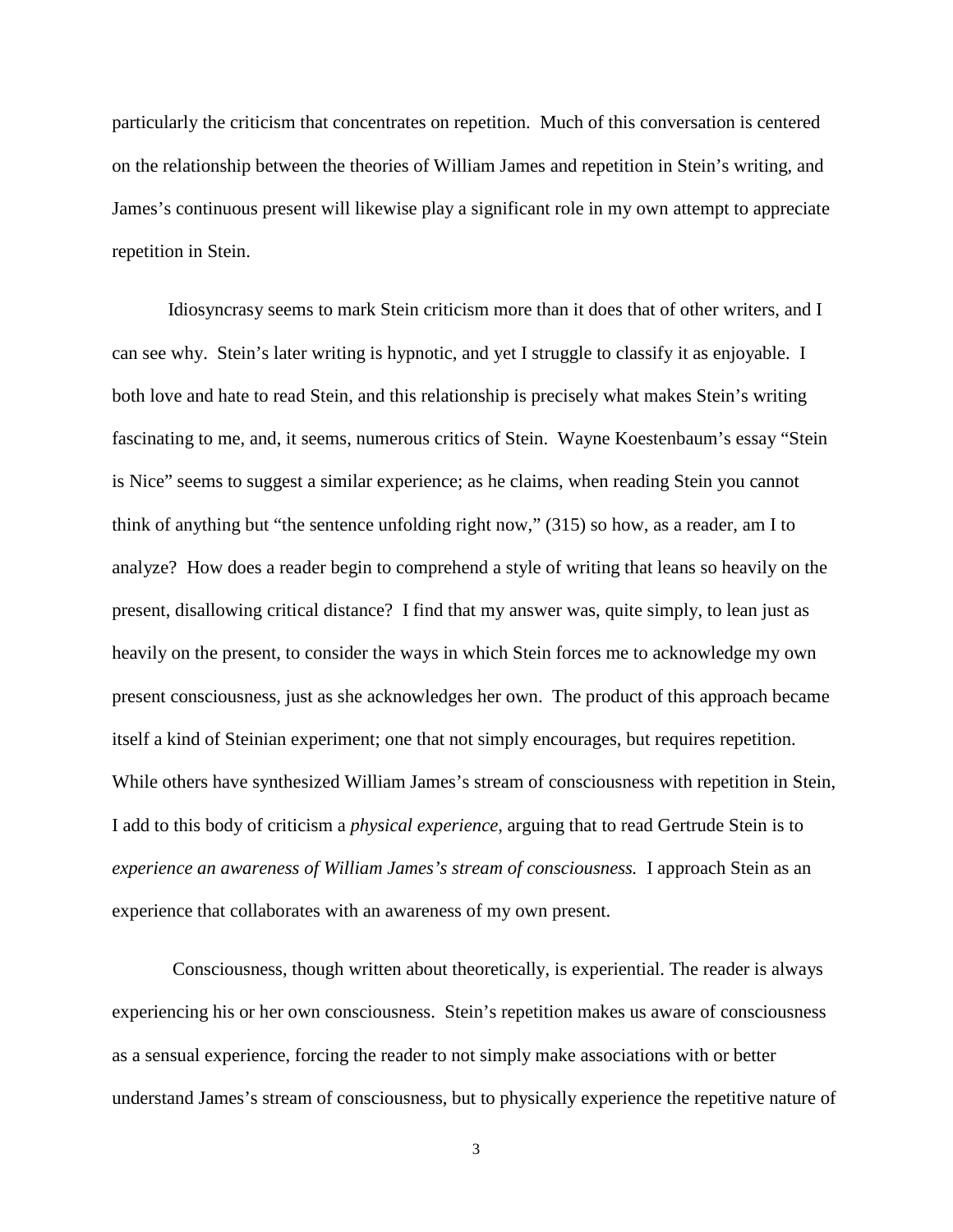particularly the criticism that concentrates on repetition. Much of this conversation is centered on the relationship between the theories of William James and repetition in Stein's writing, and James's continuous present will likewise play a significant role in my own attempt to appreciate repetition in Stein.

Idiosyncrasy seems to mark Stein criticism more than it does that of other writers, and I can see why. Stein's later writing is hypnotic, and yet I struggle to classify it as enjoyable. I both love and hate to read Stein, and this relationship is precisely what makes Stein's writing fascinating to me, and, it seems, numerous critics of Stein. Wayne Koestenbaum's essay "Stein is Nice" seems to suggest a similar experience; as he claims, when reading Stein you cannot think of anything but "the sentence unfolding right now," (315) so how, as a reader, am I to analyze? How does a reader begin to comprehend a style of writing that leans so heavily on the present, disallowing critical distance? I find that my answer was, quite simply, to lean just as heavily on the present, to consider the ways in which Stein forces me to acknowledge my own present consciousness, just as she acknowledges her own. The product of this approach became itself a kind of Steinian experiment; one that not simply encourages, but requires repetition. While others have synthesized William James's stream of consciousness with repetition in Stein, I add to this body of criticism a *physical experience*, arguing that to read Gertrude Stein is to *experience an awareness of William James's stream of consciousness.* I approach Stein as an experience that collaborates with an awareness of my own present.

Consciousness, though written about theoretically, is experiential. The reader is always experiencing his or her own consciousness. Stein's repetition makes us aware of consciousness as a sensual experience, forcing the reader to not simply make associations with or better understand James's stream of consciousness, but to physically experience the repetitive nature of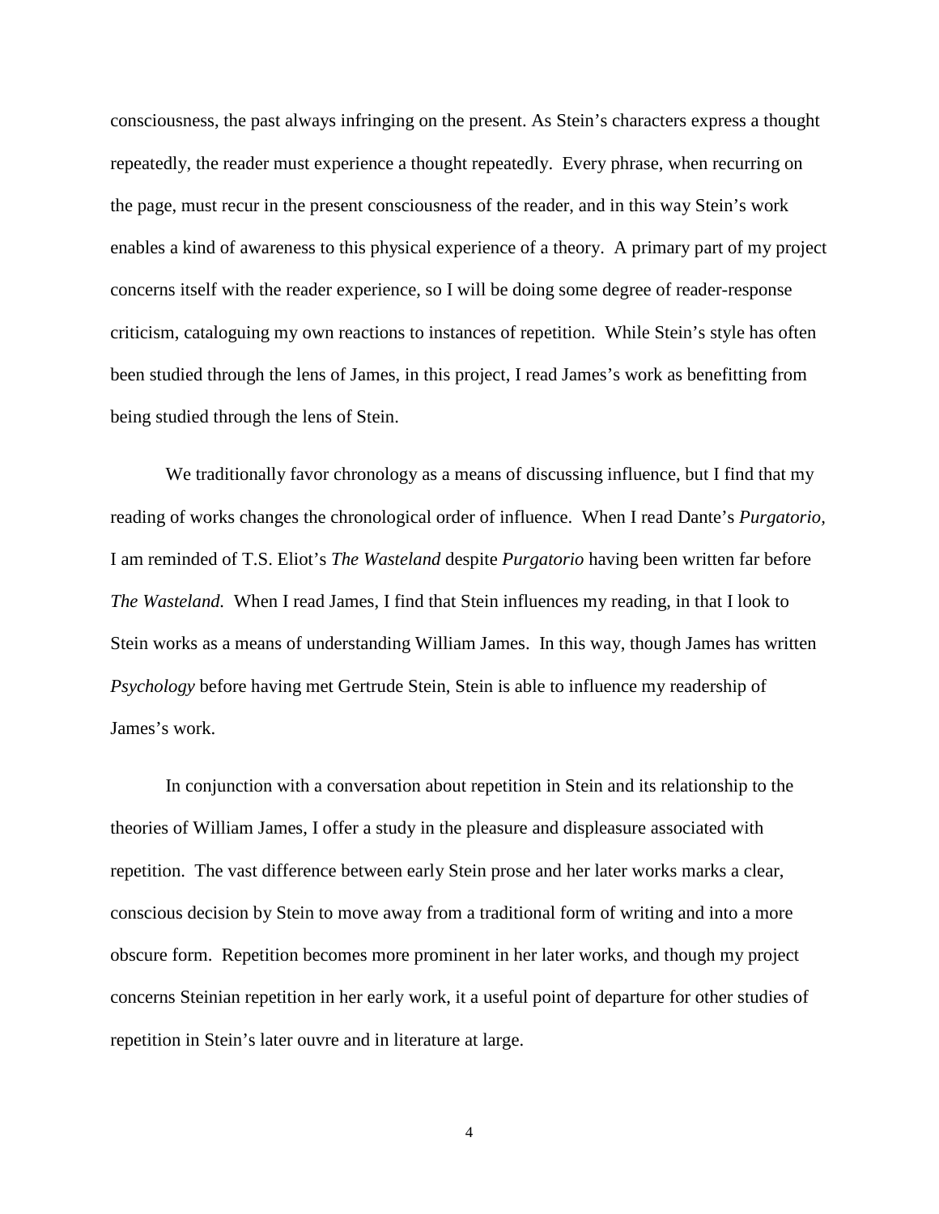consciousness, the past always infringing on the present. As Stein's characters express a thought repeatedly, the reader must experience a thought repeatedly. Every phrase, when recurring on the page, must recur in the present consciousness of the reader, and in this way Stein's work enables a kind of awareness to this physical experience of a theory. A primary part of my project concerns itself with the reader experience, so I will be doing some degree of reader-response criticism, cataloguing my own reactions to instances of repetition. While Stein's style has often been studied through the lens of James, in this project, I read James's work as benefitting from being studied through the lens of Stein.

We traditionally favor chronology as a means of discussing influence, but I find that my reading of works changes the chronological order of influence. When I read Dante's *Purgatorio*, I am reminded of T.S. Eliot's *The Wasteland* despite *Purgatorio* having been written far before *The Wasteland.* When I read James, I find that Stein influences my reading, in that I look to Stein works as a means of understanding William James. In this way, though James has written *Psychology* before having met Gertrude Stein, Stein is able to influence my readership of James's work.

In conjunction with a conversation about repetition in Stein and its relationship to the theories of William James, I offer a study in the pleasure and displeasure associated with repetition. The vast difference between early Stein prose and her later works marks a clear, conscious decision by Stein to move away from a traditional form of writing and into a more obscure form. Repetition becomes more prominent in her later works, and though my project concerns Steinian repetition in her early work, it a useful point of departure for other studies of repetition in Stein's later ouvre and in literature at large.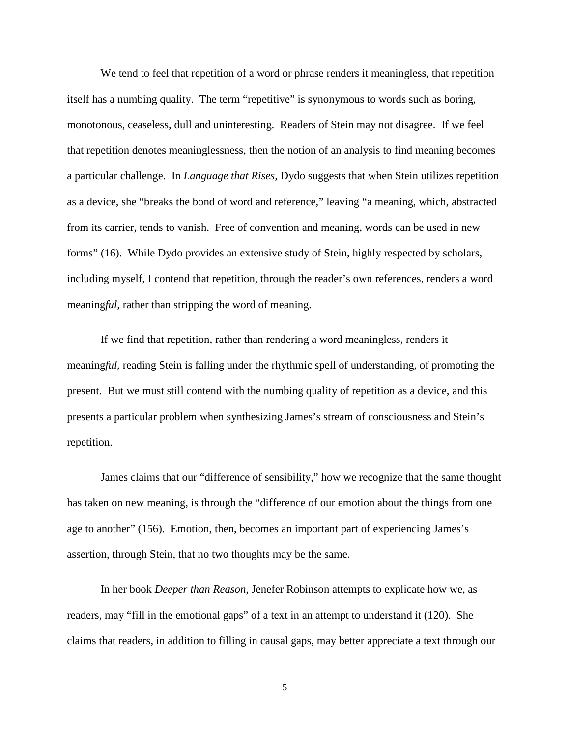We tend to feel that repetition of a word or phrase renders it meaningless, that repetition itself has a numbing quality. The term "repetitive" is synonymous to words such as boring, monotonous, ceaseless, dull and uninteresting. Readers of Stein may not disagree. If we feel that repetition denotes meaninglessness, then the notion of an analysis to find meaning becomes a particular challenge. In *Language that Rises*, Dydo suggests that when Stein utilizes repetition as a device, she "breaks the bond of word and reference," leaving "a meaning, which, abstracted from its carrier, tends to vanish. Free of convention and meaning, words can be used in new forms" (16). While Dydo provides an extensive study of Stein, highly respected by scholars, including myself, I contend that repetition, through the reader's own references, renders a word meaning*ful*, rather than stripping the word of meaning.

If we find that repetition, rather than rendering a word meaningless, renders it meaning*ful*, reading Stein is falling under the rhythmic spell of understanding, of promoting the present. But we must still contend with the numbing quality of repetition as a device, and this presents a particular problem when synthesizing James's stream of consciousness and Stein's repetition.

James claims that our "difference of sensibility," how we recognize that the same thought has taken on new meaning, is through the "difference of our emotion about the things from one age to another" (156). Emotion, then, becomes an important part of experiencing James's assertion, through Stein, that no two thoughts may be the same.

In her book *Deeper than Reason*, Jenefer Robinson attempts to explicate how we, as readers, may "fill in the emotional gaps" of a text in an attempt to understand it (120). She claims that readers, in addition to filling in causal gaps, may better appreciate a text through our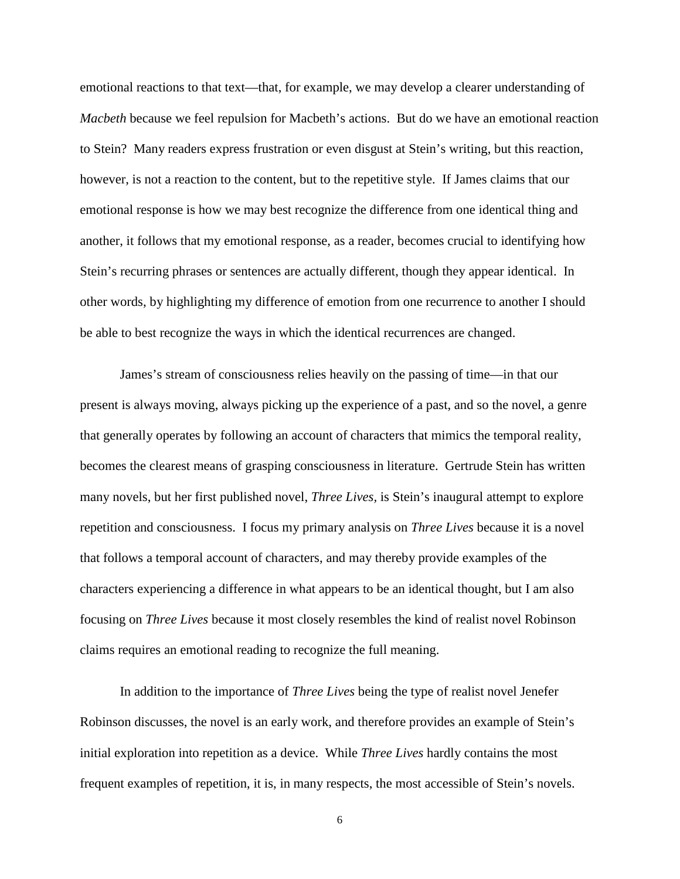emotional reactions to that text—that, for example, we may develop a clearer understanding of *Macbeth* because we feel repulsion for Macbeth's actions. But do we have an emotional reaction to Stein? Many readers express frustration or even disgust at Stein's writing, but this reaction, however, is not a reaction to the content, but to the repetitive style. If James claims that our emotional response is how we may best recognize the difference from one identical thing and another, it follows that my emotional response, as a reader, becomes crucial to identifying how Stein's recurring phrases or sentences are actually different, though they appear identical. In other words, by highlighting my difference of emotion from one recurrence to another I should be able to best recognize the ways in which the identical recurrences are changed.

James's stream of consciousness relies heavily on the passing of time—in that our present is always moving, always picking up the experience of a past, and so the novel, a genre that generally operates by following an account of characters that mimics the temporal reality, becomes the clearest means of grasping consciousness in literature. Gertrude Stein has written many novels, but her first published novel, *Three Lives,* is Stein's inaugural attempt to explore repetition and consciousness. I focus my primary analysis on *Three Lives* because it is a novel that follows a temporal account of characters, and may thereby provide examples of the characters experiencing a difference in what appears to be an identical thought, but I am also focusing on *Three Lives* because it most closely resembles the kind of realist novel Robinson claims requires an emotional reading to recognize the full meaning.

In addition to the importance of *Three Lives* being the type of realist novel Jenefer Robinson discusses, the novel is an early work, and therefore provides an example of Stein's initial exploration into repetition as a device. While *Three Lives* hardly contains the most frequent examples of repetition, it is, in many respects, the most accessible of Stein's novels.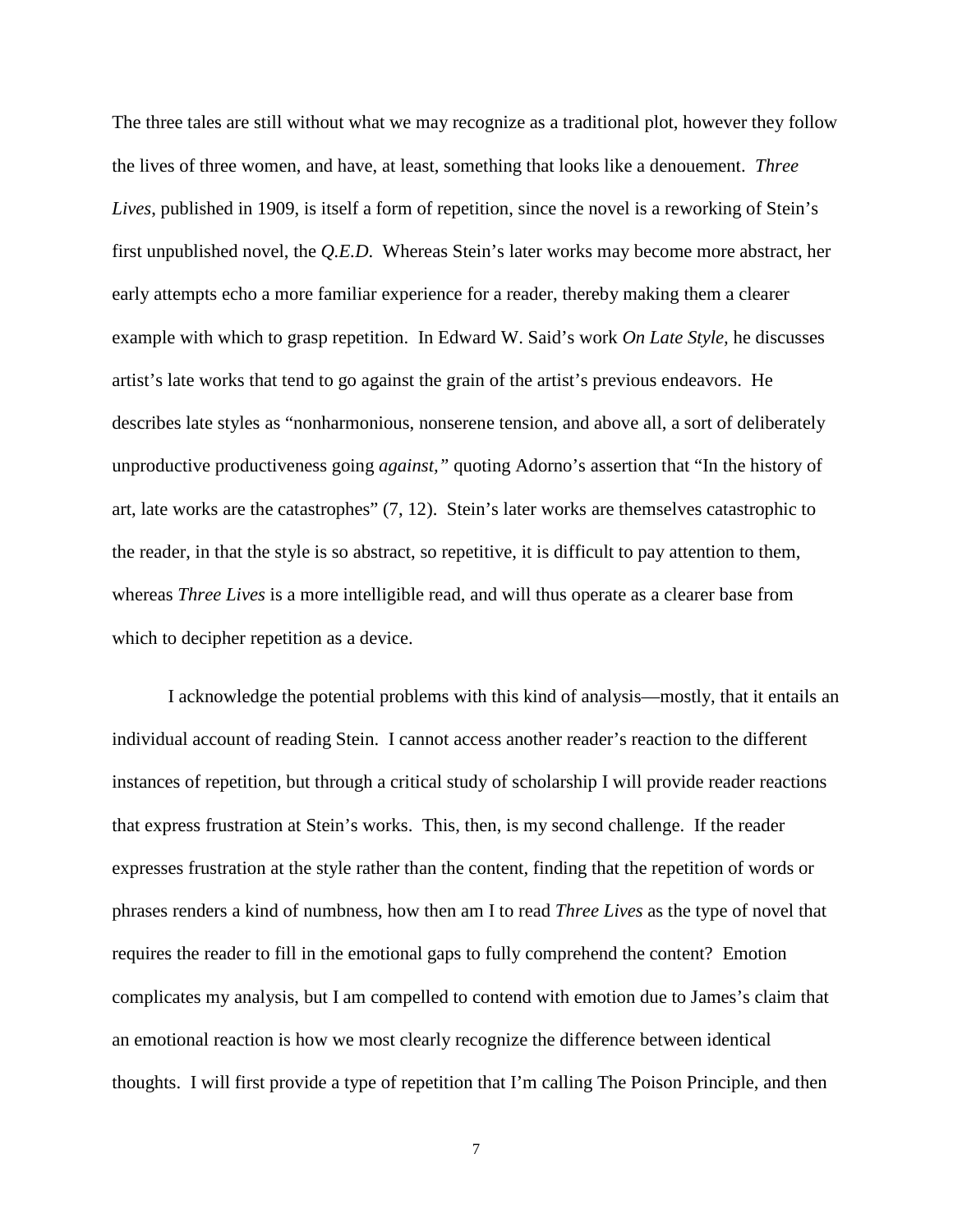The three tales are still without what we may recognize as a traditional plot, however they follow the lives of three women, and have, at least, something that looks like a denouement. *Three Lives*, published in 1909, is itself a form of repetition, since the novel is a reworking of Stein's first unpublished novel, the *Q.E.D.* Whereas Stein's later works may become more abstract, her early attempts echo a more familiar experience for a reader, thereby making them a clearer example with which to grasp repetition. In Edward W. Said's work *On Late Style*, he discusses artist's late works that tend to go against the grain of the artist's previous endeavors. He describes late styles as "nonharmonious, nonserene tension, and above all, a sort of deliberately unproductive productiveness going *against*," quoting Adorno's assertion that "In the history of art, late works are the catastrophes" (7, 12). Stein's later works are themselves catastrophic to the reader, in that the style is so abstract, so repetitive, it is difficult to pay attention to them, whereas *Three Lives* is a more intelligible read, and will thus operate as a clearer base from which to decipher repetition as a device.

I acknowledge the potential problems with this kind of analysis—mostly, that it entails an individual account of reading Stein. I cannot access another reader's reaction to the different instances of repetition, but through a critical study of scholarship I will provide reader reactions that express frustration at Stein's works. This, then, is my second challenge. If the reader expresses frustration at the style rather than the content, finding that the repetition of words or phrases renders a kind of numbness, how then am I to read *Three Lives* as the type of novel that requires the reader to fill in the emotional gaps to fully comprehend the content? Emotion complicates my analysis, but I am compelled to contend with emotion due to James's claim that an emotional reaction is how we most clearly recognize the difference between identical thoughts. I will first provide a type of repetition that I'm calling The Poison Principle, and then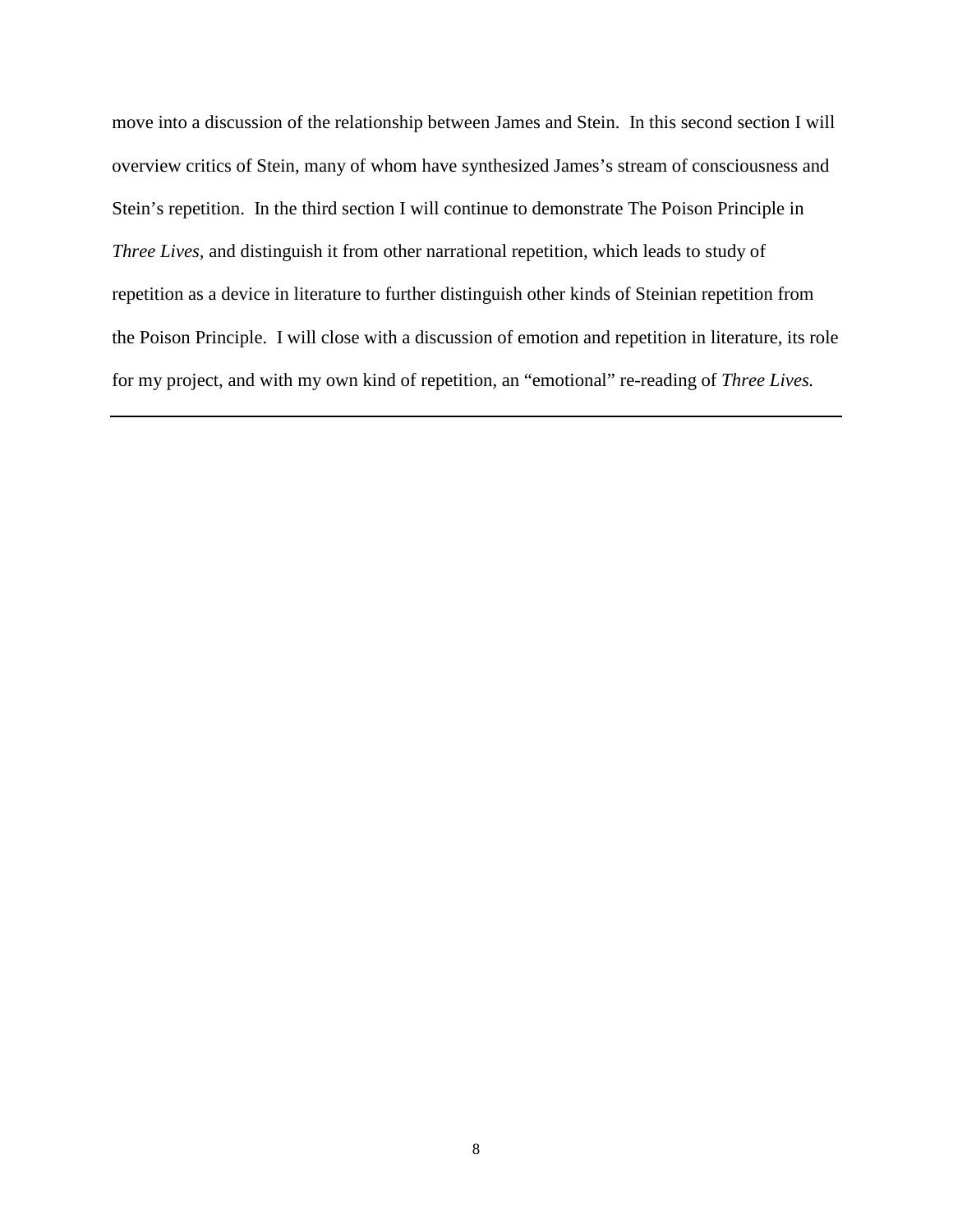move into a discussion of the relationship between James and Stein. In this second section I will overview critics of Stein, many of whom have synthesized James's stream of consciousness and Stein's repetition. In the third section I will continue to demonstrate The Poison Principle in *Three Lives,* and distinguish it from other narrational repetition, which leads to study of repetition as a device in literature to further distinguish other kinds of Steinian repetition from the Poison Principle. I will close with a discussion of emotion and repetition in literature, its role for my project, and with my own kind of repetition, an "emotional" re-reading of *Three Lives.*

---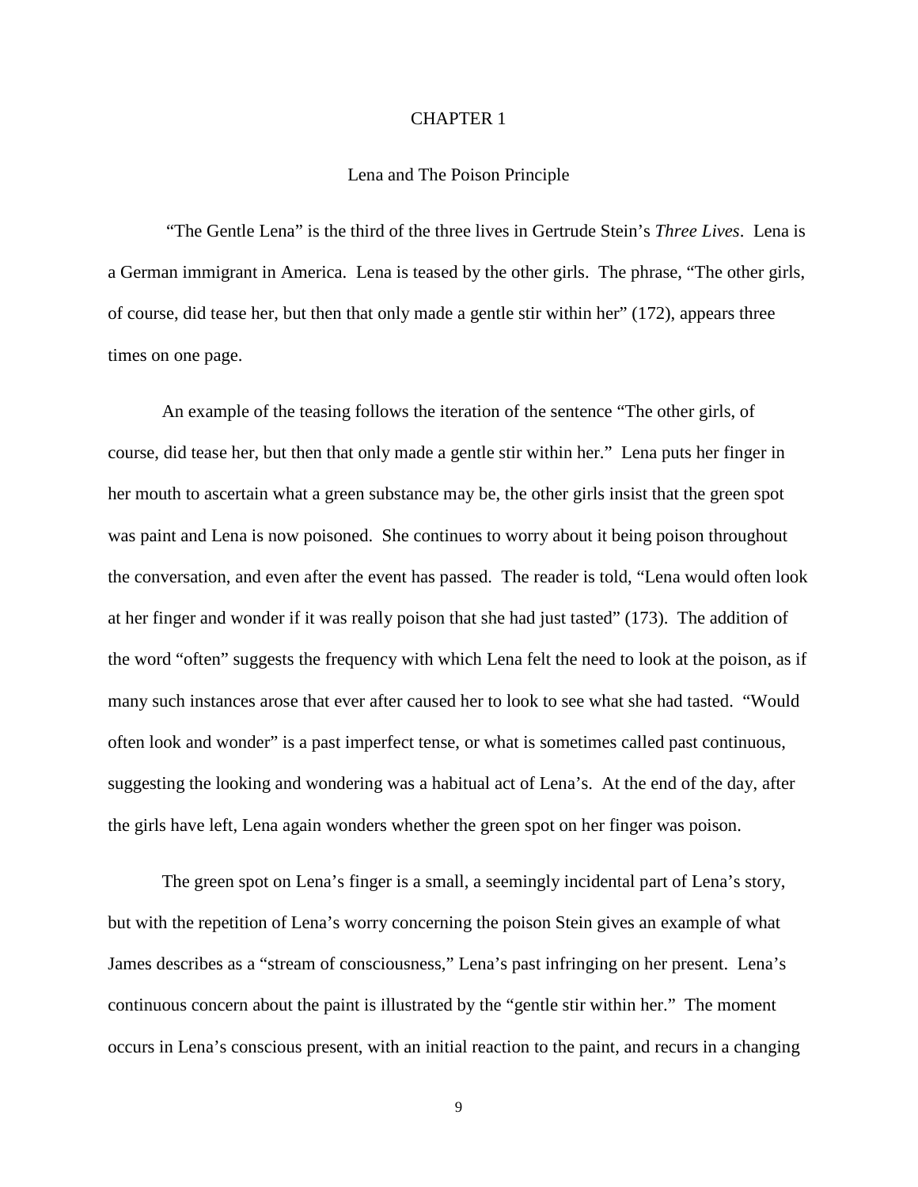# CHAPTER 1

## Lena and The Poison Principle

"The Gentle Lena" is the third of the three lives in Gertrude Stein's *Three Lives*. Lena is a German immigrant in America. Lena is teased by the other girls. The phrase, "The other girls, of course, did tease her, but then that only made a gentle stir within her" (172), appears three times on one page.

An example of the teasing follows the iteration of the sentence "The other girls, of course, did tease her, but then that only made a gentle stir within her." Lena puts her finger in her mouth to ascertain what a green substance may be, the other girls insist that the green spot was paint and Lena is now poisoned. She continues to worry about it being poison throughout the conversation, and even after the event has passed. The reader is told, "Lena would often look at her finger and wonder if it was really poison that she had just tasted" (173). The addition of the word "often" suggests the frequency with which Lena felt the need to look at the poison, as if many such instances arose that ever after caused her to look to see what she had tasted. "Would often look and wonder" is a past imperfect tense, or what is sometimes called past continuous, suggesting the looking and wondering was a habitual act of Lena's. At the end of the day, after the girls have left, Lena again wonders whether the green spot on her finger was poison.

The green spot on Lena's finger is a small, a seemingly incidental part of Lena's story, but with the repetition of Lena's worry concerning the poison Stein gives an example of what James describes as a "stream of consciousness," Lena's past infringing on her present. Lena's continuous concern about the paint is illustrated by the "gentle stir within her." The moment occurs in Lena's conscious present, with an initial reaction to the paint, and recurs in a changing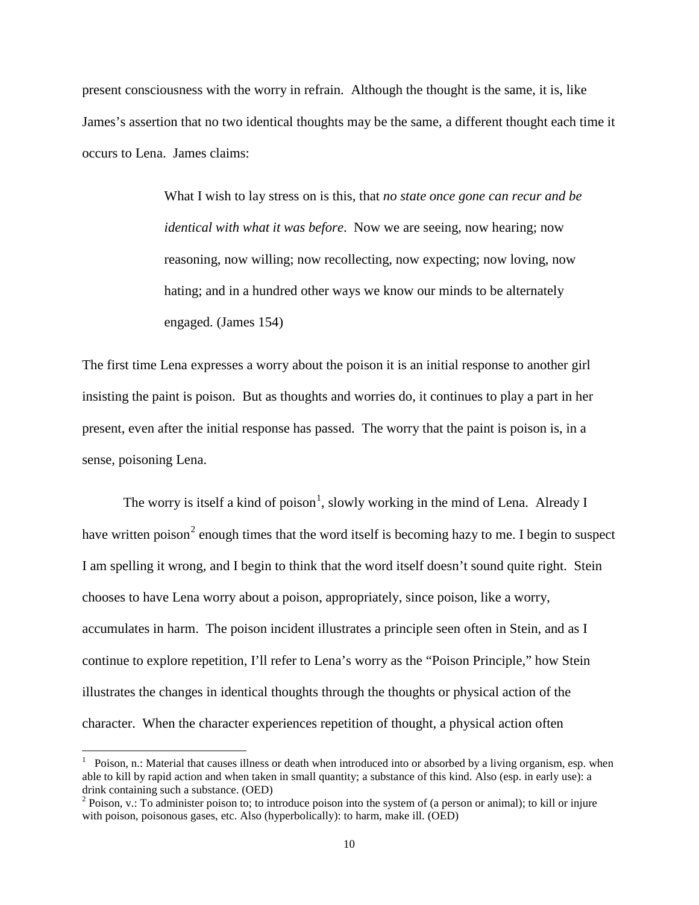present consciousness with the worry in refrain. Although the thought is the same, it is, like James's assertion that no two identical thoughts may be the same, a different thought each time it occurs to Lena. James claims:

> What I wish to lay stress on is this, that *no state once gone can recur and be identical with what it was before*. Now we are seeing, now hearing; now reasoning, now willing; now recollecting, now expecting; now loving, now hating; and in a hundred other ways we know our minds to be alternately engaged. (James 154)

The first time Lena expresses a worry about the poison it is an initial response to another girl insisting the paint is poison. But as thoughts and worries do, it continues to play a part in her present, even after the initial response has passed. The worry that the paint is poison is, in a sense, poisoning Lena.

The worry is itself a kind of poison[1], slowly working in the mind of Lena. Already I have written poison[2] enough times that the word itself is becoming hazy to me. I begin to suspect I am spelling it wrong, and I begin to think that the word itself doesn't sound quite right. Stein chooses to have Lena worry about a poison, appropriately, since poison, like a worry, accumulates in harm. The poison incident illustrates a principle seen often in Stein, and as I continue to explore repetition, I'll refer to Lena's worry as the "Poison Principle," how Stein illustrates the changes in identical thoughts through the thoughts or physical action of the character. When the character experiences repetition of thought, a physical action often

---

[1] Poison, n.: Material that causes illness or death when introduced into or absorbed by a living organism, esp. when able to kill by rapid action and when taken in small quantity; a substance of this kind. Also (esp. in early use): a drink containing such a substance. (OED)

[2] Poison, v.: To administer poison to; to introduce poison into the system of (a person or animal); to kill or injure with poison, poisonous gases, etc. Also (hyperbolically): to harm, make ill. (OED)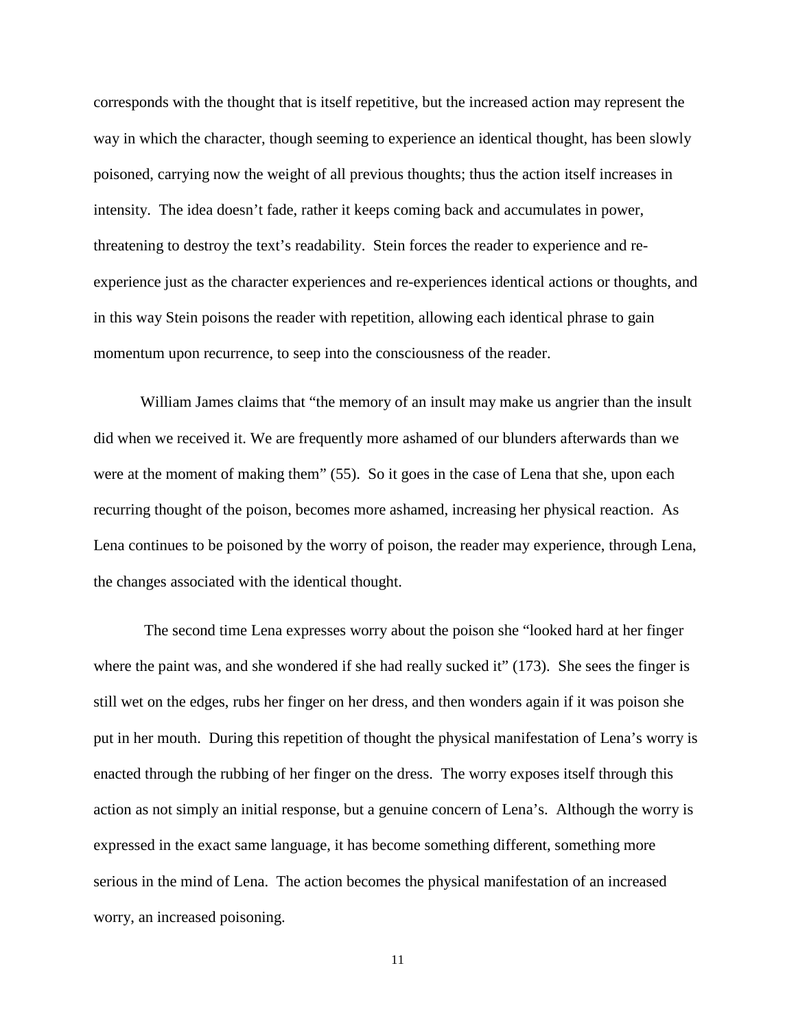corresponds with the thought that is itself repetitive, but the increased action may represent the way in which the character, though seeming to experience an identical thought, has been slowly poisoned, carrying now the weight of all previous thoughts; thus the action itself increases in intensity. The idea doesn't fade, rather it keeps coming back and accumulates in power, threatening to destroy the text's readability. Stein forces the reader to experience and re-experience just as the character experiences and re-experiences identical actions or thoughts, and in this way Stein poisons the reader with repetition, allowing each identical phrase to gain momentum upon recurrence, to seep into the consciousness of the reader.

William James claims that "the memory of an insult may make us angrier than the insult did when we received it. We are frequently more ashamed of our blunders afterwards than we were at the moment of making them" (55). So it goes in the case of Lena that she, upon each recurring thought of the poison, becomes more ashamed, increasing her physical reaction. As Lena continues to be poisoned by the worry of poison, the reader may experience, through Lena, the changes associated with the identical thought.

The second time Lena expresses worry about the poison she "looked hard at her finger where the paint was, and she wondered if she had really sucked it" (173). She sees the finger is still wet on the edges, rubs her finger on her dress, and then wonders again if it was poison she put in her mouth. During this repetition of thought the physical manifestation of Lena's worry is enacted through the rubbing of her finger on the dress. The worry exposes itself through this action as not simply an initial response, but a genuine concern of Lena's. Although the worry is expressed in the exact same language, it has become something different, something more serious in the mind of Lena. The action becomes the physical manifestation of an increased worry, an increased poisoning.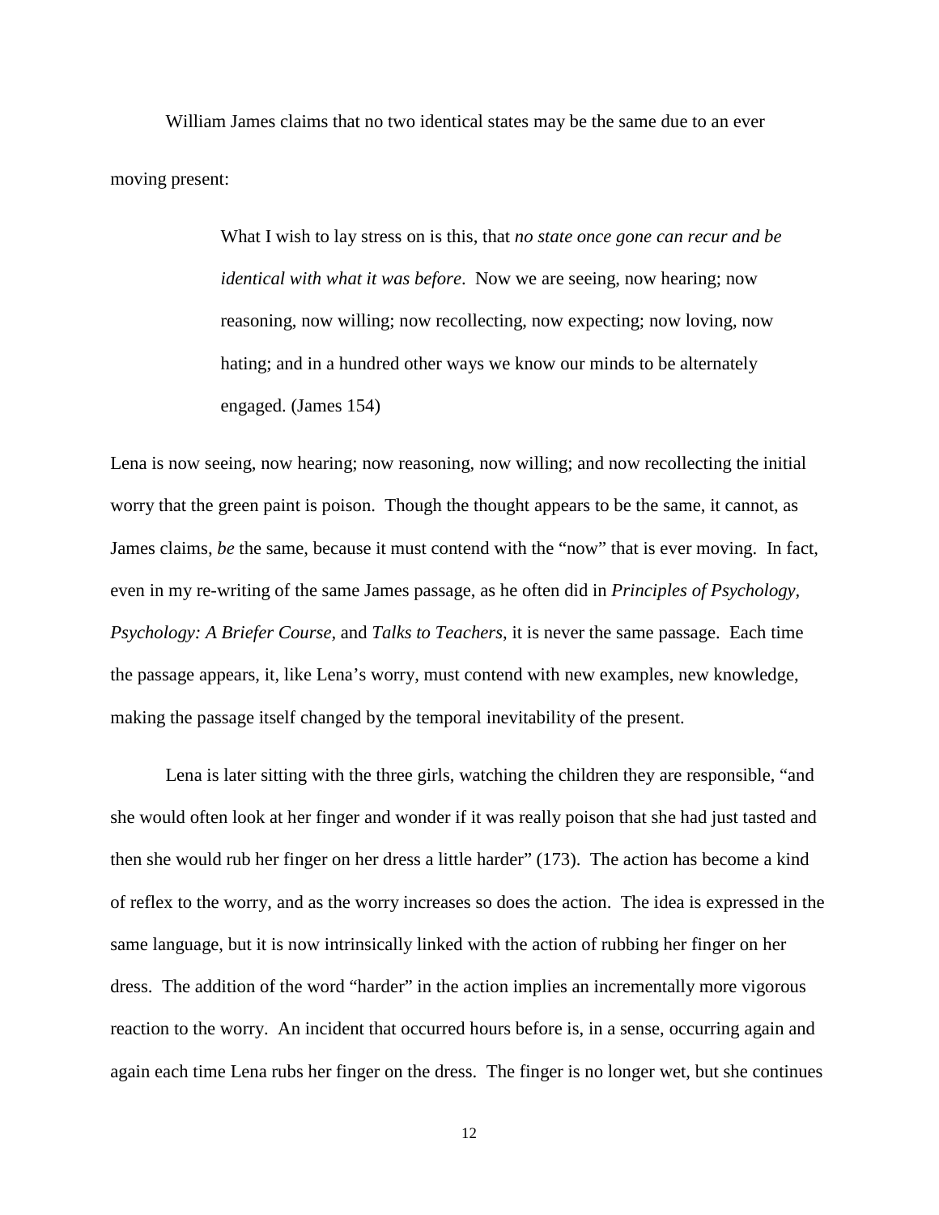William James claims that no two identical states may be the same due to an ever moving present:

> What I wish to lay stress on is this, that *no state once gone can recur and be identical with what it was before*. Now we are seeing, now hearing; now reasoning, now willing; now recollecting, now expecting; now loving, now hating; and in a hundred other ways we know our minds to be alternately engaged. (James 154)

Lena is now seeing, now hearing; now reasoning, now willing; and now recollecting the initial worry that the green paint is poison. Though the thought appears to be the same, it cannot, as James claims, *be* the same, because it must contend with the "now" that is ever moving. In fact, even in my re-writing of the same James passage, as he often did in *Principles of Psychology, Psychology: A Briefer Course,* and *Talks to Teachers*, it is never the same passage. Each time the passage appears, it, like Lena's worry, must contend with new examples, new knowledge, making the passage itself changed by the temporal inevitability of the present.

Lena is later sitting with the three girls, watching the children they are responsible, "and she would often look at her finger and wonder if it was really poison that she had just tasted and then she would rub her finger on her dress a little harder" (173). The action has become a kind of reflex to the worry, and as the worry increases so does the action. The idea is expressed in the same language, but it is now intrinsically linked with the action of rubbing her finger on her dress. The addition of the word "harder" in the action implies an incrementally more vigorous reaction to the worry. An incident that occurred hours before is, in a sense, occurring again and again each time Lena rubs her finger on the dress. The finger is no longer wet, but she continues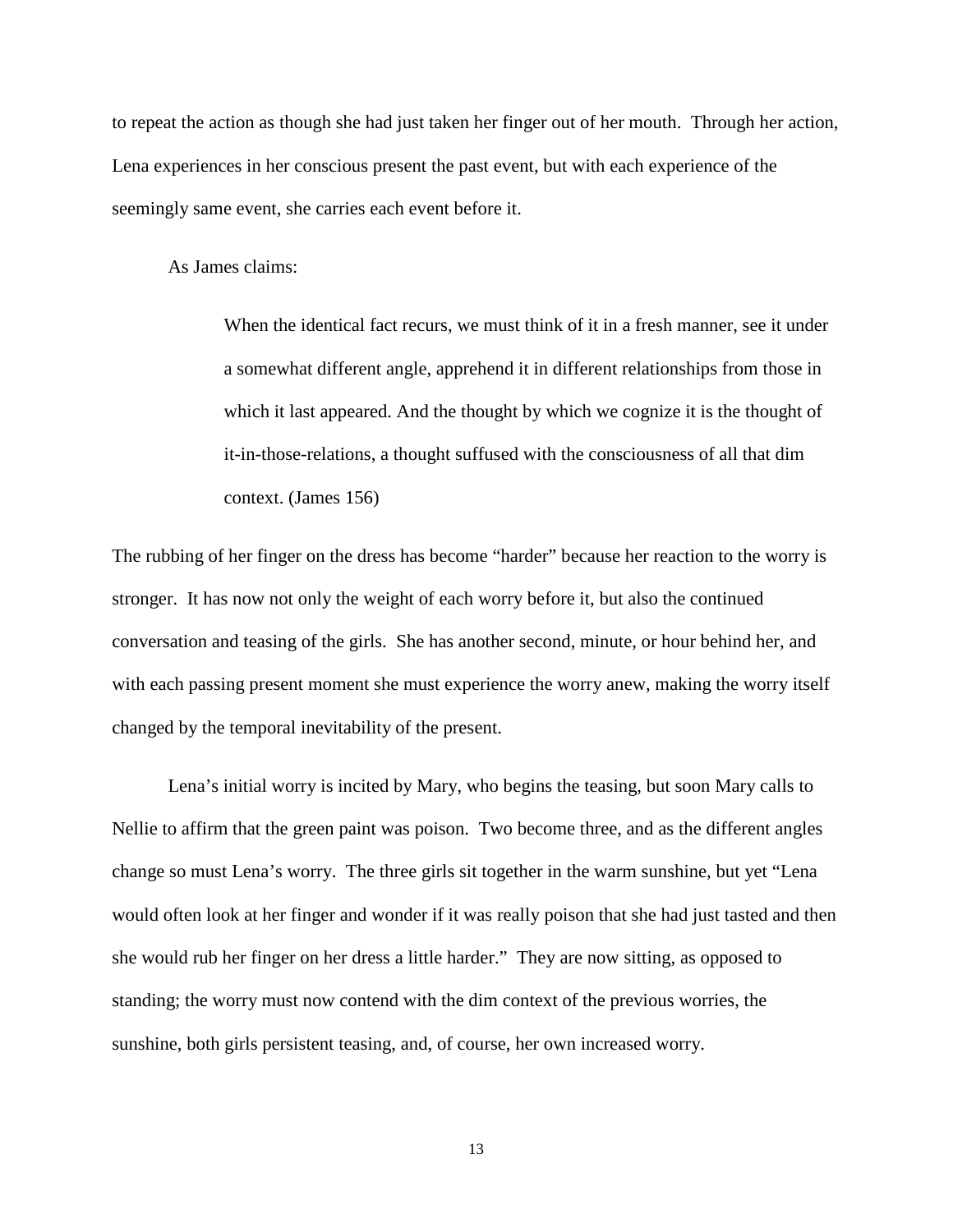to repeat the action as though she had just taken her finger out of her mouth. Through her action, Lena experiences in her conscious present the past event, but with each experience of the seemingly same event, she carries each event before it.

As James claims:

> When the identical fact recurs, we must think of it in a fresh manner, see it under a somewhat different angle, apprehend it in different relationships from those in which it last appeared. And the thought by which we cognize it is the thought of it-in-those-relations, a thought suffused with the consciousness of all that dim context. (James 156)

The rubbing of her finger on the dress has become "harder" because her reaction to the worry is stronger. It has now not only the weight of each worry before it, but also the continued conversation and teasing of the girls. She has another second, minute, or hour behind her, and with each passing present moment she must experience the worry anew, making the worry itself changed by the temporal inevitability of the present.

Lena's initial worry is incited by Mary, who begins the teasing, but soon Mary calls to Nellie to affirm that the green paint was poison. Two become three, and as the different angles change so must Lena's worry. The three girls sit together in the warm sunshine, but yet "Lena would often look at her finger and wonder if it was really poison that she had just tasted and then she would rub her finger on her dress a little harder." They are now sitting, as opposed to standing; the worry must now contend with the dim context of the previous worries, the sunshine, both girls persistent teasing, and, of course, her own increased worry.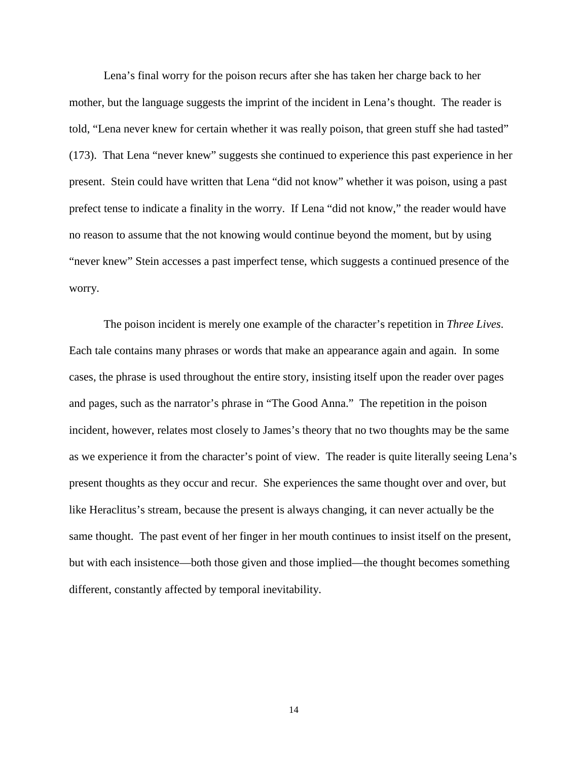Lena's final worry for the poison recurs after she has taken her charge back to her mother, but the language suggests the imprint of the incident in Lena's thought. The reader is told, "Lena never knew for certain whether it was really poison, that green stuff she had tasted" (173). That Lena "never knew" suggests she continued to experience this past experience in her present. Stein could have written that Lena "did not know" whether it was poison, using a past prefect tense to indicate a finality in the worry. If Lena "did not know," the reader would have no reason to assume that the not knowing would continue beyond the moment, but by using "never knew" Stein accesses a past imperfect tense, which suggests a continued presence of the worry.

The poison incident is merely one example of the character's repetition in *Three Lives*. Each tale contains many phrases or words that make an appearance again and again. In some cases, the phrase is used throughout the entire story, insisting itself upon the reader over pages and pages, such as the narrator's phrase in "The Good Anna." The repetition in the poison incident, however, relates most closely to James's theory that no two thoughts may be the same as we experience it from the character's point of view. The reader is quite literally seeing Lena's present thoughts as they occur and recur. She experiences the same thought over and over, but like Heraclitus's stream, because the present is always changing, it can never actually be the same thought. The past event of her finger in her mouth continues to insist itself on the present, but with each insistence—both those given and those implied—the thought becomes something different, constantly affected by temporal inevitability.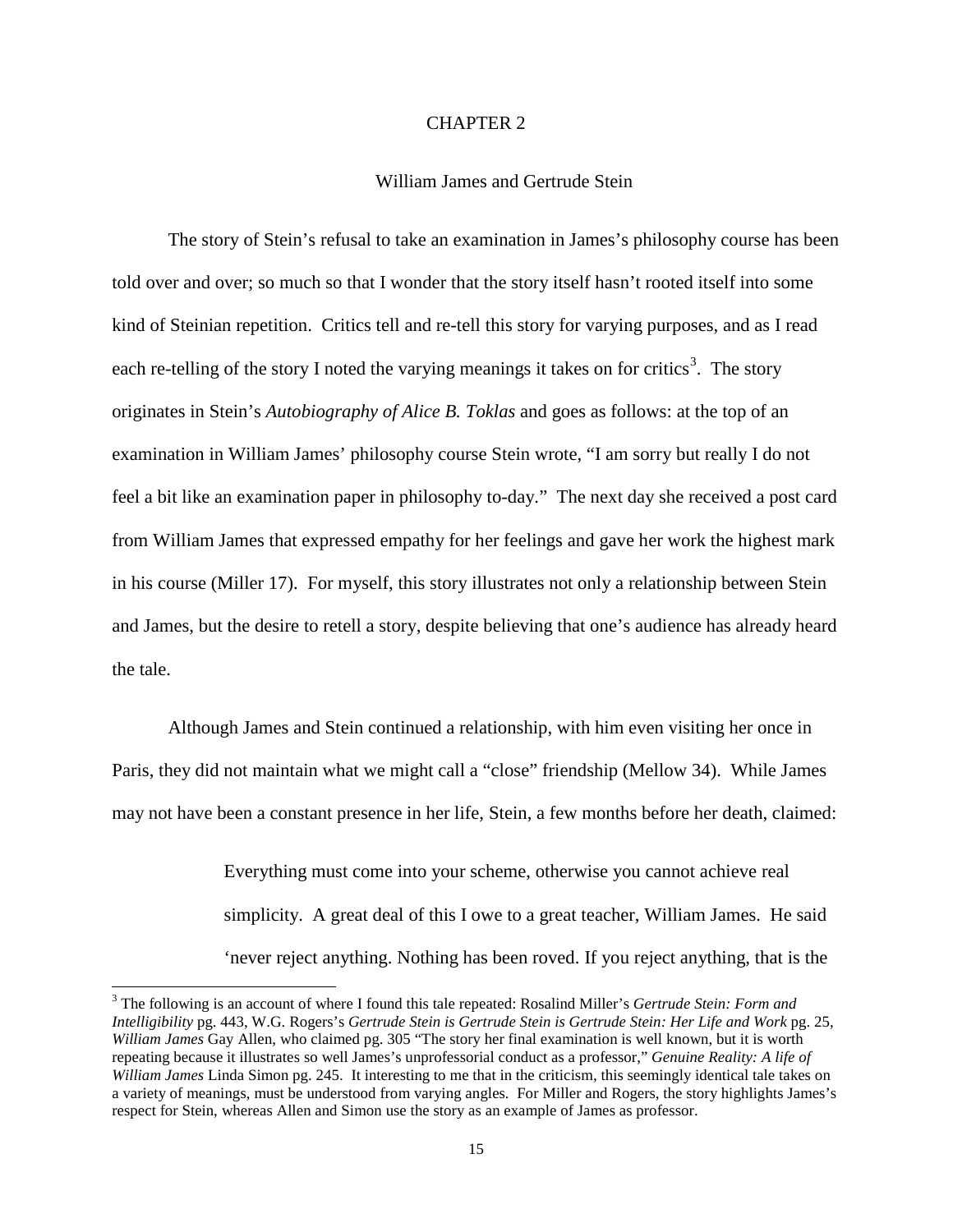# CHAPTER 2

## William James and Gertrude Stein

The story of Stein's refusal to take an examination in James's philosophy course has been told over and over; so much so that I wonder that the story itself hasn't rooted itself into some kind of Steinian repetition. Critics tell and re-tell this story for varying purposes, and as I read each re-telling of the story I noted the varying meanings it takes on for critics[3]. The story originates in Stein's *Autobiography of Alice B. Toklas* and goes as follows: at the top of an examination in William James' philosophy course Stein wrote, "I am sorry but really I do not feel a bit like an examination paper in philosophy to-day." The next day she received a post card from William James that expressed empathy for her feelings and gave her work the highest mark in his course (Miller 17). For myself, this story illustrates not only a relationship between Stein and James, but the desire to retell a story, despite believing that one's audience has already heard the tale.

Although James and Stein continued a relationship, with him even visiting her once in Paris, they did not maintain what we might call a "close" friendship (Mellow 34). While James may not have been a constant presence in her life, Stein, a few months before her death, claimed:

> Everything must come into your scheme, otherwise you cannot achieve real simplicity. A great deal of this I owe to a great teacher, William James. He said 'never reject anything. Nothing has been roved. If you reject anything, that is the

[3] The following is an account of where I found this tale repeated: Rosalind Miller's *Gertrude Stein: Form and Intelligibility* pg. 443, W.G. Rogers's *Gertrude Stein is Gertrude Stein is Gertrude Stein: Her Life and Work* pg. 25, *William James* Gay Allen, who claimed pg. 305 "The story her final examination is well known, but it is worth repeating because it illustrates so well James's unprofessorial conduct as a professor," *Genuine Reality: A life of William James* Linda Simon pg. 245. It interesting to me that in the criticism, this seemingly identical tale takes on a variety of meanings, must be understood from varying angles. For Miller and Rogers, the story highlights James's respect for Stein, whereas Allen and Simon use the story as an example of James as professor.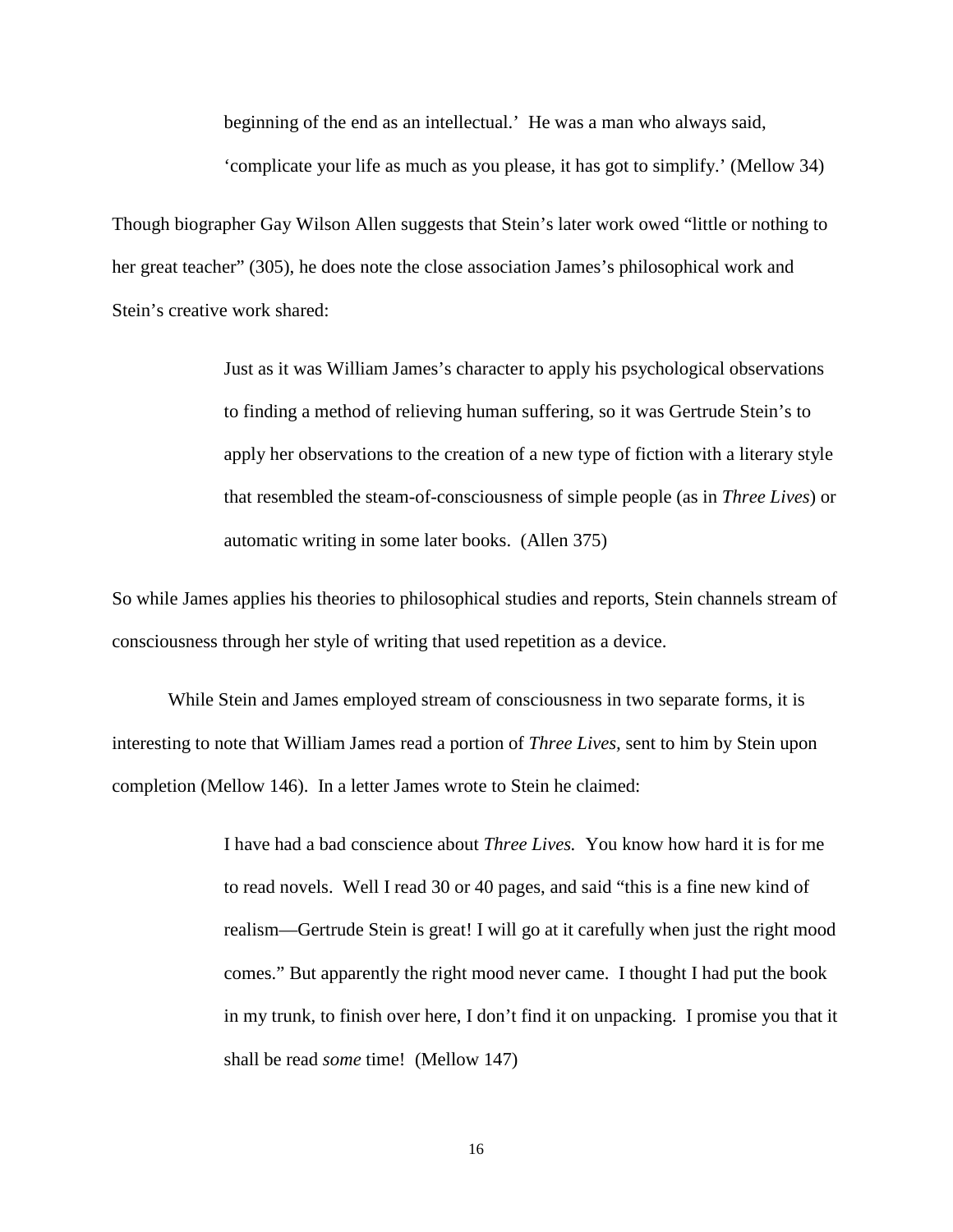> beginning of the end as an intellectual.' He was a man who always said, 'complicate your life as much as you please, it has got to simplify.' (Mellow 34)

Though biographer Gay Wilson Allen suggests that Stein's later work owed "little or nothing to her great teacher" (305), he does note the close association James's philosophical work and Stein's creative work shared:

> Just as it was William James's character to apply his psychological observations to finding a method of relieving human suffering, so it was Gertrude Stein's to apply her observations to the creation of a new type of fiction with a literary style that resembled the steam-of-consciousness of simple people (as in *Three Lives*) or automatic writing in some later books. (Allen 375)

So while James applies his theories to philosophical studies and reports, Stein channels stream of consciousness through her style of writing that used repetition as a device.

While Stein and James employed stream of consciousness in two separate forms, it is interesting to note that William James read a portion of *Three Lives,* sent to him by Stein upon completion (Mellow 146). In a letter James wrote to Stein he claimed:

> I have had a bad conscience about *Three Lives.* You know how hard it is for me to read novels. Well I read 30 or 40 pages, and said "this is a fine new kind of realism—Gertrude Stein is great! I will go at it carefully when just the right mood comes." But apparently the right mood never came. I thought I had put the book in my trunk, to finish over here, I don't find it on unpacking. I promise you that it shall be read *some* time! (Mellow 147)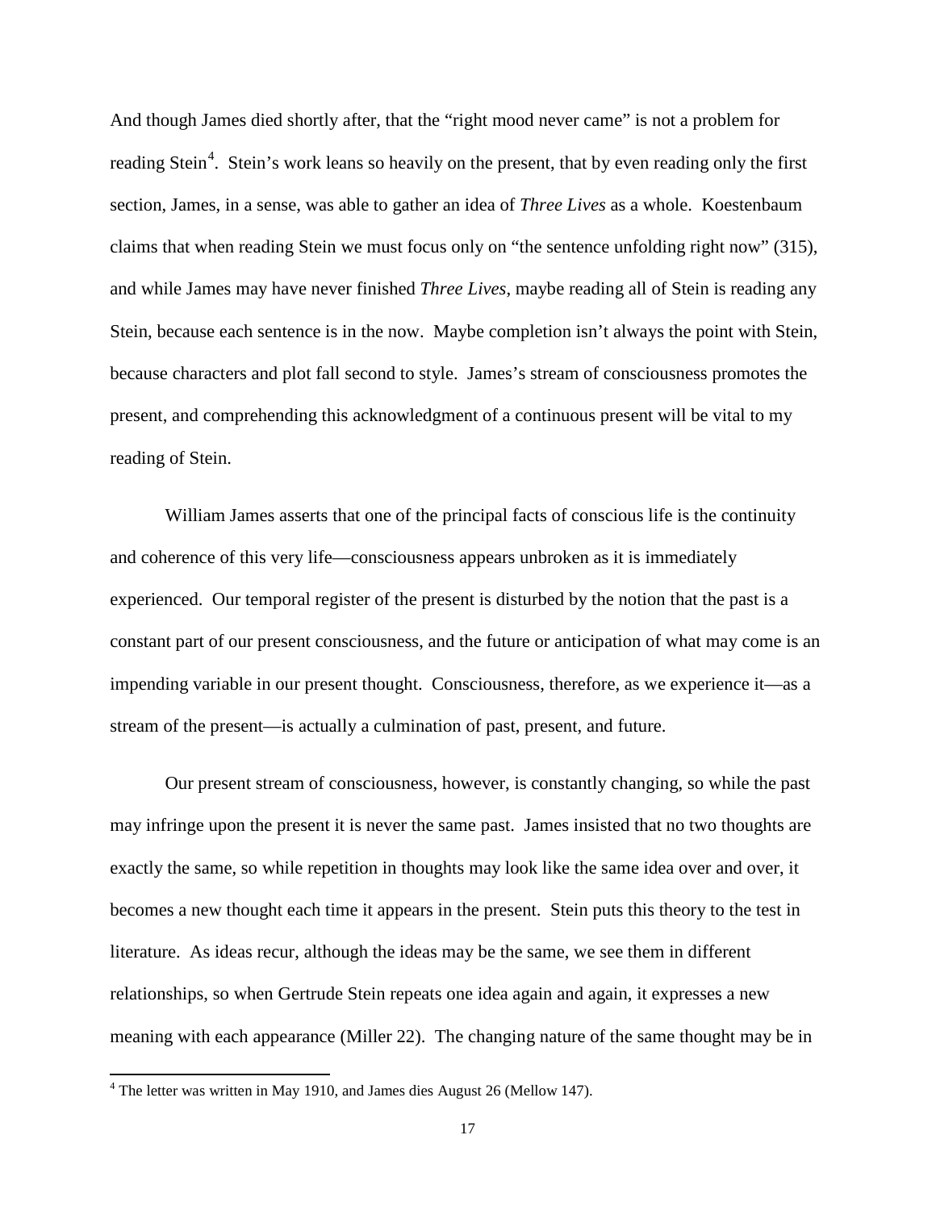And though James died shortly after, that the "right mood never came" is not a problem for reading Stein[4]. Stein's work leans so heavily on the present, that by even reading only the first section, James, in a sense, was able to gather an idea of *Three Lives* as a whole. Koestenbaum claims that when reading Stein we must focus only on "the sentence unfolding right now" (315), and while James may have never finished *Three Lives*, maybe reading all of Stein is reading any Stein, because each sentence is in the now. Maybe completion isn't always the point with Stein, because characters and plot fall second to style. James's stream of consciousness promotes the present, and comprehending this acknowledgment of a continuous present will be vital to my reading of Stein.

William James asserts that one of the principal facts of conscious life is the continuity and coherence of this very life—consciousness appears unbroken as it is immediately experienced. Our temporal register of the present is disturbed by the notion that the past is a constant part of our present consciousness, and the future or anticipation of what may come is an impending variable in our present thought. Consciousness, therefore, as we experience it—as a stream of the present—is actually a culmination of past, present, and future.

Our present stream of consciousness, however, is constantly changing, so while the past may infringe upon the present it is never the same past. James insisted that no two thoughts are exactly the same, so while repetition in thoughts may look like the same idea over and over, it becomes a new thought each time it appears in the present. Stein puts this theory to the test in literature. As ideas recur, although the ideas may be the same, we see them in different relationships, so when Gertrude Stein repeats one idea again and again, it expresses a new meaning with each appearance (Miller 22). The changing nature of the same thought may be in

[4] The letter was written in May 1910, and James dies August 26 (Mellow 147).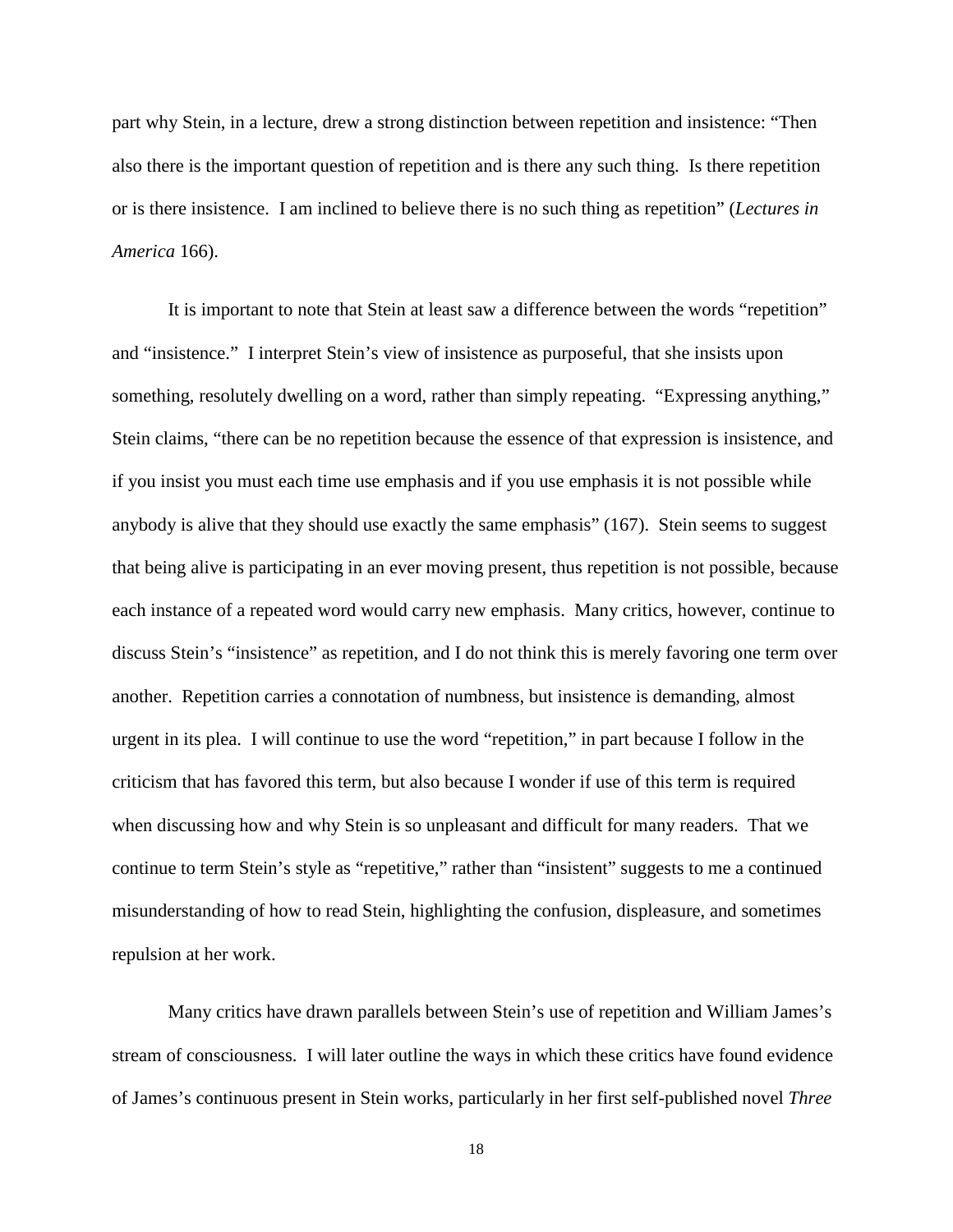part why Stein, in a lecture, drew a strong distinction between repetition and insistence: "Then also there is the important question of repetition and is there any such thing. Is there repetition or is there insistence. I am inclined to believe there is no such thing as repetition" (*Lectures in America* 166).

It is important to note that Stein at least saw a difference between the words "repetition" and "insistence." I interpret Stein's view of insistence as purposeful, that she insists upon something, resolutely dwelling on a word, rather than simply repeating. "Expressing anything," Stein claims, "there can be no repetition because the essence of that expression is insistence, and if you insist you must each time use emphasis and if you use emphasis it is not possible while anybody is alive that they should use exactly the same emphasis" (167). Stein seems to suggest that being alive is participating in an ever moving present, thus repetition is not possible, because each instance of a repeated word would carry new emphasis. Many critics, however, continue to discuss Stein's "insistence" as repetition, and I do not think this is merely favoring one term over another. Repetition carries a connotation of numbness, but insistence is demanding, almost urgent in its plea. I will continue to use the word "repetition," in part because I follow in the criticism that has favored this term, but also because I wonder if use of this term is required when discussing how and why Stein is so unpleasant and difficult for many readers. That we continue to term Stein's style as "repetitive," rather than "insistent" suggests to me a continued misunderstanding of how to read Stein, highlighting the confusion, displeasure, and sometimes repulsion at her work.

Many critics have drawn parallels between Stein's use of repetition and William James's stream of consciousness. I will later outline the ways in which these critics have found evidence of James's continuous present in Stein works, particularly in her first self-published novel *Three*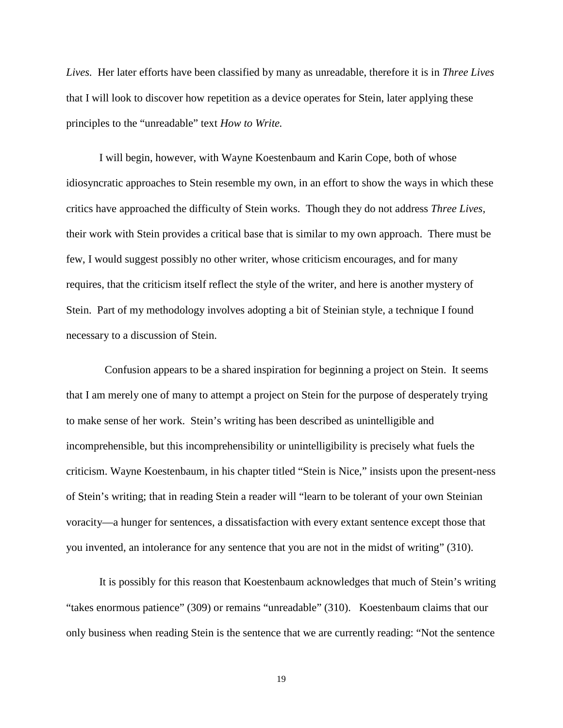*Lives*. Her later efforts have been classified by many as unreadable, therefore it is in *Three Lives* that I will look to discover how repetition as a device operates for Stein, later applying these principles to the "unreadable" text *How to Write.*

I will begin, however, with Wayne Koestenbaum and Karin Cope, both of whose idiosyncratic approaches to Stein resemble my own, in an effort to show the ways in which these critics have approached the difficulty of Stein works. Though they do not address *Three Lives*, their work with Stein provides a critical base that is similar to my own approach. There must be few, I would suggest possibly no other writer, whose criticism encourages, and for many requires, that the criticism itself reflect the style of the writer, and here is another mystery of Stein. Part of my methodology involves adopting a bit of Steinian style, a technique I found necessary to a discussion of Stein.

Confusion appears to be a shared inspiration for beginning a project on Stein. It seems that I am merely one of many to attempt a project on Stein for the purpose of desperately trying to make sense of her work. Stein's writing has been described as unintelligible and incomprehensible, but this incomprehensibility or unintelligibility is precisely what fuels the criticism. Wayne Koestenbaum, in his chapter titled "Stein is Nice," insists upon the present-ness of Stein's writing; that in reading Stein a reader will "learn to be tolerant of your own Steinian voracity—a hunger for sentences, a dissatisfaction with every extant sentence except those that you invented, an intolerance for any sentence that you are not in the midst of writing" (310).

It is possibly for this reason that Koestenbaum acknowledges that much of Stein's writing "takes enormous patience" (309) or remains "unreadable" (310). Koestenbaum claims that our only business when reading Stein is the sentence that we are currently reading: "Not the sentence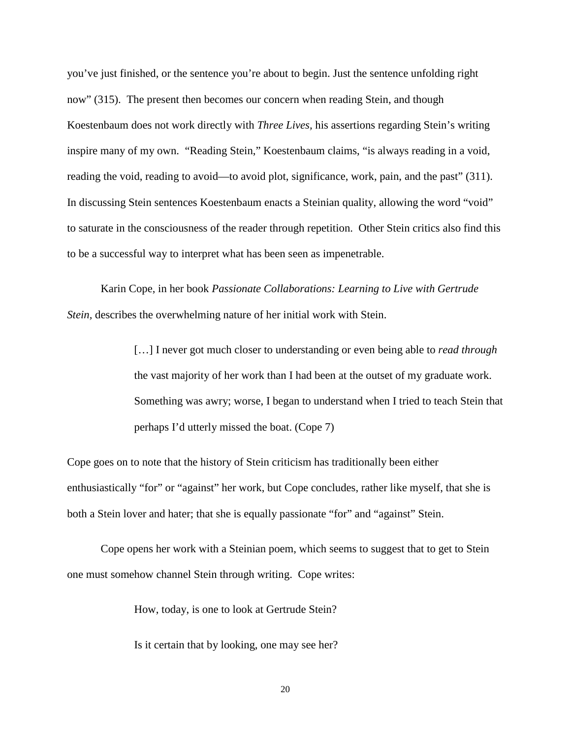you've just finished, or the sentence you're about to begin. Just the sentence unfolding right now" (315). The present then becomes our concern when reading Stein, and though Koestenbaum does not work directly with *Three Lives*, his assertions regarding Stein's writing inspire many of my own. "Reading Stein," Koestenbaum claims, "is always reading in a void, reading the void, reading to avoid—to avoid plot, significance, work, pain, and the past" (311). In discussing Stein sentences Koestenbaum enacts a Steinian quality, allowing the word "void" to saturate in the consciousness of the reader through repetition. Other Stein critics also find this to be a successful way to interpret what has been seen as impenetrable.

Karin Cope, in her book *Passionate Collaborations: Learning to Live with Gertrude Stein*, describes the overwhelming nature of her initial work with Stein.

> […] I never got much closer to understanding or even being able to *read through* the vast majority of her work than I had been at the outset of my graduate work. Something was awry; worse, I began to understand when I tried to teach Stein that perhaps I'd utterly missed the boat. (Cope 7)

Cope goes on to note that the history of Stein criticism has traditionally been either enthusiastically "for" or "against" her work, but Cope concludes, rather like myself, that she is both a Stein lover and hater; that she is equally passionate "for" and "against" Stein.

Cope opens her work with a Steinian poem, which seems to suggest that to get to Stein one must somehow channel Stein through writing. Cope writes:

> How, today, is one to look at Gertrude Stein?
>
> Is it certain that by looking, one may see her?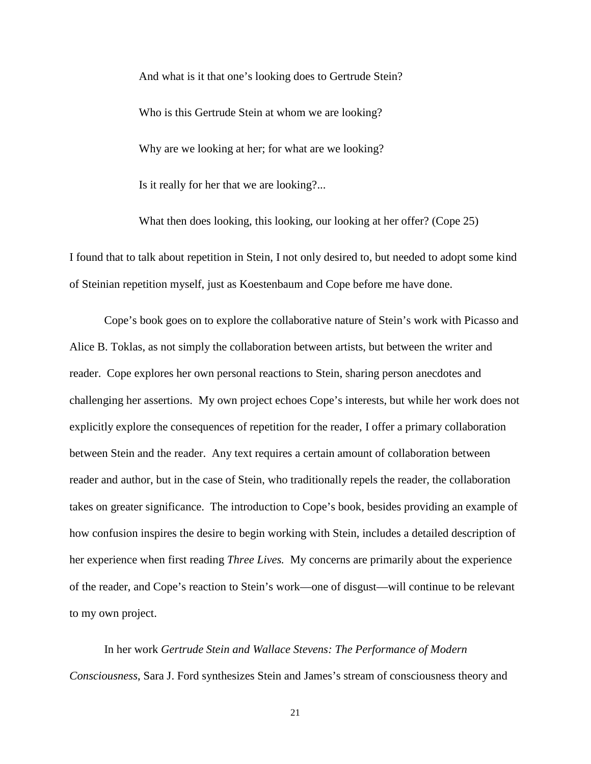> And what is it that one's looking does to Gertrude Stein?
>
> Who is this Gertrude Stein at whom we are looking?
>
> Why are we looking at her; for what are we looking?
>
> Is it really for her that we are looking?...
>
> What then does looking, this looking, our looking at her offer? (Cope 25)

I found that to talk about repetition in Stein, I not only desired to, but needed to adopt some kind of Steinian repetition myself, just as Koestenbaum and Cope before me have done.

Cope's book goes on to explore the collaborative nature of Stein's work with Picasso and Alice B. Toklas, as not simply the collaboration between artists, but between the writer and reader. Cope explores her own personal reactions to Stein, sharing person anecdotes and challenging her assertions. My own project echoes Cope's interests, but while her work does not explicitly explore the consequences of repetition for the reader, I offer a primary collaboration between Stein and the reader. Any text requires a certain amount of collaboration between reader and author, but in the case of Stein, who traditionally repels the reader, the collaboration takes on greater significance. The introduction to Cope's book, besides providing an example of how confusion inspires the desire to begin working with Stein, includes a detailed description of her experience when first reading *Three Lives.* My concerns are primarily about the experience of the reader, and Cope's reaction to Stein's work—one of disgust—will continue to be relevant to my own project.

In her work *Gertrude Stein and Wallace Stevens: The Performance of Modern Consciousness*, Sara J. Ford synthesizes Stein and James's stream of consciousness theory and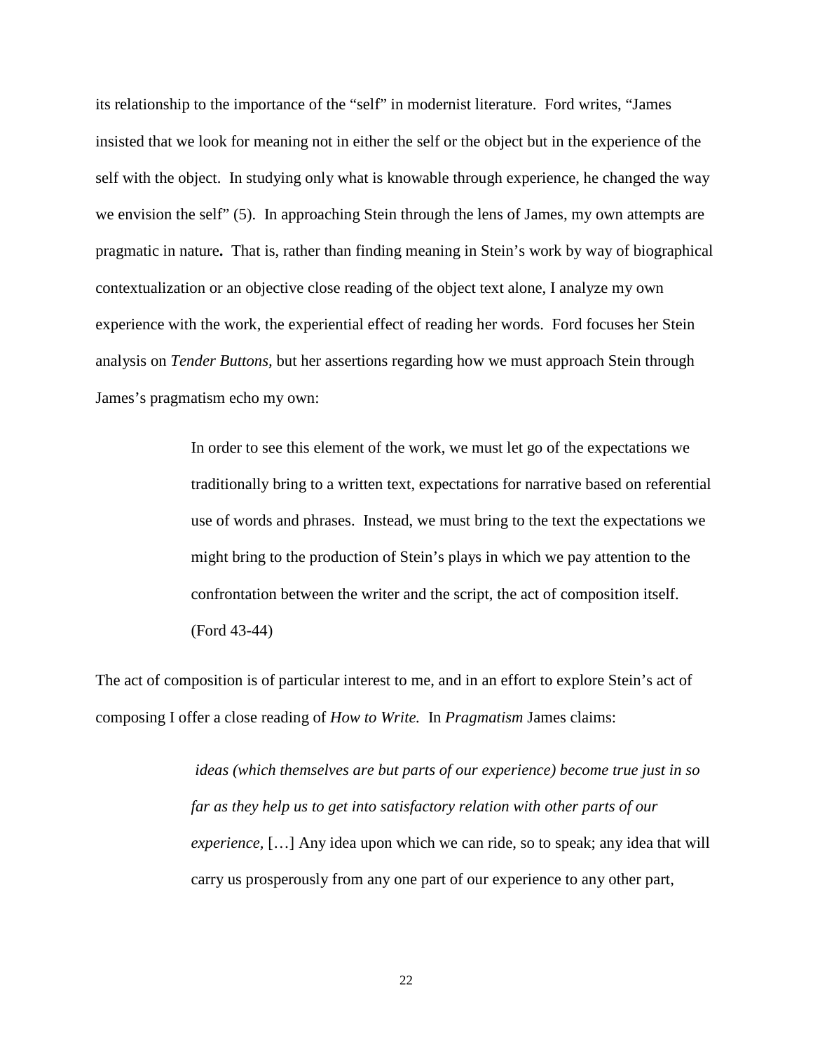its relationship to the importance of the "self" in modernist literature. Ford writes, "James insisted that we look for meaning not in either the self or the object but in the experience of the self with the object. In studying only what is knowable through experience, he changed the way we envision the self" (5). In approaching Stein through the lens of James, my own attempts are pragmatic in nature**.** That is, rather than finding meaning in Stein's work by way of biographical contextualization or an objective close reading of the object text alone, I analyze my own experience with the work, the experiential effect of reading her words. Ford focuses her Stein analysis on *Tender Buttons,* but her assertions regarding how we must approach Stein through James's pragmatism echo my own:

> In order to see this element of the work, we must let go of the expectations we traditionally bring to a written text, expectations for narrative based on referential use of words and phrases. Instead, we must bring to the text the expectations we might bring to the production of Stein's plays in which we pay attention to the confrontation between the writer and the script, the act of composition itself. (Ford 43-44)

The act of composition is of particular interest to me, and in an effort to explore Stein's act of composing I offer a close reading of *How to Write.* In *Pragmatism* James claims:

> *ideas (which themselves are but parts of our experience) become true just in so far as they help us to get into satisfactory relation with other parts of our experience,* […] Any idea upon which we can ride, so to speak; any idea that will carry us prosperously from any one part of our experience to any other part,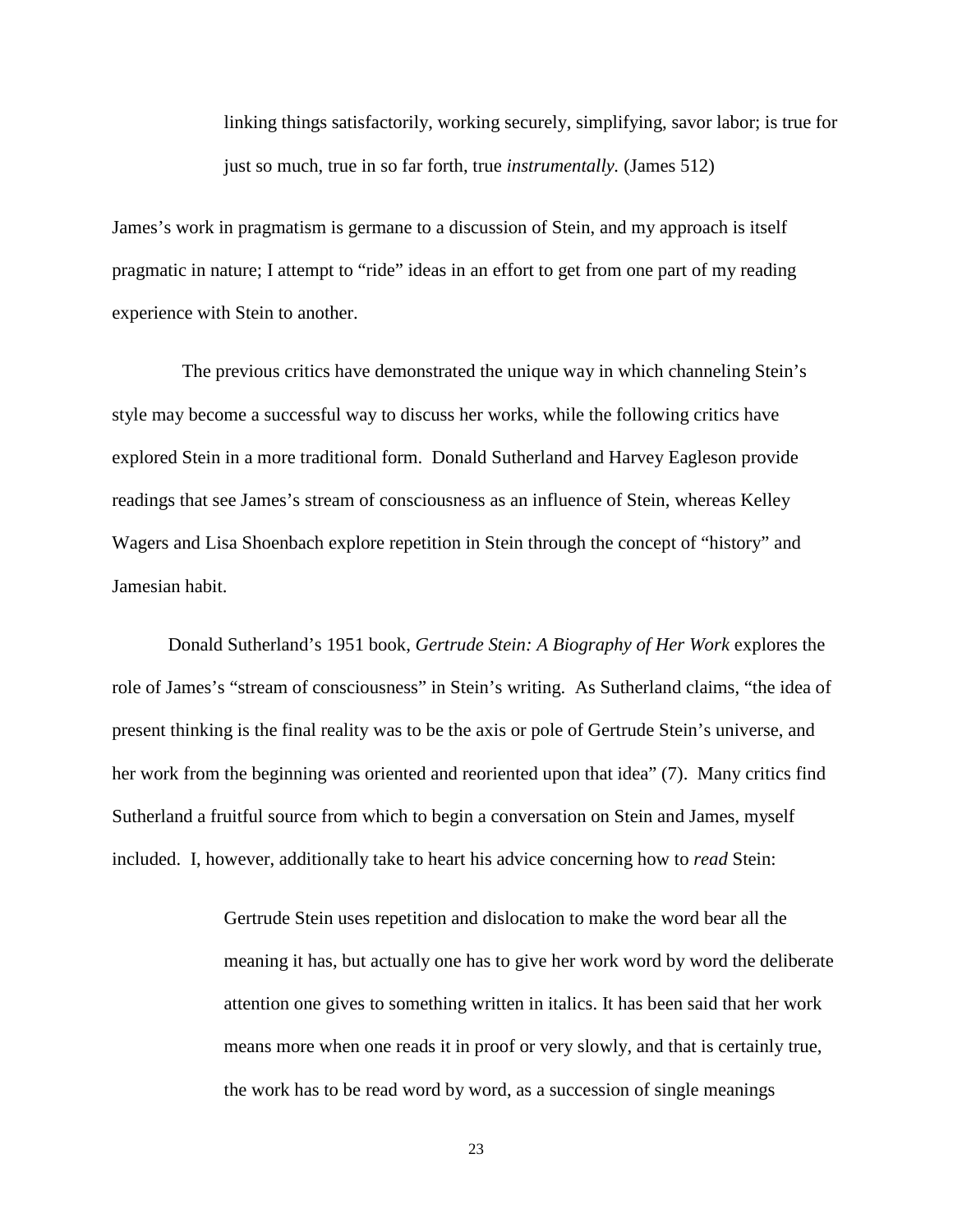> linking things satisfactorily, working securely, simplifying, savor labor; is true for just so much, true in so far forth, true *instrumentally.* (James 512)

James's work in pragmatism is germane to a discussion of Stein, and my approach is itself pragmatic in nature; I attempt to "ride" ideas in an effort to get from one part of my reading experience with Stein to another.

The previous critics have demonstrated the unique way in which channeling Stein's style may become a successful way to discuss her works, while the following critics have explored Stein in a more traditional form. Donald Sutherland and Harvey Eagleson provide readings that see James's stream of consciousness as an influence of Stein, whereas Kelley Wagers and Lisa Shoenbach explore repetition in Stein through the concept of "history" and Jamesian habit.

Donald Sutherland's 1951 book, *Gertrude Stein: A Biography of Her Work* explores the role of James's "stream of consciousness" in Stein's writing. As Sutherland claims, "the idea of present thinking is the final reality was to be the axis or pole of Gertrude Stein's universe, and her work from the beginning was oriented and reoriented upon that idea" (7). Many critics find Sutherland a fruitful source from which to begin a conversation on Stein and James, myself included. I, however, additionally take to heart his advice concerning how to *read* Stein:

> Gertrude Stein uses repetition and dislocation to make the word bear all the meaning it has, but actually one has to give her work word by word the deliberate attention one gives to something written in italics. It has been said that her work means more when one reads it in proof or very slowly, and that is certainly true, the work has to be read word by word, as a succession of single meanings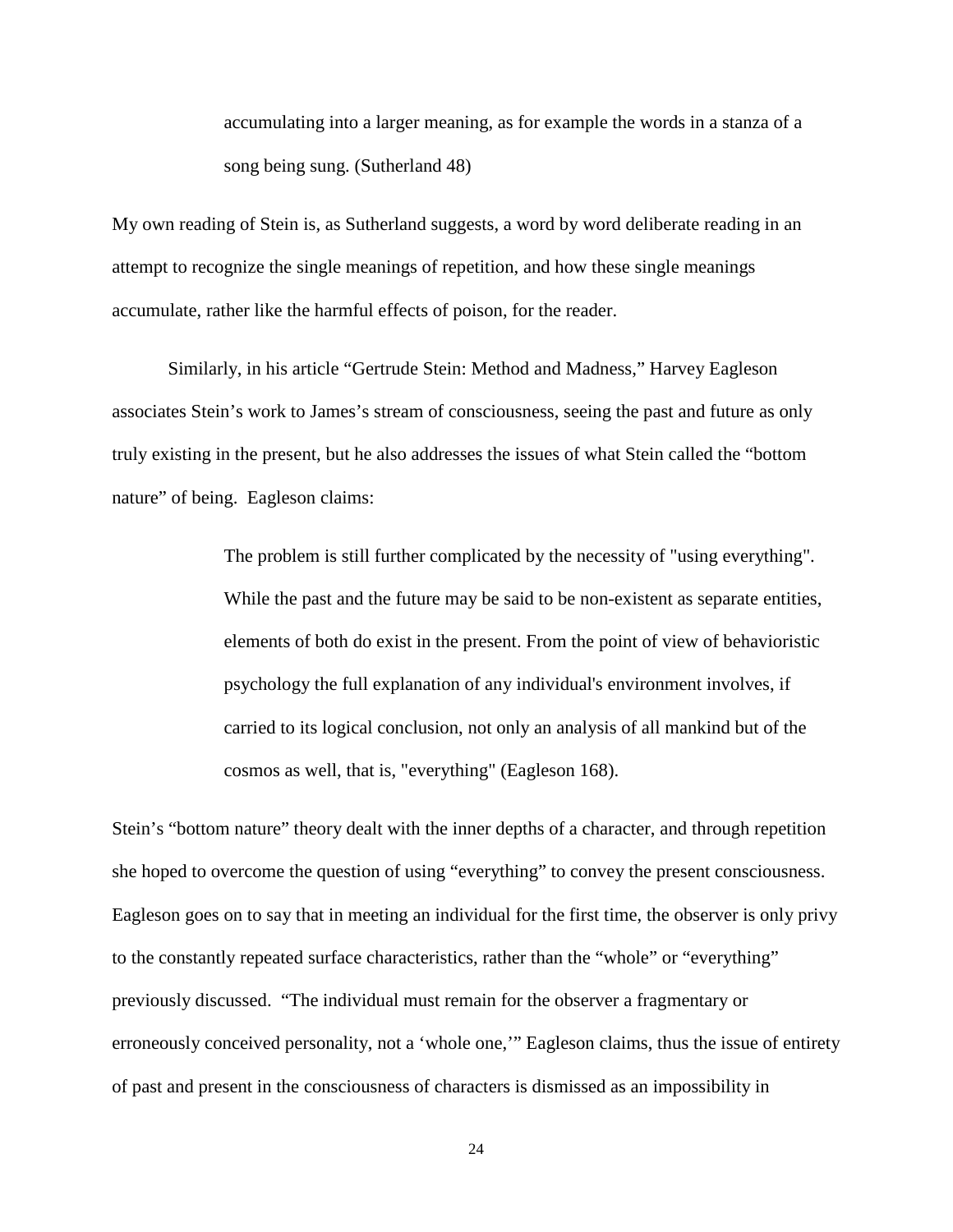> accumulating into a larger meaning, as for example the words in a stanza of a song being sung. (Sutherland 48)

My own reading of Stein is, as Sutherland suggests, a word by word deliberate reading in an attempt to recognize the single meanings of repetition, and how these single meanings accumulate, rather like the harmful effects of poison, for the reader.

Similarly, in his article "Gertrude Stein: Method and Madness," Harvey Eagleson associates Stein's work to James's stream of consciousness, seeing the past and future as only truly existing in the present, but he also addresses the issues of what Stein called the "bottom nature" of being. Eagleson claims:

> The problem is still further complicated by the necessity of "using everything". While the past and the future may be said to be non-existent as separate entities, elements of both do exist in the present. From the point of view of behavioristic psychology the full explanation of any individual's environment involves, if carried to its logical conclusion, not only an analysis of all mankind but of the cosmos as well, that is, "everything" (Eagleson 168).

Stein's "bottom nature" theory dealt with the inner depths of a character, and through repetition she hoped to overcome the question of using "everything" to convey the present consciousness. Eagleson goes on to say that in meeting an individual for the first time, the observer is only privy to the constantly repeated surface characteristics, rather than the "whole" or "everything" previously discussed. "The individual must remain for the observer a fragmentary or erroneously conceived personality, not a 'whole one,'" Eagleson claims, thus the issue of entirety of past and present in the consciousness of characters is dismissed as an impossibility in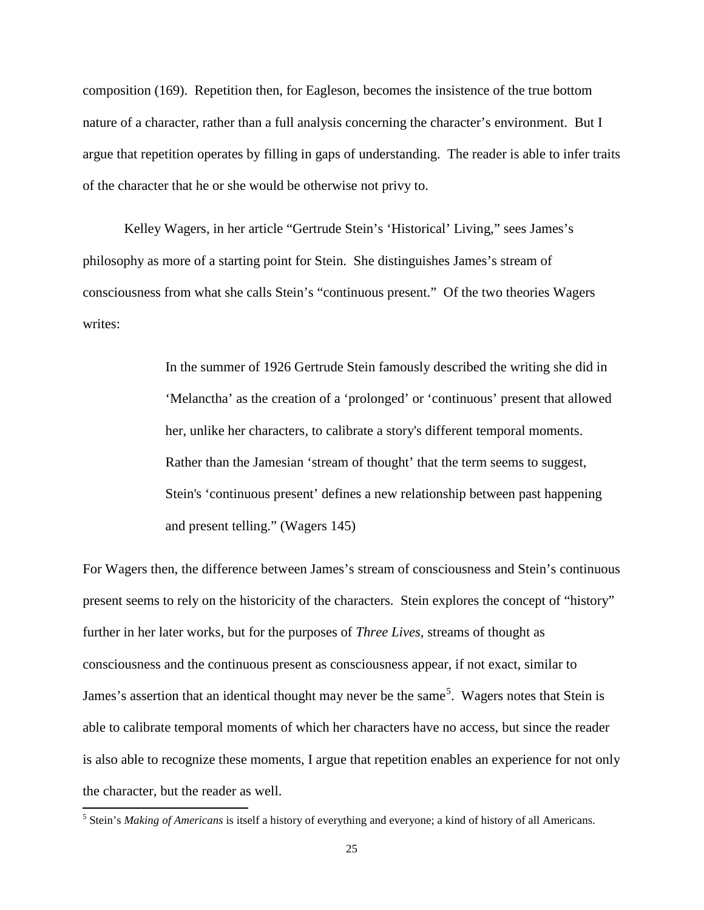composition (169). Repetition then, for Eagleson, becomes the insistence of the true bottom nature of a character, rather than a full analysis concerning the character's environment. But I argue that repetition operates by filling in gaps of understanding. The reader is able to infer traits of the character that he or she would be otherwise not privy to.

Kelley Wagers, in her article "Gertrude Stein's 'Historical' Living," sees James's philosophy as more of a starting point for Stein. She distinguishes James's stream of consciousness from what she calls Stein's "continuous present." Of the two theories Wagers writes:

> In the summer of 1926 Gertrude Stein famously described the writing she did in 'Melanctha' as the creation of a 'prolonged' or 'continuous' present that allowed her, unlike her characters, to calibrate a story's different temporal moments. Rather than the Jamesian 'stream of thought' that the term seems to suggest, Stein's 'continuous present' defines a new relationship between past happening and present telling." (Wagers 145)

For Wagers then, the difference between James's stream of consciousness and Stein's continuous present seems to rely on the historicity of the characters. Stein explores the concept of "history" further in her later works, but for the purposes of *Three Lives,* streams of thought as consciousness and the continuous present as consciousness appear, if not exact, similar to James's assertion that an identical thought may never be the same[5]. Wagers notes that Stein is able to calibrate temporal moments of which her characters have no access, but since the reader is also able to recognize these moments, I argue that repetition enables an experience for not only the character, but the reader as well.

[5] Stein's *Making of Americans* is itself a history of everything and everyone; a kind of history of all Americans.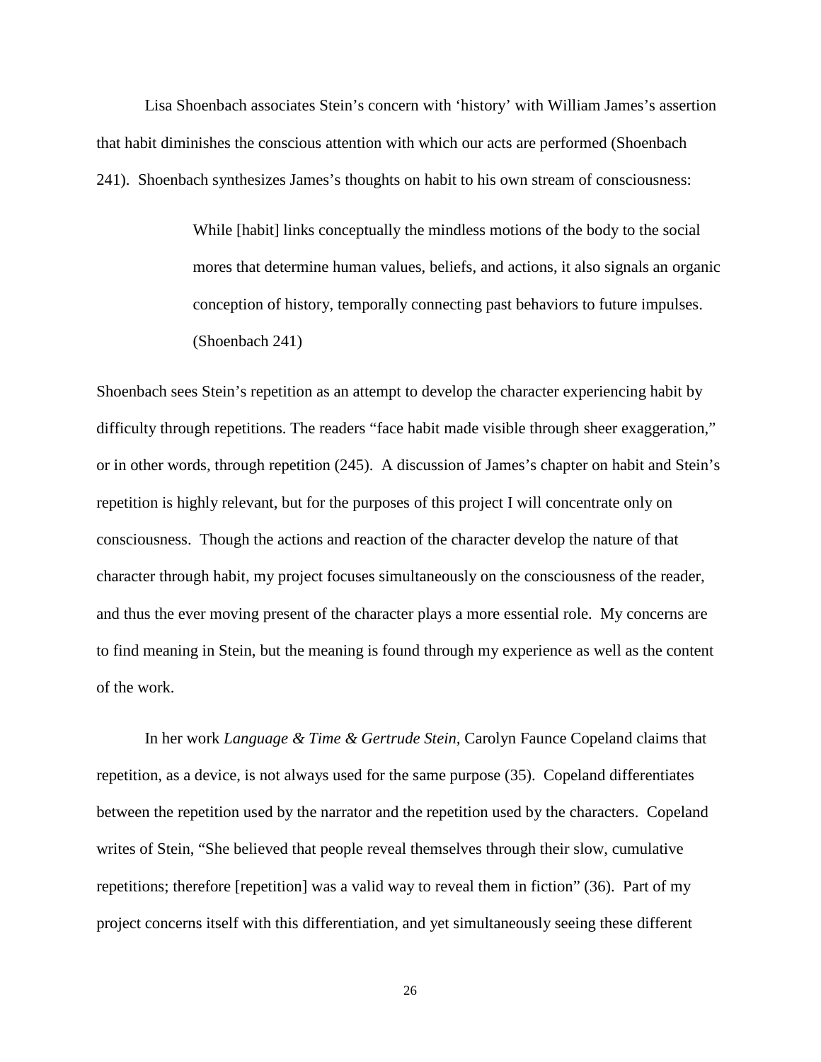Lisa Shoenbach associates Stein's concern with 'history' with William James's assertion that habit diminishes the conscious attention with which our acts are performed (Shoenbach 241). Shoenbach synthesizes James's thoughts on habit to his own stream of consciousness:

> While [habit] links conceptually the mindless motions of the body to the social mores that determine human values, beliefs, and actions, it also signals an organic conception of history, temporally connecting past behaviors to future impulses. (Shoenbach 241)

Shoenbach sees Stein's repetition as an attempt to develop the character experiencing habit by difficulty through repetitions. The readers "face habit made visible through sheer exaggeration," or in other words, through repetition (245). A discussion of James's chapter on habit and Stein's repetition is highly relevant, but for the purposes of this project I will concentrate only on consciousness. Though the actions and reaction of the character develop the nature of that character through habit, my project focuses simultaneously on the consciousness of the reader, and thus the ever moving present of the character plays a more essential role. My concerns are to find meaning in Stein, but the meaning is found through my experience as well as the content of the work.

In her work *Language & Time & Gertrude Stein*, Carolyn Faunce Copeland claims that repetition, as a device, is not always used for the same purpose (35). Copeland differentiates between the repetition used by the narrator and the repetition used by the characters. Copeland writes of Stein, "She believed that people reveal themselves through their slow, cumulative repetitions; therefore [repetition] was a valid way to reveal them in fiction" (36). Part of my project concerns itself with this differentiation, and yet simultaneously seeing these different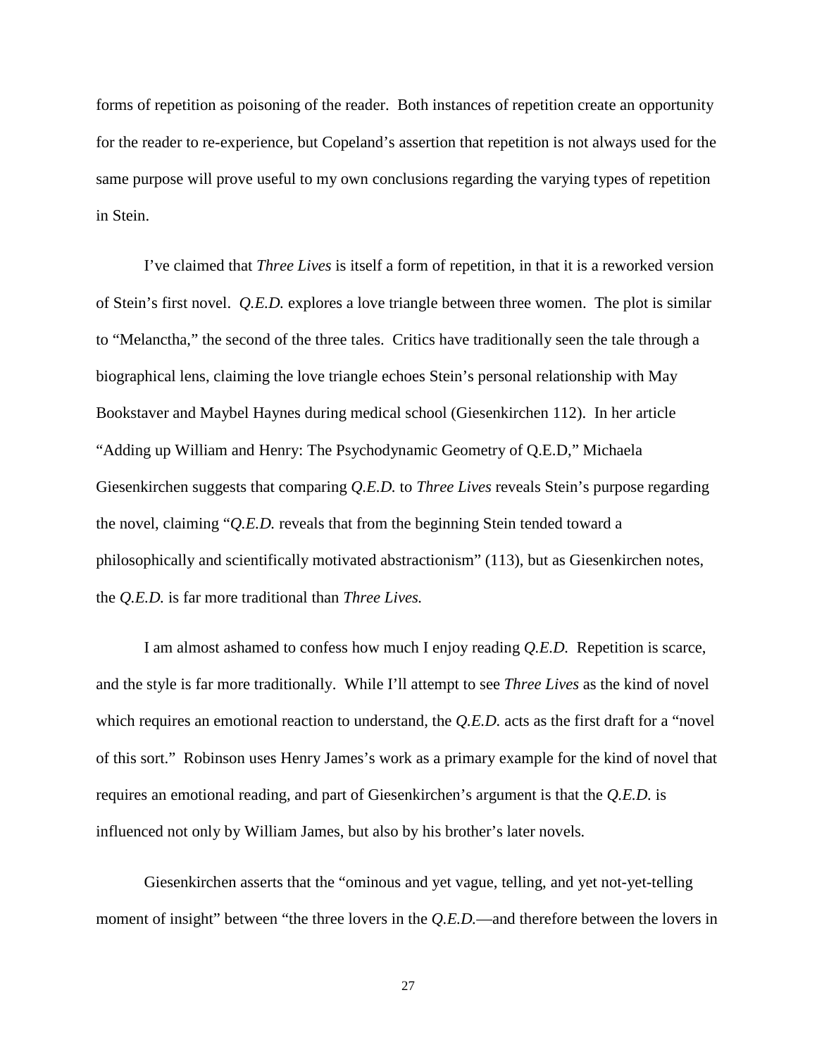forms of repetition as poisoning of the reader. Both instances of repetition create an opportunity for the reader to re-experience, but Copeland's assertion that repetition is not always used for the same purpose will prove useful to my own conclusions regarding the varying types of repetition in Stein.

I've claimed that *Three Lives* is itself a form of repetition, in that it is a reworked version of Stein's first novel. *Q.E.D.* explores a love triangle between three women. The plot is similar to "Melanctha," the second of the three tales. Critics have traditionally seen the tale through a biographical lens, claiming the love triangle echoes Stein's personal relationship with May Bookstaver and Maybel Haynes during medical school (Giesenkirchen 112). In her article "Adding up William and Henry: The Psychodynamic Geometry of Q.E.D," Michaela Giesenkirchen suggests that comparing *Q.E.D.* to *Three Lives* reveals Stein's purpose regarding the novel, claiming "*Q.E.D.* reveals that from the beginning Stein tended toward a philosophically and scientifically motivated abstractionism" (113), but as Giesenkirchen notes, the *Q.E.D.* is far more traditional than *Three Lives.*

I am almost ashamed to confess how much I enjoy reading *Q.E.D.* Repetition is scarce, and the style is far more traditionally. While I'll attempt to see *Three Lives* as the kind of novel which requires an emotional reaction to understand, the *Q.E.D.* acts as the first draft for a "novel of this sort." Robinson uses Henry James's work as a primary example for the kind of novel that requires an emotional reading, and part of Giesenkirchen's argument is that the *Q.E.D.* is influenced not only by William James, but also by his brother's later novels.

Giesenkirchen asserts that the "ominous and yet vague, telling, and yet not-yet-telling moment of insight" between "the three lovers in the *Q.E.D.*—and therefore between the lovers in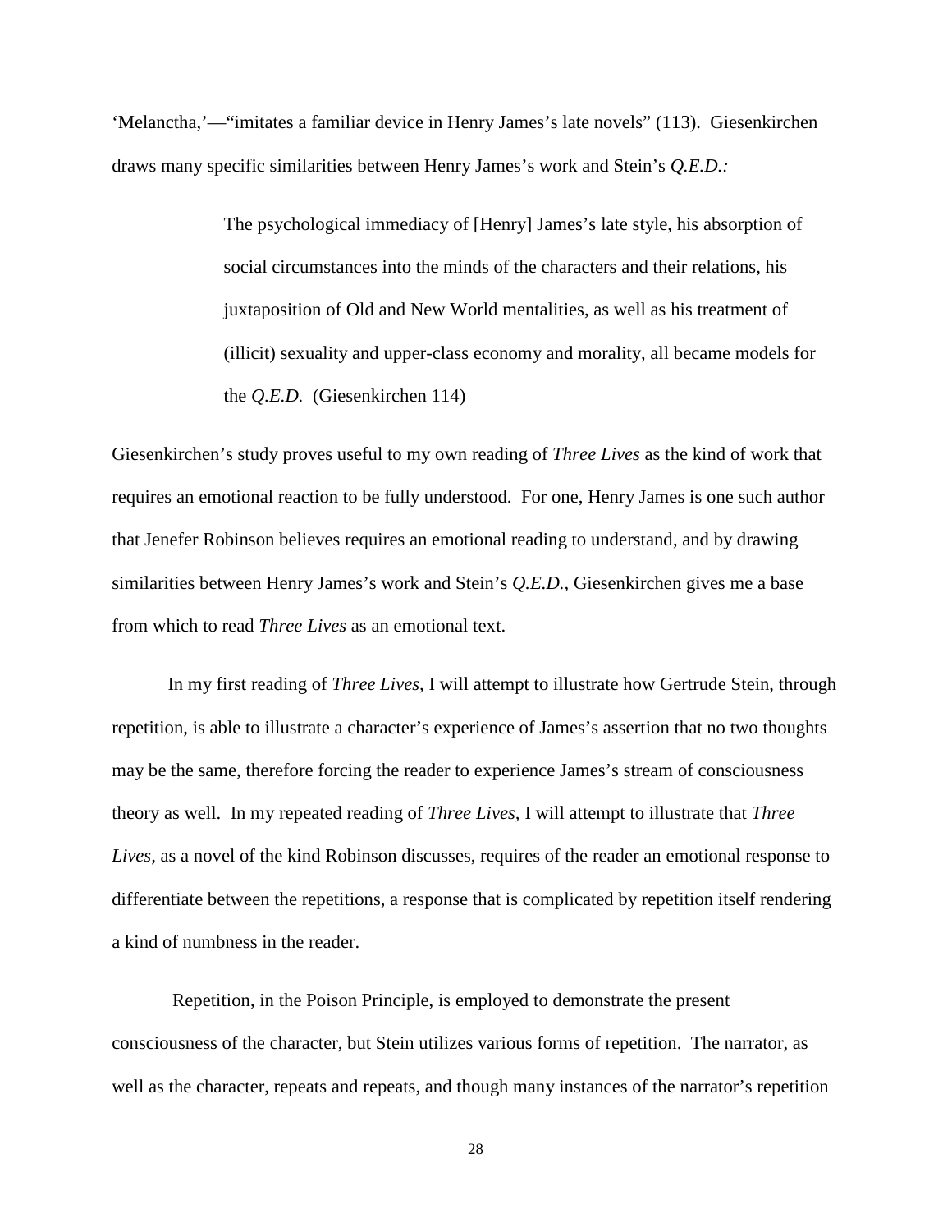'Melanctha,'—"imitates a familiar device in Henry James's late novels" (113). Giesenkirchen draws many specific similarities between Henry James's work and Stein's *Q.E.D.:*

> The psychological immediacy of [Henry] James's late style, his absorption of social circumstances into the minds of the characters and their relations, his juxtaposition of Old and New World mentalities, as well as his treatment of (illicit) sexuality and upper-class economy and morality, all became models for the *Q.E.D.* (Giesenkirchen 114)

Giesenkirchen's study proves useful to my own reading of *Three Lives* as the kind of work that requires an emotional reaction to be fully understood. For one, Henry James is one such author that Jenefer Robinson believes requires an emotional reading to understand, and by drawing similarities between Henry James's work and Stein's *Q.E.D.*, Giesenkirchen gives me a base from which to read *Three Lives* as an emotional text.

In my first reading of *Three Lives,* I will attempt to illustrate how Gertrude Stein, through repetition, is able to illustrate a character's experience of James's assertion that no two thoughts may be the same, therefore forcing the reader to experience James's stream of consciousness theory as well. In my repeated reading of *Three Lives,* I will attempt to illustrate that *Three Lives*, as a novel of the kind Robinson discusses, requires of the reader an emotional response to differentiate between the repetitions, a response that is complicated by repetition itself rendering a kind of numbness in the reader.

Repetition, in the Poison Principle, is employed to demonstrate the present consciousness of the character, but Stein utilizes various forms of repetition. The narrator, as well as the character, repeats and repeats, and though many instances of the narrator's repetition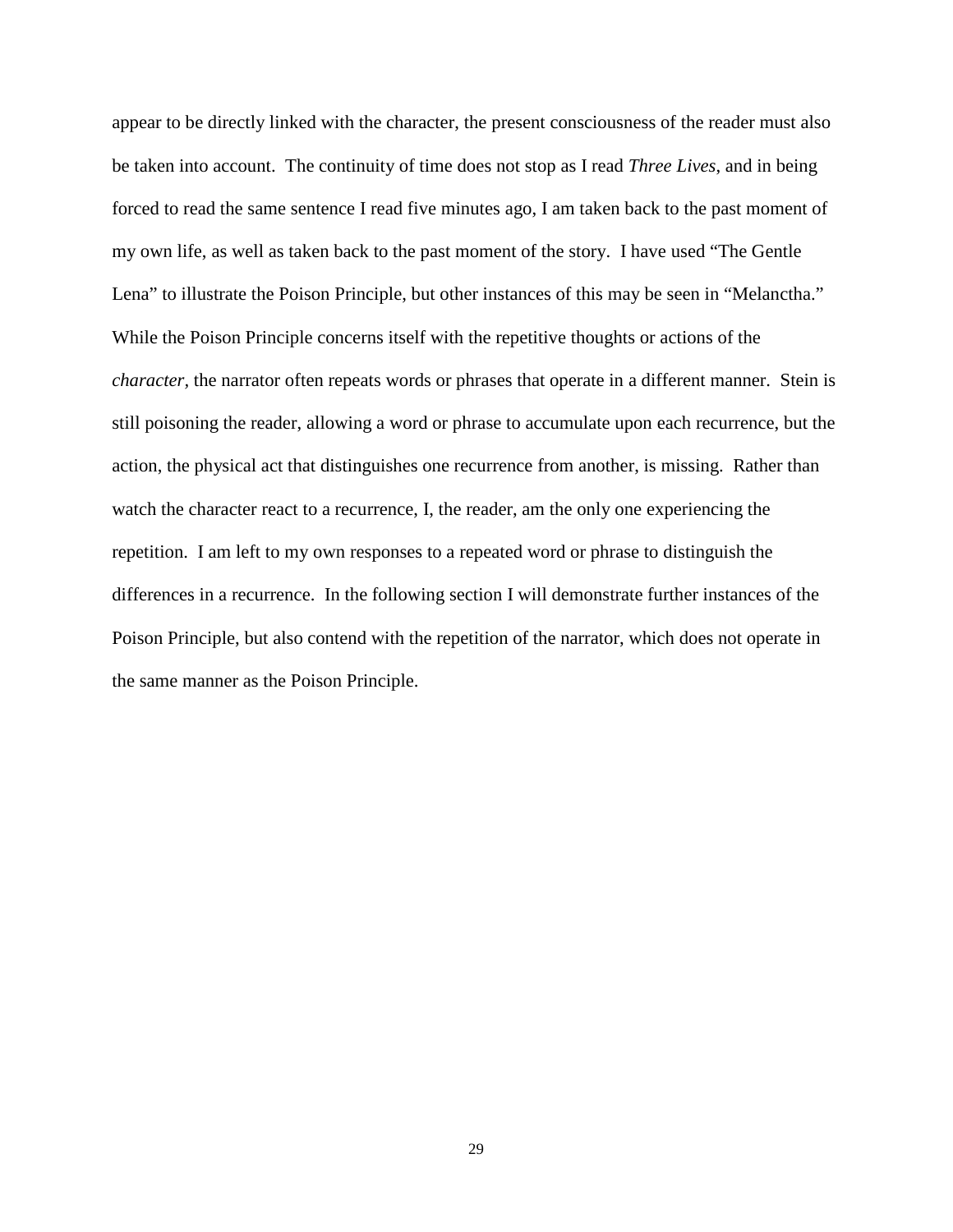appear to be directly linked with the character, the present consciousness of the reader must also be taken into account. The continuity of time does not stop as I read *Three Lives*, and in being forced to read the same sentence I read five minutes ago, I am taken back to the past moment of my own life, as well as taken back to the past moment of the story. I have used "The Gentle Lena" to illustrate the Poison Principle, but other instances of this may be seen in "Melanctha." While the Poison Principle concerns itself with the repetitive thoughts or actions of the *character*, the narrator often repeats words or phrases that operate in a different manner. Stein is still poisoning the reader, allowing a word or phrase to accumulate upon each recurrence, but the action, the physical act that distinguishes one recurrence from another, is missing. Rather than watch the character react to a recurrence, I, the reader, am the only one experiencing the repetition. I am left to my own responses to a repeated word or phrase to distinguish the differences in a recurrence. In the following section I will demonstrate further instances of the Poison Principle, but also contend with the repetition of the narrator, which does not operate in the same manner as the Poison Principle.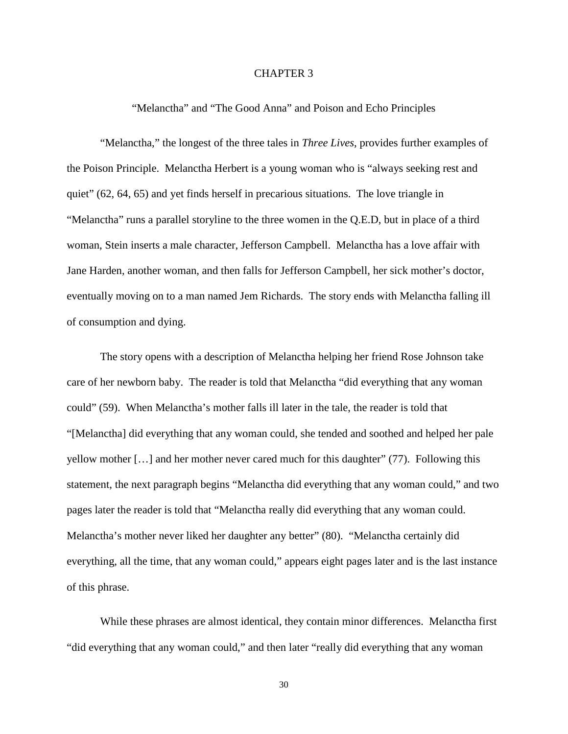# CHAPTER 3

## "Melanctha" and "The Good Anna" and Poison and Echo Principles

"Melanctha," the longest of the three tales in *Three Lives*, provides further examples of the Poison Principle. Melanctha Herbert is a young woman who is "always seeking rest and quiet" (62, 64, 65) and yet finds herself in precarious situations. The love triangle in "Melanctha" runs a parallel storyline to the three women in the Q.E.D, but in place of a third woman, Stein inserts a male character, Jefferson Campbell. Melanctha has a love affair with Jane Harden, another woman, and then falls for Jefferson Campbell, her sick mother's doctor, eventually moving on to a man named Jem Richards. The story ends with Melanctha falling ill of consumption and dying.

The story opens with a description of Melanctha helping her friend Rose Johnson take care of her newborn baby. The reader is told that Melanctha "did everything that any woman could" (59). When Melanctha's mother falls ill later in the tale, the reader is told that "[Melanctha] did everything that any woman could, she tended and soothed and helped her pale yellow mother […] and her mother never cared much for this daughter" (77). Following this statement, the next paragraph begins "Melanctha did everything that any woman could," and two pages later the reader is told that "Melanctha really did everything that any woman could. Melanctha's mother never liked her daughter any better" (80). "Melanctha certainly did everything, all the time, that any woman could," appears eight pages later and is the last instance of this phrase.

While these phrases are almost identical, they contain minor differences. Melanctha first "did everything that any woman could," and then later "really did everything that any woman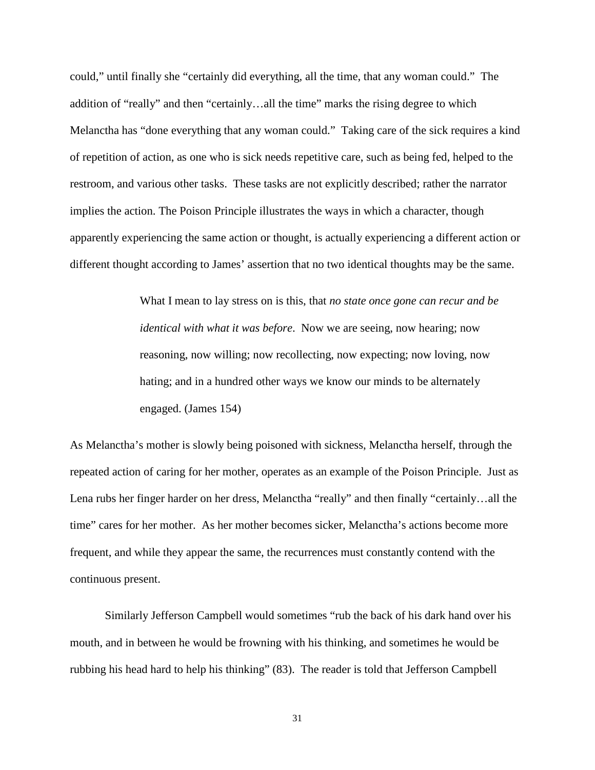could," until finally she "certainly did everything, all the time, that any woman could." The addition of "really" and then "certainly…all the time" marks the rising degree to which Melanctha has "done everything that any woman could." Taking care of the sick requires a kind of repetition of action, as one who is sick needs repetitive care, such as being fed, helped to the restroom, and various other tasks. These tasks are not explicitly described; rather the narrator implies the action. The Poison Principle illustrates the ways in which a character, though apparently experiencing the same action or thought, is actually experiencing a different action or different thought according to James' assertion that no two identical thoughts may be the same.

> What I mean to lay stress on is this, that *no state once gone can recur and be identical with what it was before*. Now we are seeing, now hearing; now reasoning, now willing; now recollecting, now expecting; now loving, now hating; and in a hundred other ways we know our minds to be alternately engaged. (James 154)

As Melanctha's mother is slowly being poisoned with sickness, Melanctha herself, through the repeated action of caring for her mother, operates as an example of the Poison Principle. Just as Lena rubs her finger harder on her dress, Melanctha "really" and then finally "certainly…all the time" cares for her mother. As her mother becomes sicker, Melanctha's actions become more frequent, and while they appear the same, the recurrences must constantly contend with the continuous present.

Similarly Jefferson Campbell would sometimes "rub the back of his dark hand over his mouth, and in between he would be frowning with his thinking, and sometimes he would be rubbing his head hard to help his thinking" (83). The reader is told that Jefferson Campbell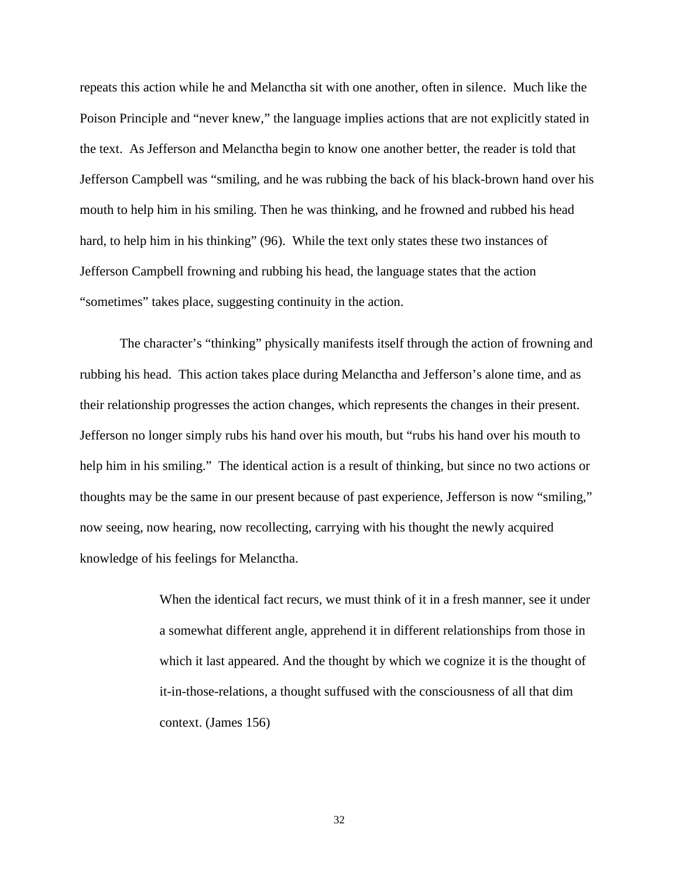repeats this action while he and Melanctha sit with one another, often in silence. Much like the Poison Principle and "never knew," the language implies actions that are not explicitly stated in the text. As Jefferson and Melanctha begin to know one another better, the reader is told that Jefferson Campbell was "smiling, and he was rubbing the back of his black-brown hand over his mouth to help him in his smiling. Then he was thinking, and he frowned and rubbed his head hard, to help him in his thinking" (96). While the text only states these two instances of Jefferson Campbell frowning and rubbing his head, the language states that the action "sometimes" takes place, suggesting continuity in the action.

The character's "thinking" physically manifests itself through the action of frowning and rubbing his head. This action takes place during Melanctha and Jefferson's alone time, and as their relationship progresses the action changes, which represents the changes in their present. Jefferson no longer simply rubs his hand over his mouth, but "rubs his hand over his mouth to help him in his smiling." The identical action is a result of thinking, but since no two actions or thoughts may be the same in our present because of past experience, Jefferson is now "smiling," now seeing, now hearing, now recollecting, carrying with his thought the newly acquired knowledge of his feelings for Melanctha.

> When the identical fact recurs, we must think of it in a fresh manner, see it under a somewhat different angle, apprehend it in different relationships from those in which it last appeared. And the thought by which we cognize it is the thought of it-in-those-relations, a thought suffused with the consciousness of all that dim context. (James 156)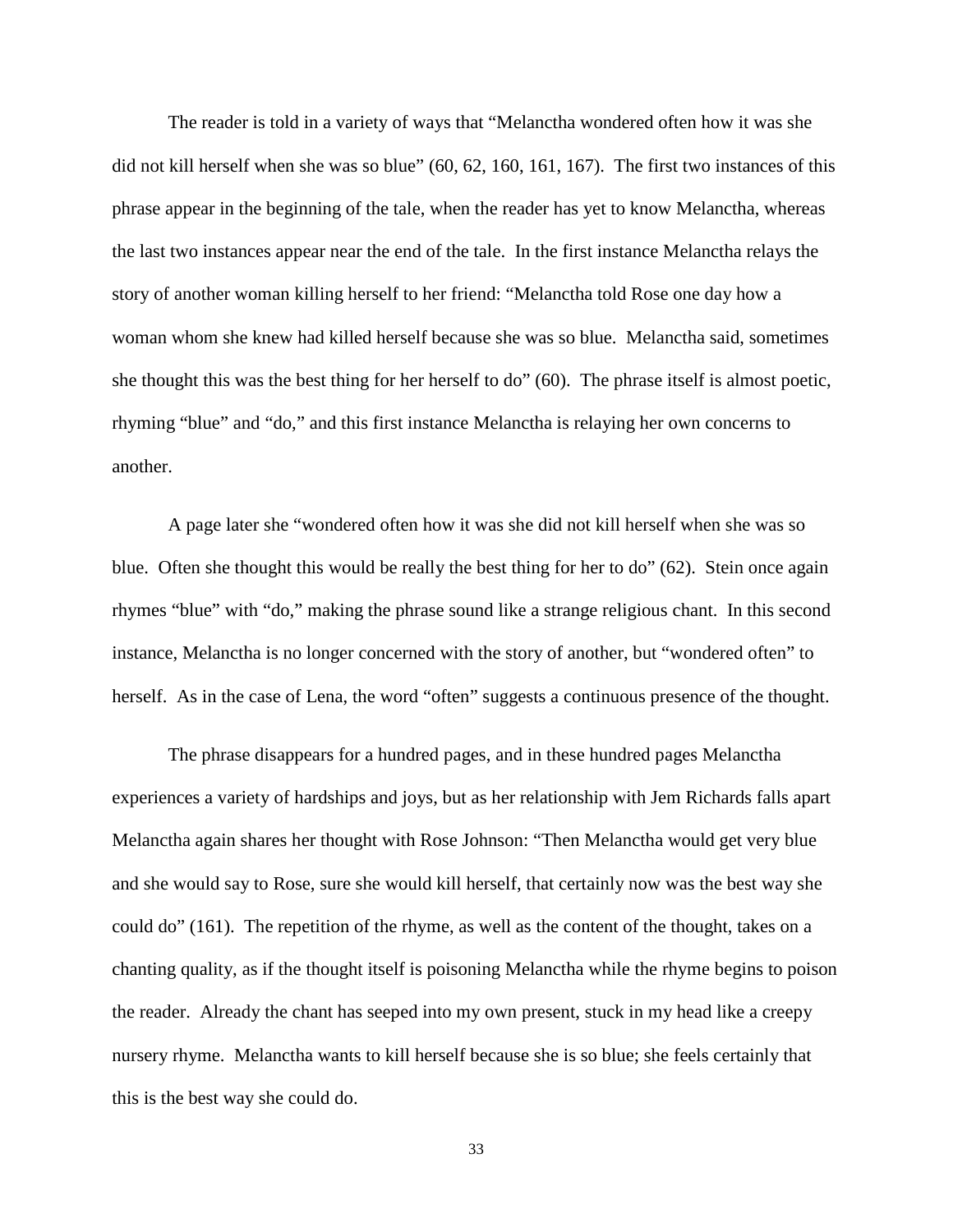The reader is told in a variety of ways that "Melanctha wondered often how it was she did not kill herself when she was so blue" (60, 62, 160, 161, 167). The first two instances of this phrase appear in the beginning of the tale, when the reader has yet to know Melanctha, whereas the last two instances appear near the end of the tale. In the first instance Melanctha relays the story of another woman killing herself to her friend: "Melanctha told Rose one day how a woman whom she knew had killed herself because she was so blue. Melanctha said, sometimes she thought this was the best thing for her herself to do" (60). The phrase itself is almost poetic, rhyming "blue" and "do," and this first instance Melanctha is relaying her own concerns to another.

A page later she "wondered often how it was she did not kill herself when she was so blue. Often she thought this would be really the best thing for her to do" (62). Stein once again rhymes "blue" with "do," making the phrase sound like a strange religious chant. In this second instance, Melanctha is no longer concerned with the story of another, but "wondered often" to herself. As in the case of Lena, the word "often" suggests a continuous presence of the thought.

The phrase disappears for a hundred pages, and in these hundred pages Melanctha experiences a variety of hardships and joys, but as her relationship with Jem Richards falls apart Melanctha again shares her thought with Rose Johnson: "Then Melanctha would get very blue and she would say to Rose, sure she would kill herself, that certainly now was the best way she could do" (161). The repetition of the rhyme, as well as the content of the thought, takes on a chanting quality, as if the thought itself is poisoning Melanctha while the rhyme begins to poison the reader. Already the chant has seeped into my own present, stuck in my head like a creepy nursery rhyme. Melanctha wants to kill herself because she is so blue; she feels certainly that this is the best way she could do.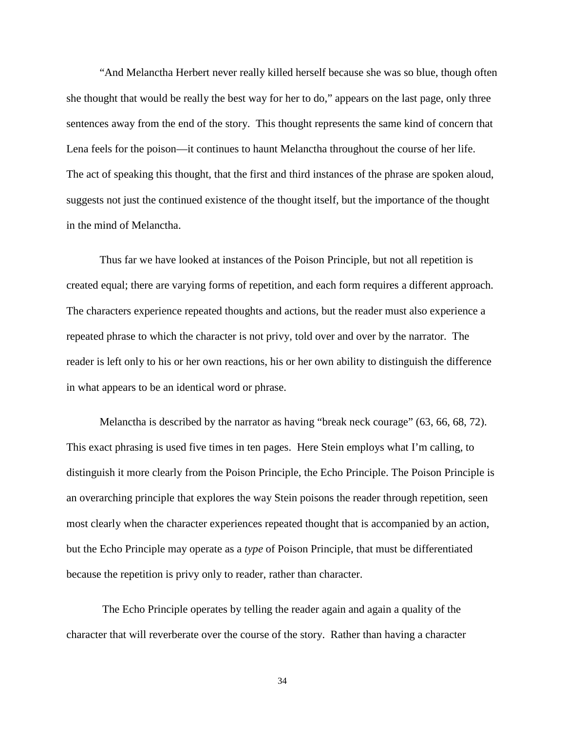"And Melanctha Herbert never really killed herself because she was so blue, though often she thought that would be really the best way for her to do," appears on the last page, only three sentences away from the end of the story. This thought represents the same kind of concern that Lena feels for the poison—it continues to haunt Melanctha throughout the course of her life. The act of speaking this thought, that the first and third instances of the phrase are spoken aloud, suggests not just the continued existence of the thought itself, but the importance of the thought in the mind of Melanctha.

Thus far we have looked at instances of the Poison Principle, but not all repetition is created equal; there are varying forms of repetition, and each form requires a different approach. The characters experience repeated thoughts and actions, but the reader must also experience a repeated phrase to which the character is not privy, told over and over by the narrator. The reader is left only to his or her own reactions, his or her own ability to distinguish the difference in what appears to be an identical word or phrase.

Melanctha is described by the narrator as having "break neck courage" (63, 66, 68, 72). This exact phrasing is used five times in ten pages. Here Stein employs what I'm calling, to distinguish it more clearly from the Poison Principle, the Echo Principle. The Poison Principle is an overarching principle that explores the way Stein poisons the reader through repetition, seen most clearly when the character experiences repeated thought that is accompanied by an action, but the Echo Principle may operate as a *type* of Poison Principle, that must be differentiated because the repetition is privy only to reader, rather than character.

The Echo Principle operates by telling the reader again and again a quality of the character that will reverberate over the course of the story. Rather than having a character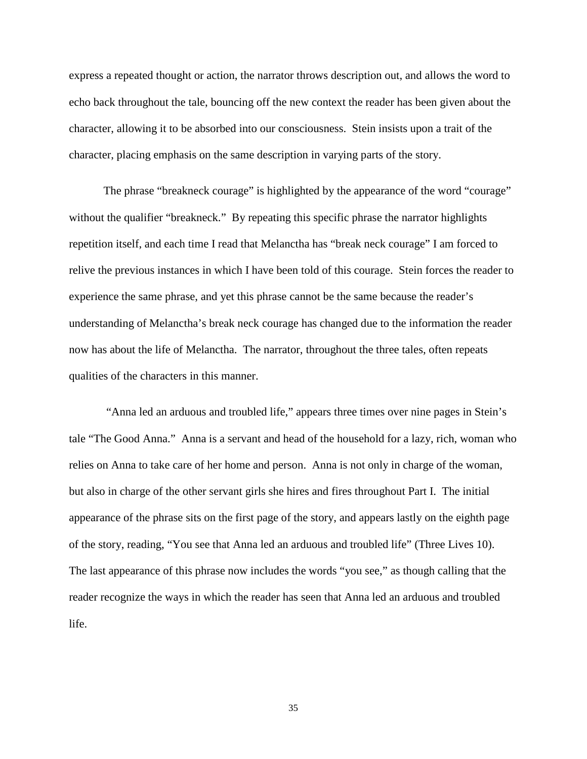express a repeated thought or action, the narrator throws description out, and allows the word to echo back throughout the tale, bouncing off the new context the reader has been given about the character, allowing it to be absorbed into our consciousness.  Stein insists upon a trait of the character, placing emphasis on the same description in varying parts of the story.

The phrase "breakneck courage" is highlighted by the appearance of the word "courage" without the qualifier "breakneck."  By repeating this specific phrase the narrator highlights repetition itself, and each time I read that Melanctha has "break neck courage" I am forced to relive the previous instances in which I have been told of this courage.  Stein forces the reader to experience the same phrase, and yet this phrase cannot be the same because the reader's understanding of Melanctha's break neck courage has changed due to the information the reader now has about the life of Melanctha.  The narrator, throughout the three tales, often repeats qualities of the characters in this manner.

"Anna led an arduous and troubled life," appears three times over nine pages in Stein's tale "The Good Anna."  Anna is a servant and head of the household for a lazy, rich, woman who relies on Anna to take care of her home and person.  Anna is not only in charge of the woman, but also in charge of the other servant girls she hires and fires throughout Part I.  The initial appearance of the phrase sits on the first page of the story, and appears lastly on the eighth page of the story, reading, "You see that Anna led an arduous and troubled life" (Three Lives 10). The last appearance of this phrase now includes the words "you see," as though calling that the reader recognize the ways in which the reader has seen that Anna led an arduous and troubled life.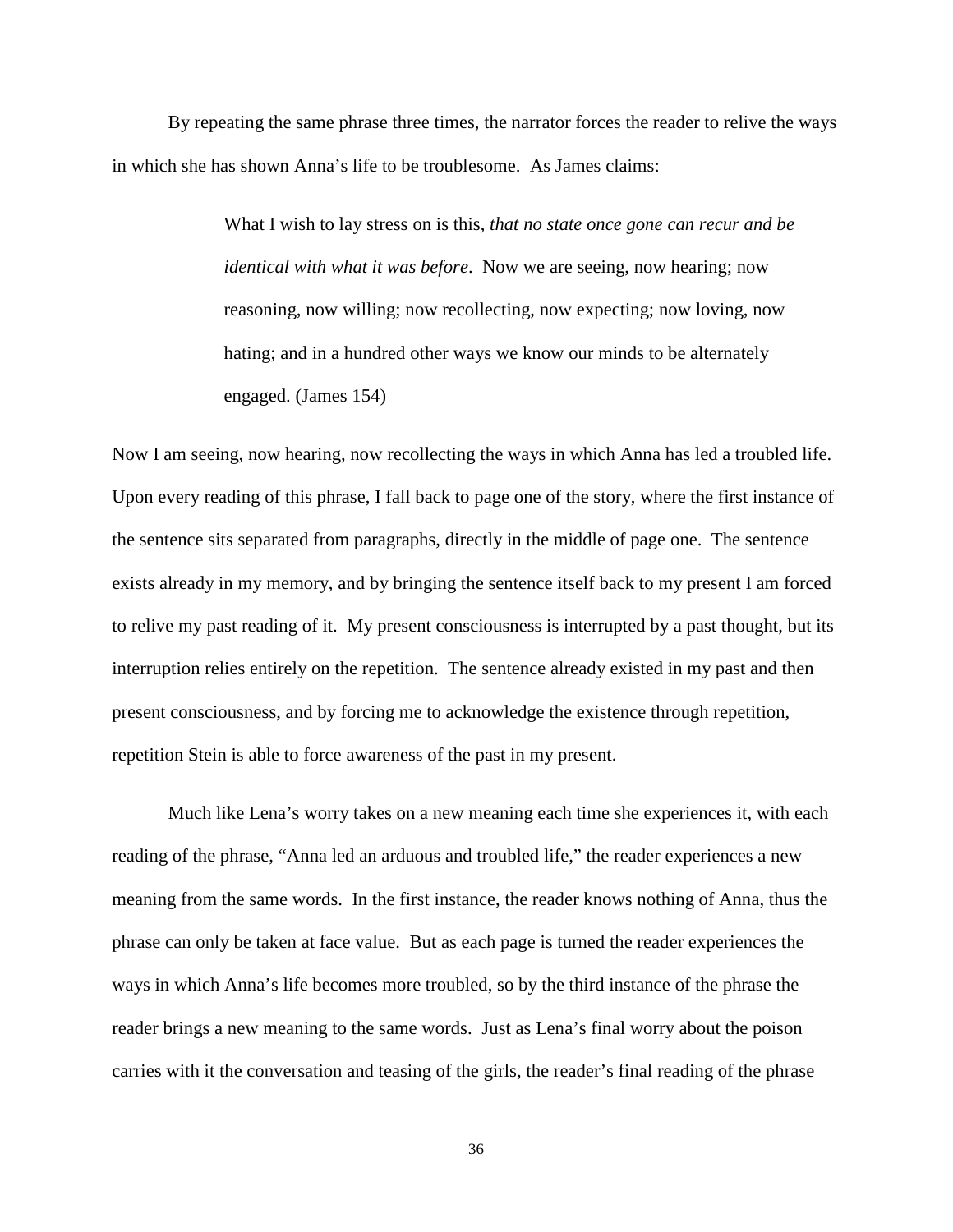By repeating the same phrase three times, the narrator forces the reader to relive the ways in which she has shown Anna's life to be troublesome. As James claims:

> What I wish to lay stress on is this, *that no state once gone can recur and be identical with what it was before*. Now we are seeing, now hearing; now reasoning, now willing; now recollecting, now expecting; now loving, now hating; and in a hundred other ways we know our minds to be alternately engaged. (James 154)

Now I am seeing, now hearing, now recollecting the ways in which Anna has led a troubled life. Upon every reading of this phrase, I fall back to page one of the story, where the first instance of the sentence sits separated from paragraphs, directly in the middle of page one. The sentence exists already in my memory, and by bringing the sentence itself back to my present I am forced to relive my past reading of it. My present consciousness is interrupted by a past thought, but its interruption relies entirely on the repetition. The sentence already existed in my past and then present consciousness, and by forcing me to acknowledge the existence through repetition, repetition Stein is able to force awareness of the past in my present.

Much like Lena's worry takes on a new meaning each time she experiences it, with each reading of the phrase, "Anna led an arduous and troubled life," the reader experiences a new meaning from the same words. In the first instance, the reader knows nothing of Anna, thus the phrase can only be taken at face value. But as each page is turned the reader experiences the ways in which Anna's life becomes more troubled, so by the third instance of the phrase the reader brings a new meaning to the same words. Just as Lena's final worry about the poison carries with it the conversation and teasing of the girls, the reader's final reading of the phrase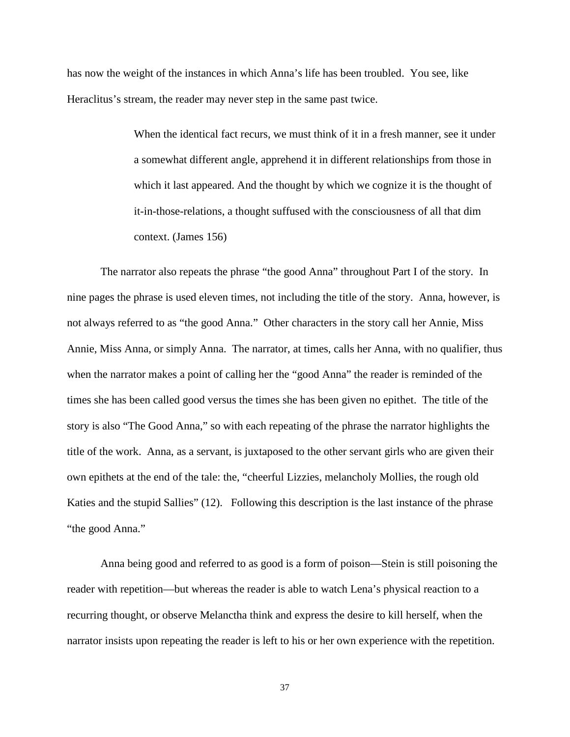has now the weight of the instances in which Anna's life has been troubled. You see, like Heraclitus's stream, the reader may never step in the same past twice.

> When the identical fact recurs, we must think of it in a fresh manner, see it under a somewhat different angle, apprehend it in different relationships from those in which it last appeared. And the thought by which we cognize it is the thought of it-in-those-relations, a thought suffused with the consciousness of all that dim context. (James 156)

The narrator also repeats the phrase "the good Anna" throughout Part I of the story. In nine pages the phrase is used eleven times, not including the title of the story. Anna, however, is not always referred to as "the good Anna." Other characters in the story call her Annie, Miss Annie, Miss Anna, or simply Anna. The narrator, at times, calls her Anna, with no qualifier, thus when the narrator makes a point of calling her the "good Anna" the reader is reminded of the times she has been called good versus the times she has been given no epithet. The title of the story is also "The Good Anna," so with each repeating of the phrase the narrator highlights the title of the work. Anna, as a servant, is juxtaposed to the other servant girls who are given their own epithets at the end of the tale: the, "cheerful Lizzies, melancholy Mollies, the rough old Katies and the stupid Sallies" (12). Following this description is the last instance of the phrase "the good Anna."

Anna being good and referred to as good is a form of poison—Stein is still poisoning the reader with repetition—but whereas the reader is able to watch Lena's physical reaction to a recurring thought, or observe Melanctha think and express the desire to kill herself, when the narrator insists upon repeating the reader is left to his or her own experience with the repetition.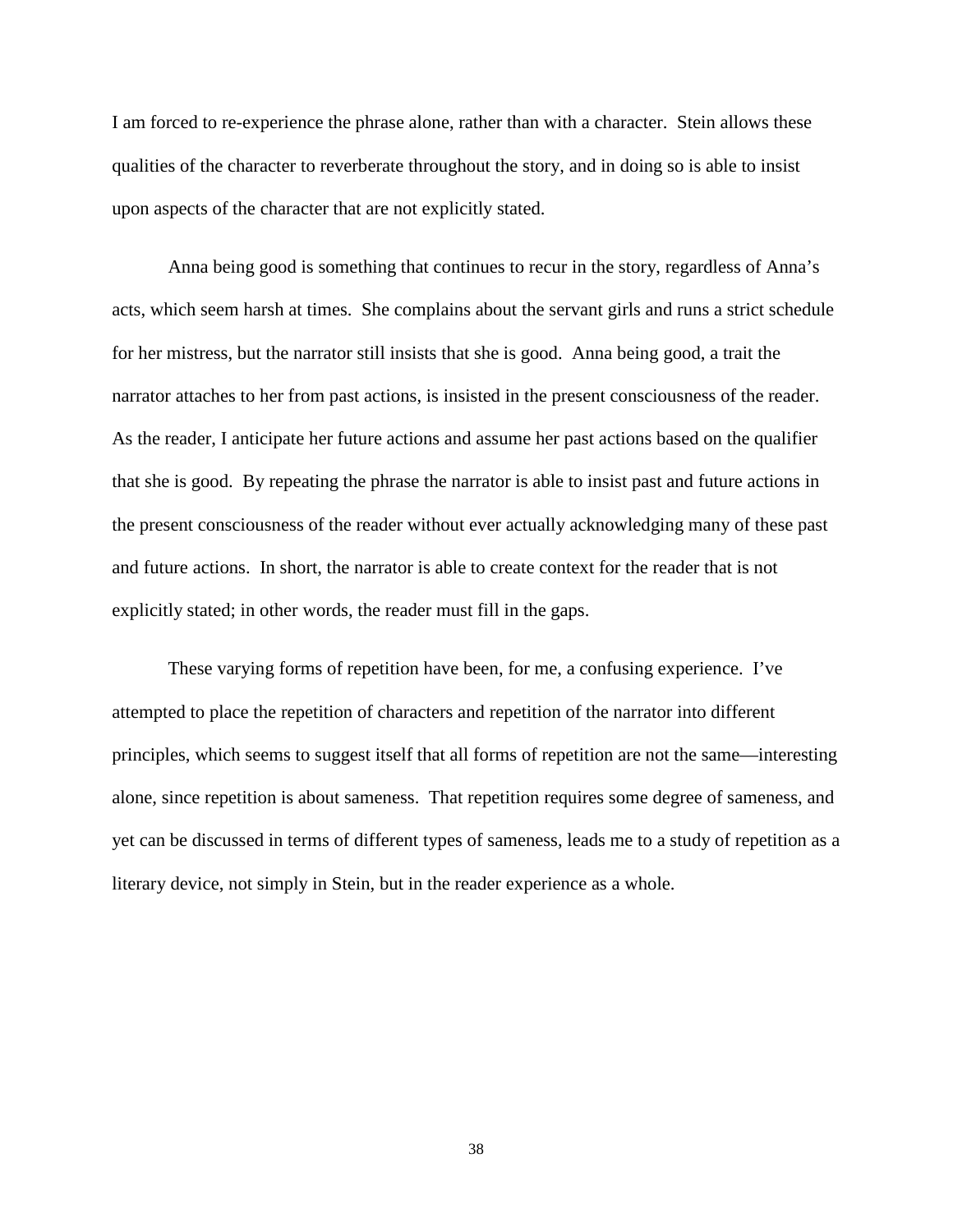I am forced to re-experience the phrase alone, rather than with a character. Stein allows these qualities of the character to reverberate throughout the story, and in doing so is able to insist upon aspects of the character that are not explicitly stated.

Anna being good is something that continues to recur in the story, regardless of Anna's acts, which seem harsh at times. She complains about the servant girls and runs a strict schedule for her mistress, but the narrator still insists that she is good. Anna being good, a trait the narrator attaches to her from past actions, is insisted in the present consciousness of the reader. As the reader, I anticipate her future actions and assume her past actions based on the qualifier that she is good. By repeating the phrase the narrator is able to insist past and future actions in the present consciousness of the reader without ever actually acknowledging many of these past and future actions. In short, the narrator is able to create context for the reader that is not explicitly stated; in other words, the reader must fill in the gaps.

These varying forms of repetition have been, for me, a confusing experience. I've attempted to place the repetition of characters and repetition of the narrator into different principles, which seems to suggest itself that all forms of repetition are not the same—interesting alone, since repetition is about sameness. That repetition requires some degree of sameness, and yet can be discussed in terms of different types of sameness, leads me to a study of repetition as a literary device, not simply in Stein, but in the reader experience as a whole.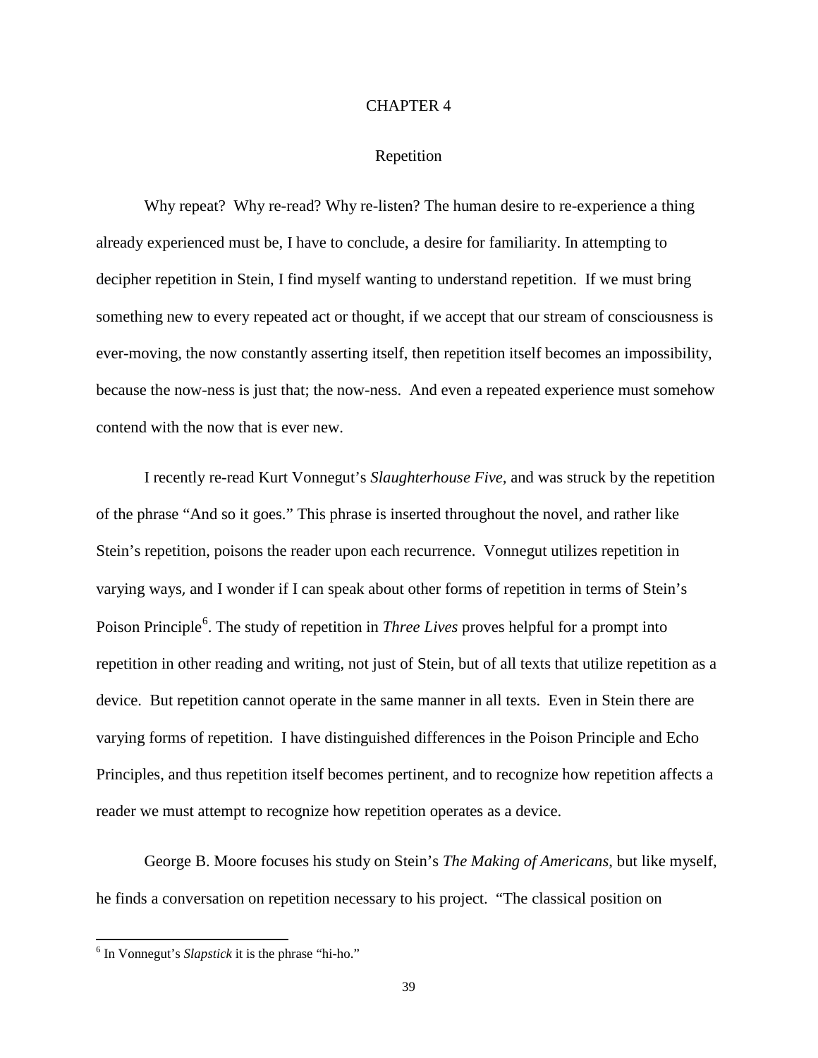# CHAPTER 4

## Repetition

Why repeat? Why re-read? Why re-listen? The human desire to re-experience a thing already experienced must be, I have to conclude, a desire for familiarity. In attempting to decipher repetition in Stein, I find myself wanting to understand repetition. If we must bring something new to every repeated act or thought, if we accept that our stream of consciousness is ever-moving, the now constantly asserting itself, then repetition itself becomes an impossibility, because the now-ness is just that; the now-ness. And even a repeated experience must somehow contend with the now that is ever new.

I recently re-read Kurt Vonnegut's *Slaughterhouse Five*, and was struck by the repetition of the phrase "And so it goes." This phrase is inserted throughout the novel, and rather like Stein's repetition, poisons the reader upon each recurrence. Vonnegut utilizes repetition in varying ways, and I wonder if I can speak about other forms of repetition in terms of Stein's Poison Principle[6]. The study of repetition in *Three Lives* proves helpful for a prompt into repetition in other reading and writing, not just of Stein, but of all texts that utilize repetition as a device. But repetition cannot operate in the same manner in all texts. Even in Stein there are varying forms of repetition. I have distinguished differences in the Poison Principle and Echo Principles, and thus repetition itself becomes pertinent, and to recognize how repetition affects a reader we must attempt to recognize how repetition operates as a device.

George B. Moore focuses his study on Stein's *The Making of Americans*, but like myself, he finds a conversation on repetition necessary to his project. "The classical position on

[6] In Vonnegut's *Slapstick* it is the phrase "hi-ho."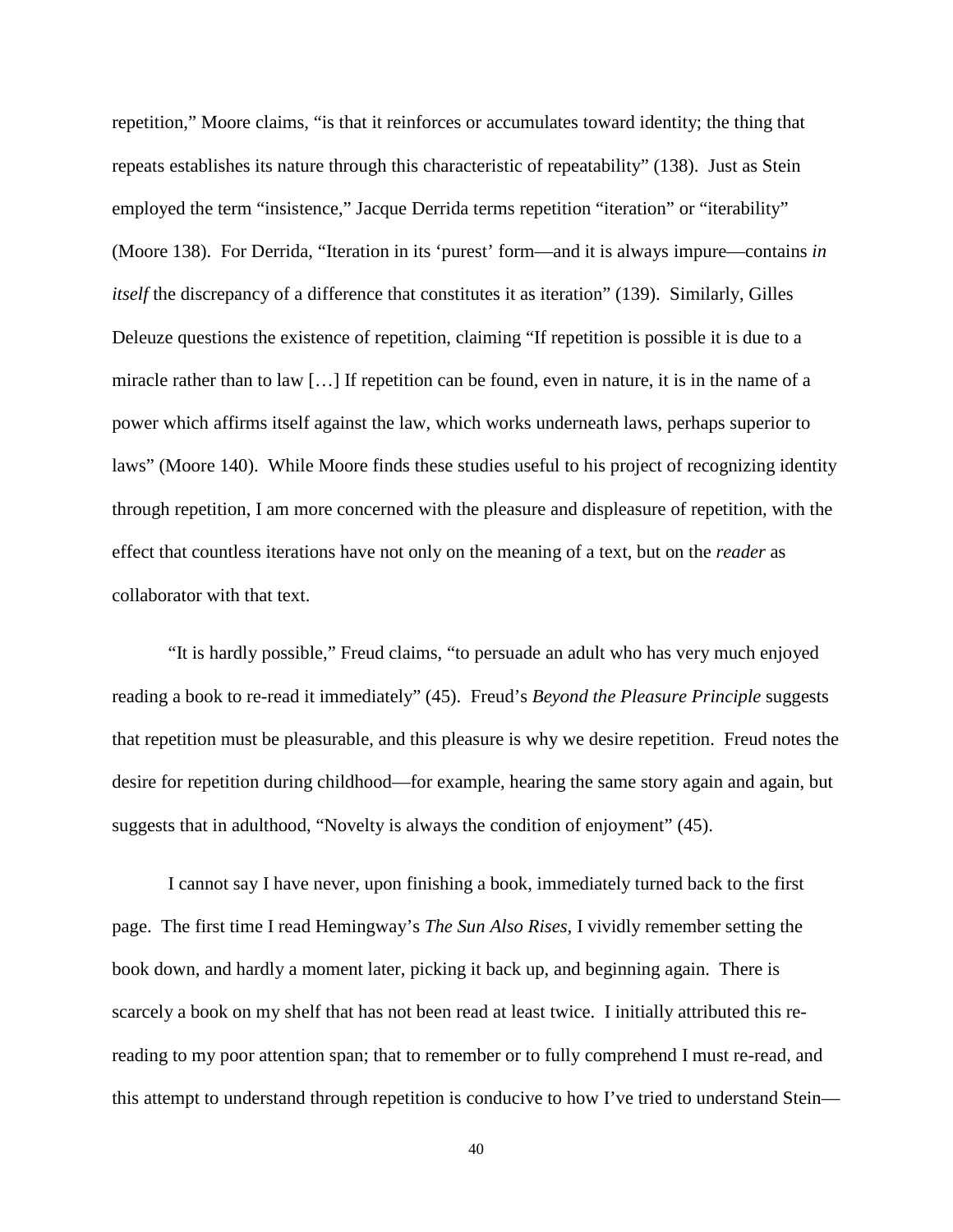repetition," Moore claims, "is that it reinforces or accumulates toward identity; the thing that repeats establishes its nature through this characteristic of repeatability" (138). Just as Stein employed the term "insistence," Jacque Derrida terms repetition "iteration" or "iterability" (Moore 138). For Derrida, "Iteration in its 'purest' form—and it is always impure—contains *in itself* the discrepancy of a difference that constitutes it as iteration" (139). Similarly, Gilles Deleuze questions the existence of repetition, claiming "If repetition is possible it is due to a miracle rather than to law […] If repetition can be found, even in nature, it is in the name of a power which affirms itself against the law, which works underneath laws, perhaps superior to laws" (Moore 140). While Moore finds these studies useful to his project of recognizing identity through repetition, I am more concerned with the pleasure and displeasure of repetition, with the effect that countless iterations have not only on the meaning of a text, but on the *reader* as collaborator with that text.

"It is hardly possible," Freud claims, "to persuade an adult who has very much enjoyed reading a book to re-read it immediately" (45). Freud's *Beyond the Pleasure Principle* suggests that repetition must be pleasurable, and this pleasure is why we desire repetition. Freud notes the desire for repetition during childhood—for example, hearing the same story again and again, but suggests that in adulthood, "Novelty is always the condition of enjoyment" (45).

I cannot say I have never, upon finishing a book, immediately turned back to the first page. The first time I read Hemingway's *The Sun Also Rises*, I vividly remember setting the book down, and hardly a moment later, picking it back up, and beginning again. There is scarcely a book on my shelf that has not been read at least twice. I initially attributed this re-reading to my poor attention span; that to remember or to fully comprehend I must re-read, and this attempt to understand through repetition is conducive to how I've tried to understand Stein—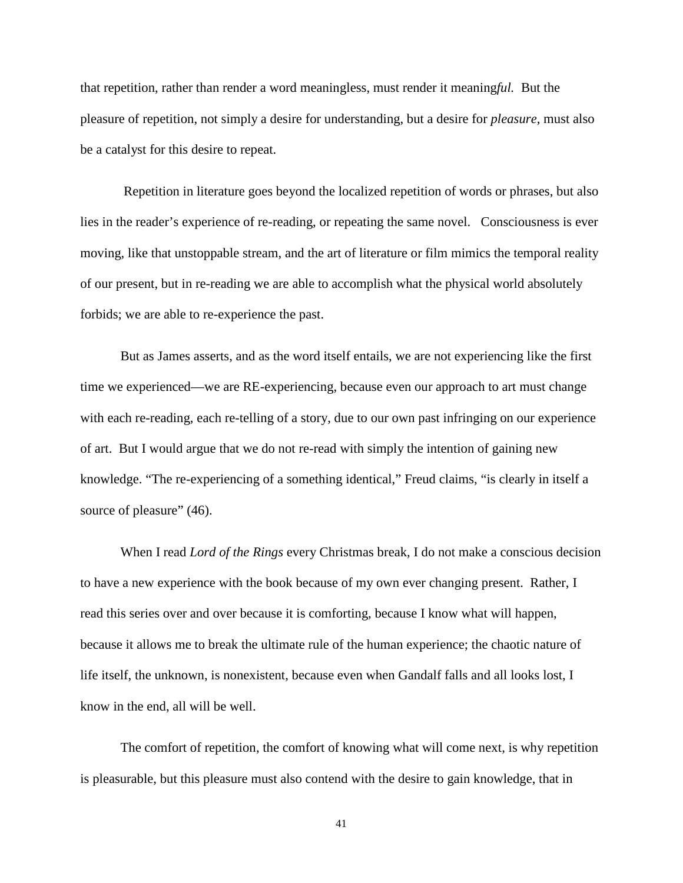that repetition, rather than render a word meaningless, must render it meaning*ful.* But the pleasure of repetition, not simply a desire for understanding, but a desire for *pleasure*, must also be a catalyst for this desire to repeat.

Repetition in literature goes beyond the localized repetition of words or phrases, but also lies in the reader's experience of re-reading, or repeating the same novel. Consciousness is ever moving, like that unstoppable stream, and the art of literature or film mimics the temporal reality of our present, but in re-reading we are able to accomplish what the physical world absolutely forbids; we are able to re-experience the past.

But as James asserts, and as the word itself entails, we are not experiencing like the first time we experienced—we are RE-experiencing, because even our approach to art must change with each re-reading, each re-telling of a story, due to our own past infringing on our experience of art. But I would argue that we do not re-read with simply the intention of gaining new knowledge. "The re-experiencing of a something identical," Freud claims, "is clearly in itself a source of pleasure" (46).

When I read *Lord of the Rings* every Christmas break, I do not make a conscious decision to have a new experience with the book because of my own ever changing present. Rather, I read this series over and over because it is comforting, because I know what will happen, because it allows me to break the ultimate rule of the human experience; the chaotic nature of life itself, the unknown, is nonexistent, because even when Gandalf falls and all looks lost, I know in the end, all will be well.

The comfort of repetition, the comfort of knowing what will come next, is why repetition is pleasurable, but this pleasure must also contend with the desire to gain knowledge, that in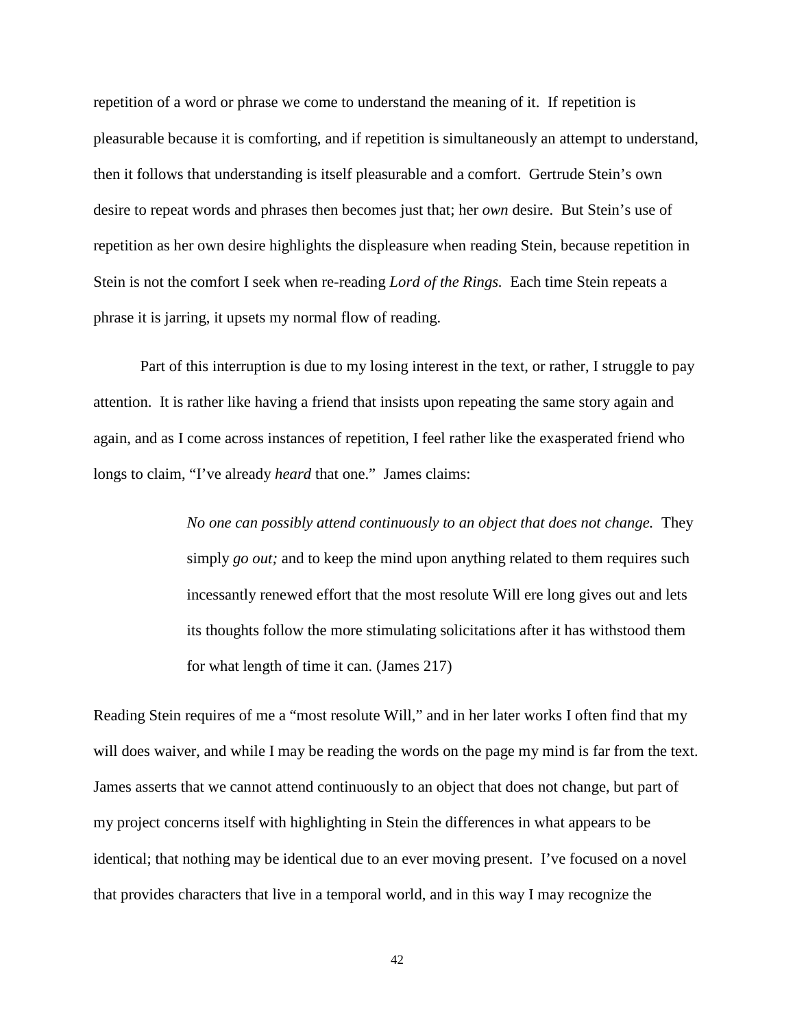repetition of a word or phrase we come to understand the meaning of it. If repetition is pleasurable because it is comforting, and if repetition is simultaneously an attempt to understand, then it follows that understanding is itself pleasurable and a comfort. Gertrude Stein's own desire to repeat words and phrases then becomes just that; her *own* desire. But Stein's use of repetition as her own desire highlights the displeasure when reading Stein, because repetition in Stein is not the comfort I seek when re-reading *Lord of the Rings.* Each time Stein repeats a phrase it is jarring, it upsets my normal flow of reading.

Part of this interruption is due to my losing interest in the text, or rather, I struggle to pay attention. It is rather like having a friend that insists upon repeating the same story again and again, and as I come across instances of repetition, I feel rather like the exasperated friend who longs to claim, "I've already *heard* that one." James claims:

> *No one can possibly attend continuously to an object that does not change.* They simply *go out;* and to keep the mind upon anything related to them requires such incessantly renewed effort that the most resolute Will ere long gives out and lets its thoughts follow the more stimulating solicitations after it has withstood them for what length of time it can. (James 217)

Reading Stein requires of me a "most resolute Will," and in her later works I often find that my will does waiver, and while I may be reading the words on the page my mind is far from the text. James asserts that we cannot attend continuously to an object that does not change, but part of my project concerns itself with highlighting in Stein the differences in what appears to be identical; that nothing may be identical due to an ever moving present. I've focused on a novel that provides characters that live in a temporal world, and in this way I may recognize the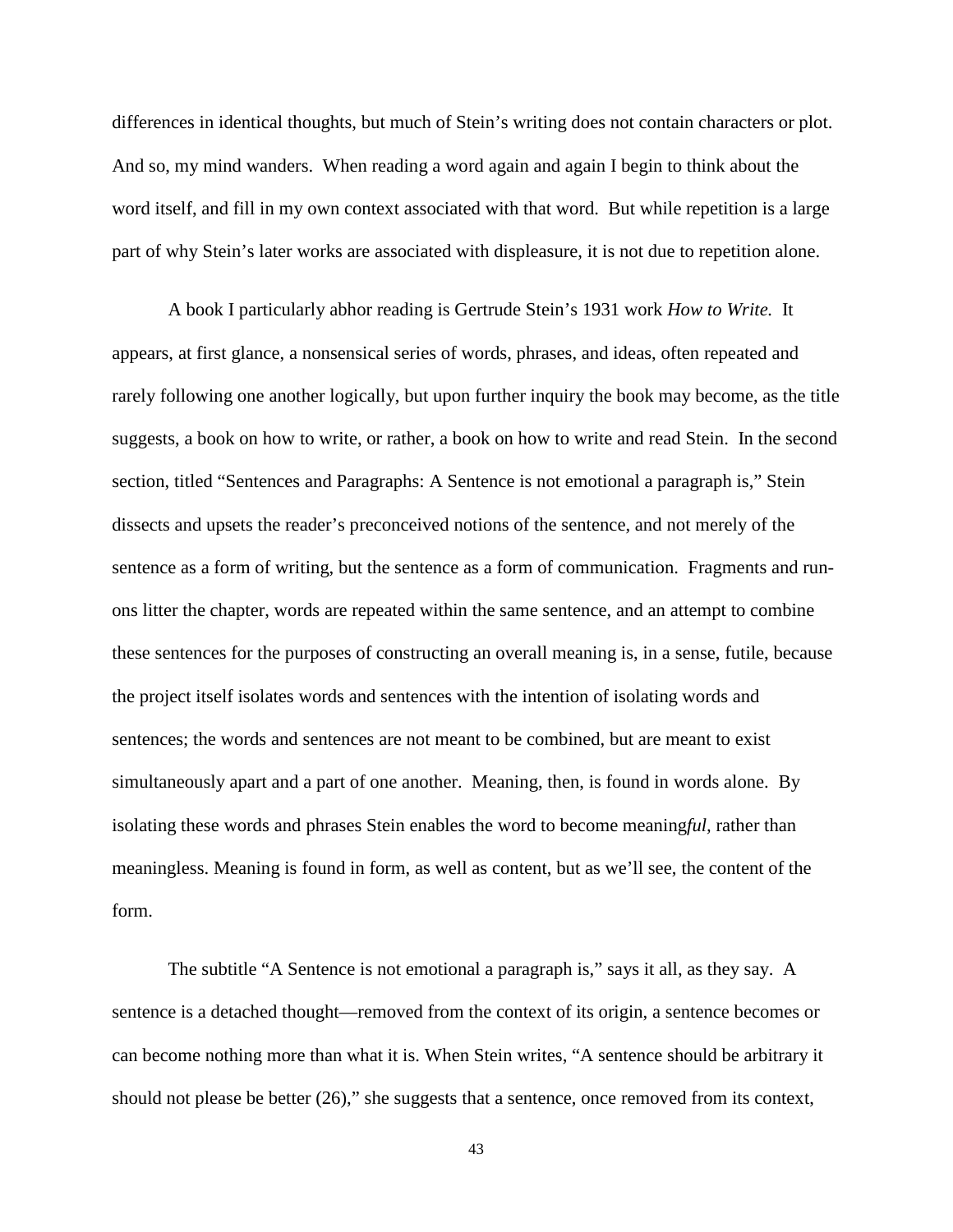differences in identical thoughts, but much of Stein's writing does not contain characters or plot. And so, my mind wanders. When reading a word again and again I begin to think about the word itself, and fill in my own context associated with that word. But while repetition is a large part of why Stein's later works are associated with displeasure, it is not due to repetition alone.

A book I particularly abhor reading is Gertrude Stein's 1931 work *How to Write.* It appears, at first glance, a nonsensical series of words, phrases, and ideas, often repeated and rarely following one another logically, but upon further inquiry the book may become, as the title suggests, a book on how to write, or rather, a book on how to write and read Stein. In the second section, titled "Sentences and Paragraphs: A Sentence is not emotional a paragraph is," Stein dissects and upsets the reader's preconceived notions of the sentence, and not merely of the sentence as a form of writing, but the sentence as a form of communication. Fragments and run-ons litter the chapter, words are repeated within the same sentence, and an attempt to combine these sentences for the purposes of constructing an overall meaning is, in a sense, futile, because the project itself isolates words and sentences with the intention of isolating words and sentences; the words and sentences are not meant to be combined, but are meant to exist simultaneously apart and a part of one another. Meaning, then, is found in words alone. By isolating these words and phrases Stein enables the word to become meaning*ful*, rather than meaningless. Meaning is found in form, as well as content, but as we'll see, the content of the form.

The subtitle "A Sentence is not emotional a paragraph is," says it all, as they say. A sentence is a detached thought—removed from the context of its origin, a sentence becomes or can become nothing more than what it is. When Stein writes, "A sentence should be arbitrary it should not please be better (26)," she suggests that a sentence, once removed from its context,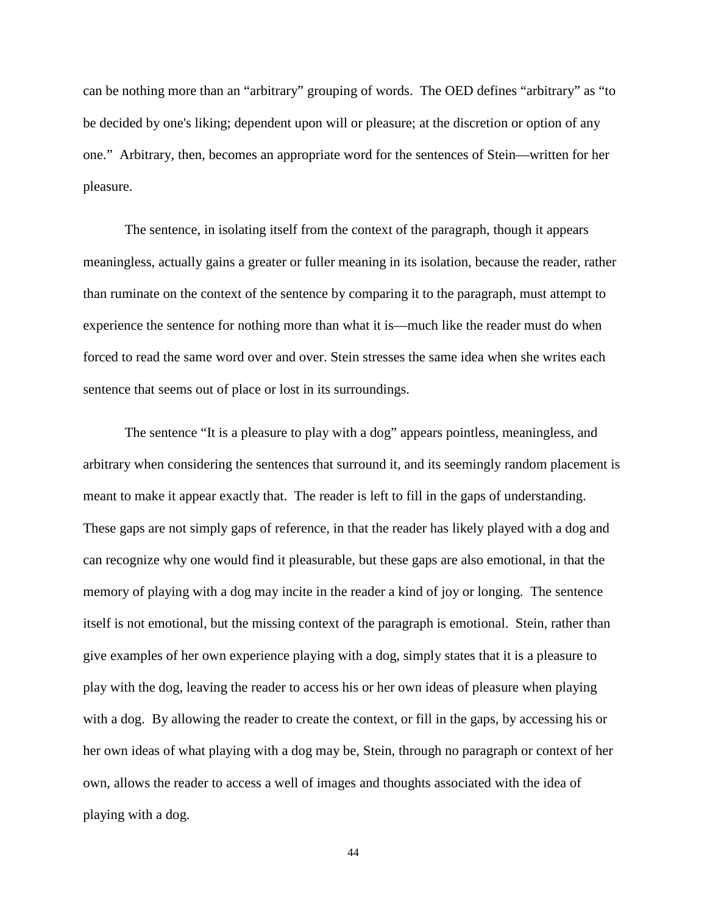can be nothing more than an "arbitrary" grouping of words. The OED defines "arbitrary" as "to be decided by one's liking; dependent upon will or pleasure; at the discretion or option of any one." Arbitrary, then, becomes an appropriate word for the sentences of Stein—written for her pleasure.

The sentence, in isolating itself from the context of the paragraph, though it appears meaningless, actually gains a greater or fuller meaning in its isolation, because the reader, rather than ruminate on the context of the sentence by comparing it to the paragraph, must attempt to experience the sentence for nothing more than what it is—much like the reader must do when forced to read the same word over and over. Stein stresses the same idea when she writes each sentence that seems out of place or lost in its surroundings.

The sentence "It is a pleasure to play with a dog" appears pointless, meaningless, and arbitrary when considering the sentences that surround it, and its seemingly random placement is meant to make it appear exactly that. The reader is left to fill in the gaps of understanding. These gaps are not simply gaps of reference, in that the reader has likely played with a dog and can recognize why one would find it pleasurable, but these gaps are also emotional, in that the memory of playing with a dog may incite in the reader a kind of joy or longing. The sentence itself is not emotional, but the missing context of the paragraph is emotional. Stein, rather than give examples of her own experience playing with a dog, simply states that it is a pleasure to play with the dog, leaving the reader to access his or her own ideas of pleasure when playing with a dog. By allowing the reader to create the context, or fill in the gaps, by accessing his or her own ideas of what playing with a dog may be, Stein, through no paragraph or context of her own, allows the reader to access a well of images and thoughts associated with the idea of playing with a dog.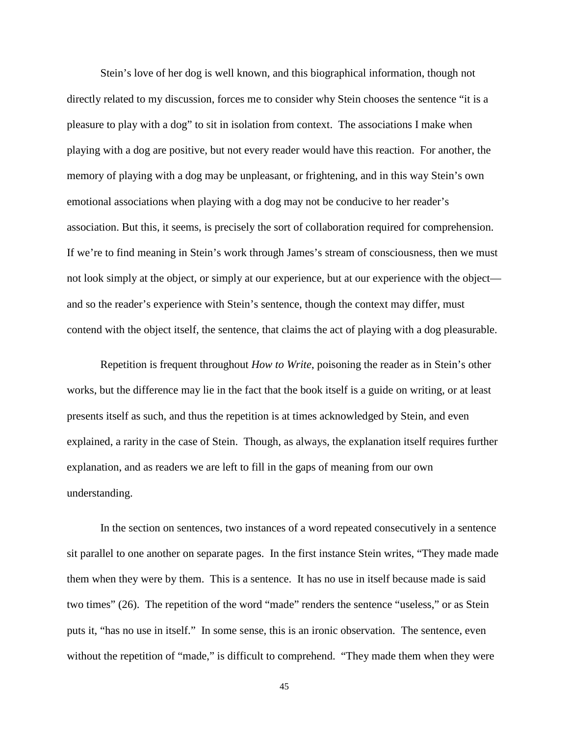Stein's love of her dog is well known, and this biographical information, though not directly related to my discussion, forces me to consider why Stein chooses the sentence "it is a pleasure to play with a dog" to sit in isolation from context. The associations I make when playing with a dog are positive, but not every reader would have this reaction. For another, the memory of playing with a dog may be unpleasant, or frightening, and in this way Stein's own emotional associations when playing with a dog may not be conducive to her reader's association. But this, it seems, is precisely the sort of collaboration required for comprehension. If we're to find meaning in Stein's work through James's stream of consciousness, then we must not look simply at the object, or simply at our experience, but at our experience with the object—and so the reader's experience with Stein's sentence, though the context may differ, must contend with the object itself, the sentence, that claims the act of playing with a dog pleasurable.

Repetition is frequent throughout *How to Write*, poisoning the reader as in Stein's other works, but the difference may lie in the fact that the book itself is a guide on writing, or at least presents itself as such, and thus the repetition is at times acknowledged by Stein, and even explained, a rarity in the case of Stein. Though, as always, the explanation itself requires further explanation, and as readers we are left to fill in the gaps of meaning from our own understanding.

In the section on sentences, two instances of a word repeated consecutively in a sentence sit parallel to one another on separate pages. In the first instance Stein writes, "They made made them when they were by them. This is a sentence. It has no use in itself because made is said two times" (26). The repetition of the word "made" renders the sentence "useless," or as Stein puts it, "has no use in itself." In some sense, this is an ironic observation. The sentence, even without the repetition of "made," is difficult to comprehend. "They made them when they were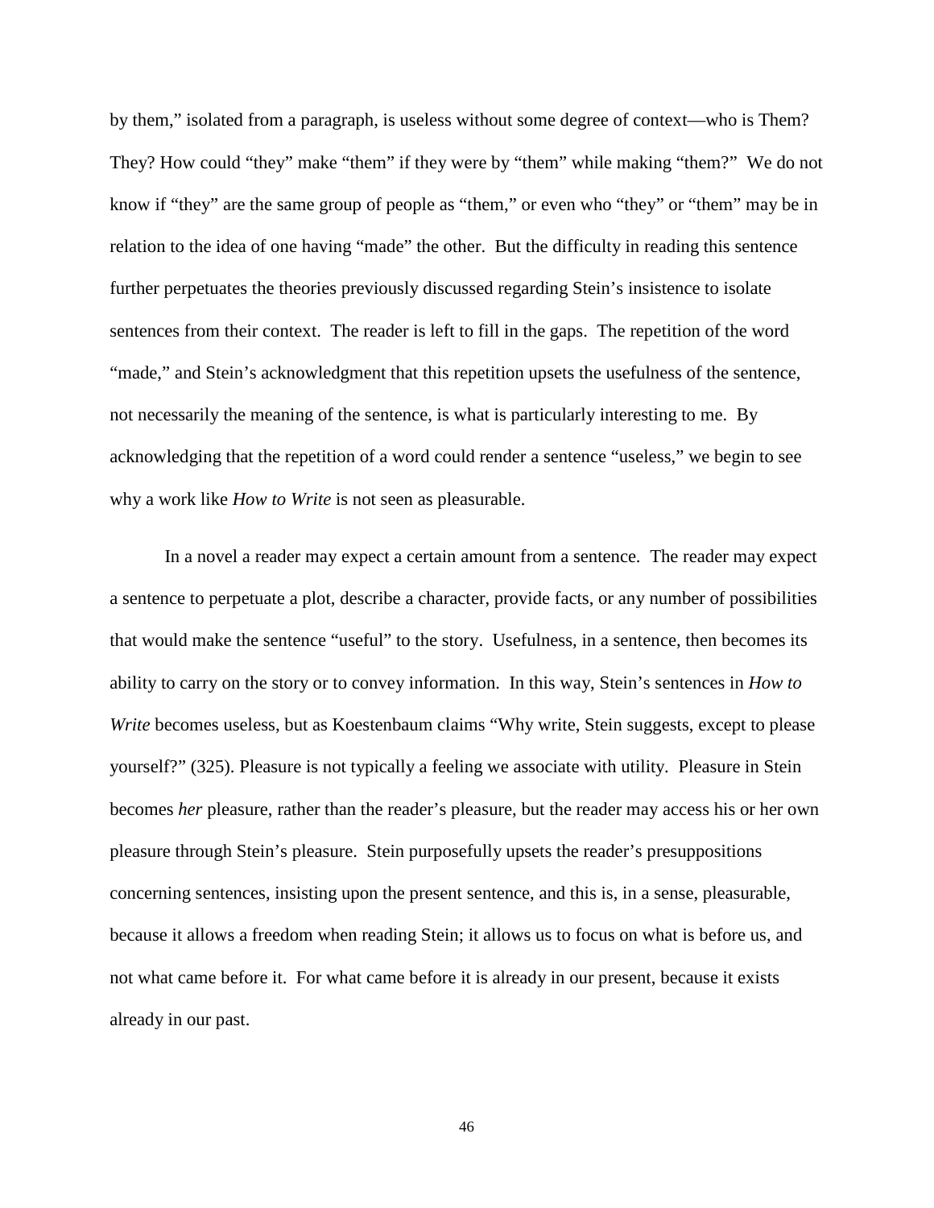by them," isolated from a paragraph, is useless without some degree of context—who is Them? They? How could "they" make "them" if they were by "them" while making "them?" We do not know if "they" are the same group of people as "them," or even who "they" or "them" may be in relation to the idea of one having "made" the other. But the difficulty in reading this sentence further perpetuates the theories previously discussed regarding Stein's insistence to isolate sentences from their context. The reader is left to fill in the gaps. The repetition of the word "made," and Stein's acknowledgment that this repetition upsets the usefulness of the sentence, not necessarily the meaning of the sentence, is what is particularly interesting to me. By acknowledging that the repetition of a word could render a sentence "useless," we begin to see why a work like *How to Write* is not seen as pleasurable.

In a novel a reader may expect a certain amount from a sentence. The reader may expect a sentence to perpetuate a plot, describe a character, provide facts, or any number of possibilities that would make the sentence "useful" to the story. Usefulness, in a sentence, then becomes its ability to carry on the story or to convey information. In this way, Stein's sentences in *How to Write* becomes useless, but as Koestenbaum claims "Why write, Stein suggests, except to please yourself?" (325). Pleasure is not typically a feeling we associate with utility. Pleasure in Stein becomes *her* pleasure, rather than the reader's pleasure, but the reader may access his or her own pleasure through Stein's pleasure. Stein purposefully upsets the reader's presuppositions concerning sentences, insisting upon the present sentence, and this is, in a sense, pleasurable, because it allows a freedom when reading Stein; it allows us to focus on what is before us, and not what came before it. For what came before it is already in our present, because it exists already in our past.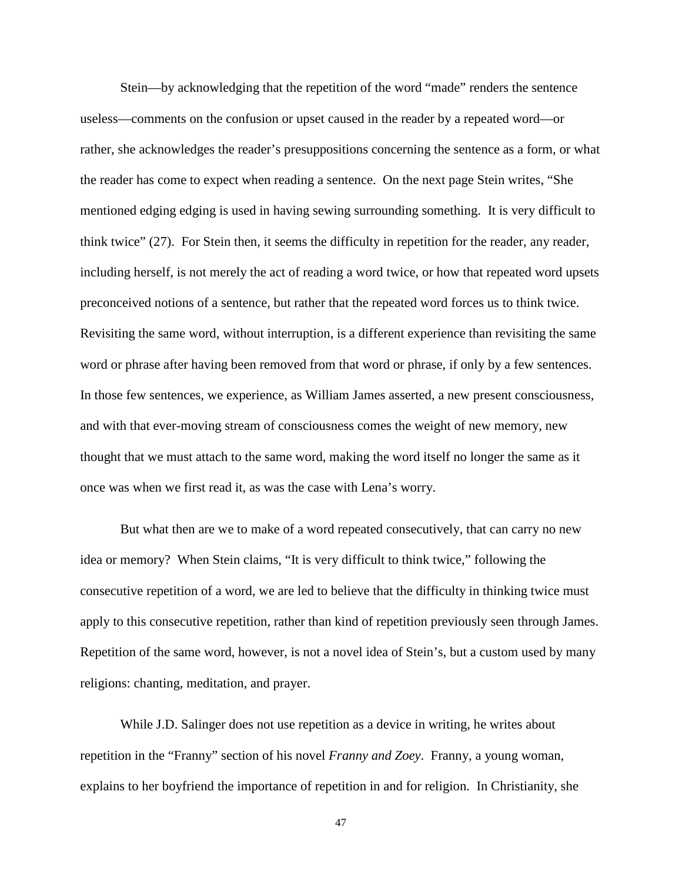Stein—by acknowledging that the repetition of the word "made" renders the sentence useless—comments on the confusion or upset caused in the reader by a repeated word—or rather, she acknowledges the reader's presuppositions concerning the sentence as a form, or what the reader has come to expect when reading a sentence. On the next page Stein writes, "She mentioned edging edging is used in having sewing surrounding something. It is very difficult to think twice" (27). For Stein then, it seems the difficulty in repetition for the reader, any reader, including herself, is not merely the act of reading a word twice, or how that repeated word upsets preconceived notions of a sentence, but rather that the repeated word forces us to think twice. Revisiting the same word, without interruption, is a different experience than revisiting the same word or phrase after having been removed from that word or phrase, if only by a few sentences. In those few sentences, we experience, as William James asserted, a new present consciousness, and with that ever-moving stream of consciousness comes the weight of new memory, new thought that we must attach to the same word, making the word itself no longer the same as it once was when we first read it, as was the case with Lena's worry.

But what then are we to make of a word repeated consecutively, that can carry no new idea or memory? When Stein claims, "It is very difficult to think twice," following the consecutive repetition of a word, we are led to believe that the difficulty in thinking twice must apply to this consecutive repetition, rather than kind of repetition previously seen through James. Repetition of the same word, however, is not a novel idea of Stein's, but a custom used by many religions: chanting, meditation, and prayer.

While J.D. Salinger does not use repetition as a device in writing, he writes about repetition in the "Franny" section of his novel *Franny and Zoey*. Franny, a young woman, explains to her boyfriend the importance of repetition in and for religion. In Christianity, she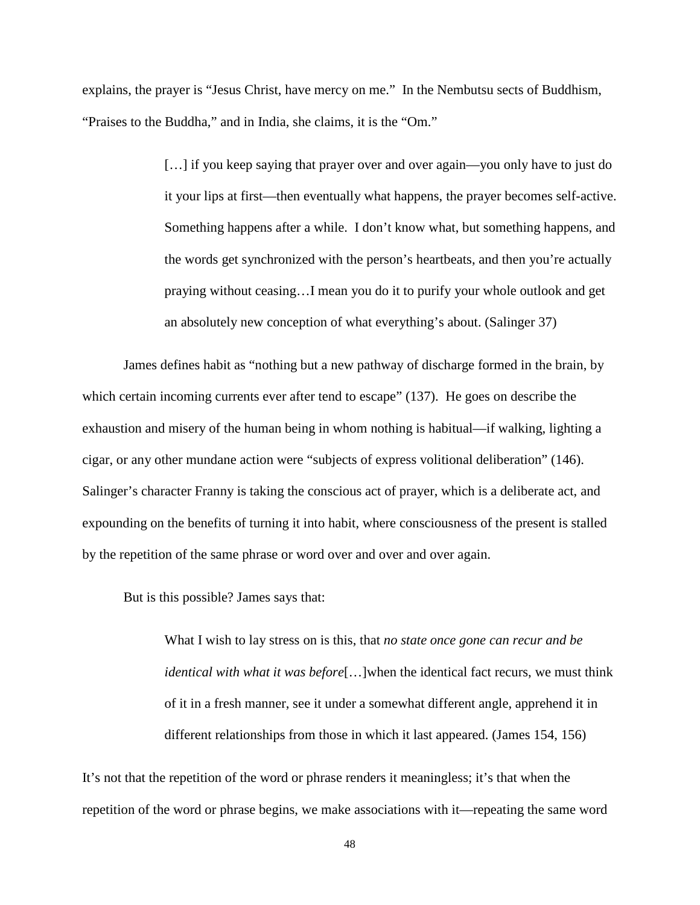explains, the prayer is “Jesus Christ, have mercy on me.” In the Nembutsu sects of Buddhism, “Praises to the Buddha,” and in India, she claims, it is the “Om.”

> […] if you keep saying that prayer over and over again—you only have to just do it your lips at first—then eventually what happens, the prayer becomes self-active. Something happens after a while. I don’t know what, but something happens, and the words get synchronized with the person’s heartbeats, and then you’re actually praying without ceasing…I mean you do it to purify your whole outlook and get an absolutely new conception of what everything’s about. (Salinger 37)

James defines habit as “nothing but a new pathway of discharge formed in the brain, by which certain incoming currents ever after tend to escape” (137). He goes on describe the exhaustion and misery of the human being in whom nothing is habitual—if walking, lighting a cigar, or any other mundane action were “subjects of express volitional deliberation” (146). Salinger’s character Franny is taking the conscious act of prayer, which is a deliberate act, and expounding on the benefits of turning it into habit, where consciousness of the present is stalled by the repetition of the same phrase or word over and over and over again.

But is this possible? James says that:

> What I wish to lay stress on is this, that *no state once gone can recur and be identical with what it was before*[…]when the identical fact recurs, we must think of it in a fresh manner, see it under a somewhat different angle, apprehend it in different relationships from those in which it last appeared. (James 154, 156)

It’s not that the repetition of the word or phrase renders it meaningless; it’s that when the repetition of the word or phrase begins, we make associations with it—repeating the same word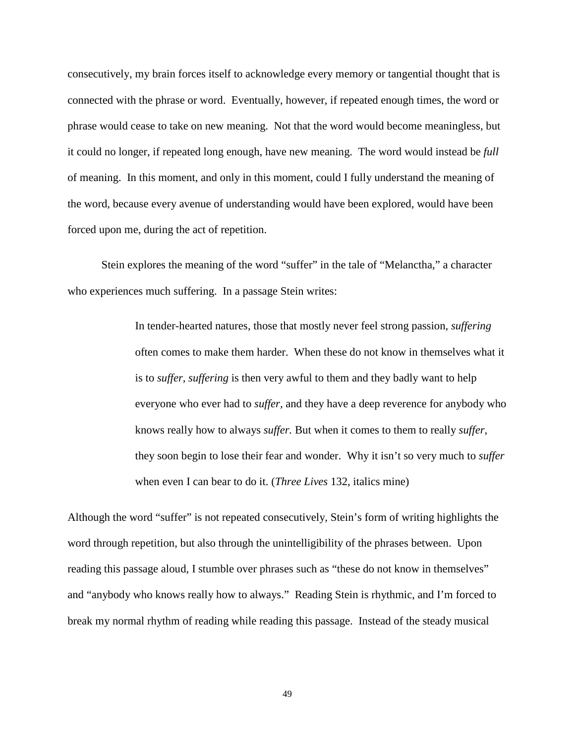consecutively, my brain forces itself to acknowledge every memory or tangential thought that is connected with the phrase or word. Eventually, however, if repeated enough times, the word or phrase would cease to take on new meaning. Not that the word would become meaningless, but it could no longer, if repeated long enough, have new meaning. The word would instead be *full* of meaning. In this moment, and only in this moment, could I fully understand the meaning of the word, because every avenue of understanding would have been explored, would have been forced upon me, during the act of repetition.

Stein explores the meaning of the word "suffer" in the tale of "Melanctha," a character who experiences much suffering. In a passage Stein writes:

> In tender-hearted natures, those that mostly never feel strong passion, *suffering* often comes to make them harder. When these do not know in themselves what it is to *suffer*, *suffering* is then very awful to them and they badly want to help everyone who ever had to *suffer*, and they have a deep reverence for anybody who knows really how to always *suffer*. But when it comes to them to really *suffer*, they soon begin to lose their fear and wonder. Why it isn't so very much to *suffer* when even I can bear to do it. (*Three Lives* 132, italics mine)

Although the word "suffer" is not repeated consecutively, Stein's form of writing highlights the word through repetition, but also through the unintelligibility of the phrases between. Upon reading this passage aloud, I stumble over phrases such as "these do not know in themselves" and "anybody who knows really how to always." Reading Stein is rhythmic, and I'm forced to break my normal rhythm of reading while reading this passage. Instead of the steady musical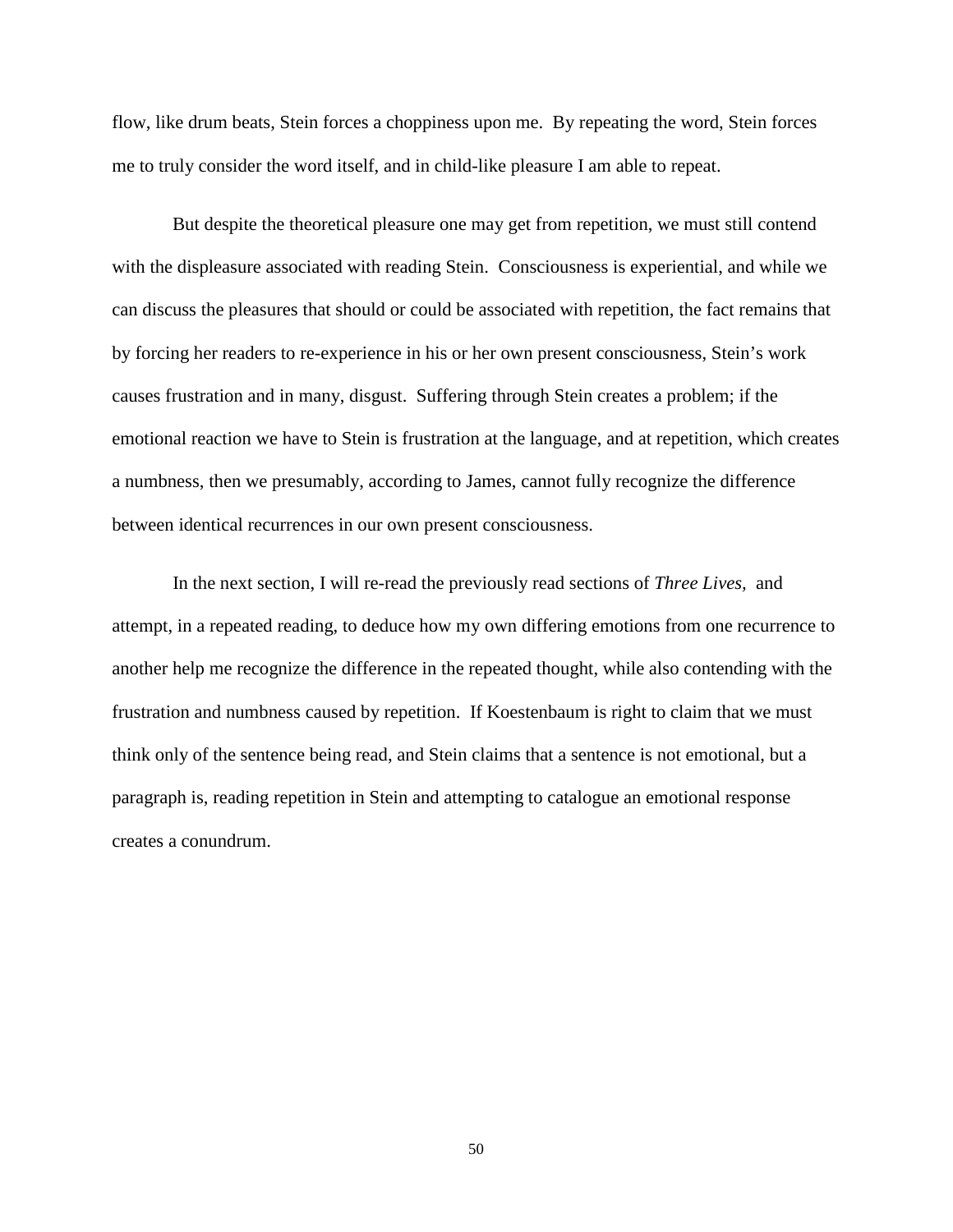flow, like drum beats, Stein forces a choppiness upon me. By repeating the word, Stein forces me to truly consider the word itself, and in child-like pleasure I am able to repeat.

But despite the theoretical pleasure one may get from repetition, we must still contend with the displeasure associated with reading Stein. Consciousness is experiential, and while we can discuss the pleasures that should or could be associated with repetition, the fact remains that by forcing her readers to re-experience in his or her own present consciousness, Stein's work causes frustration and in many, disgust. Suffering through Stein creates a problem; if the emotional reaction we have to Stein is frustration at the language, and at repetition, which creates a numbness, then we presumably, according to James, cannot fully recognize the difference between identical recurrences in our own present consciousness.

In the next section, I will re-read the previously read sections of *Three Lives,* and attempt, in a repeated reading, to deduce how my own differing emotions from one recurrence to another help me recognize the difference in the repeated thought, while also contending with the frustration and numbness caused by repetition. If Koestenbaum is right to claim that we must think only of the sentence being read, and Stein claims that a sentence is not emotional, but a paragraph is, reading repetition in Stein and attempting to catalogue an emotional response creates a conundrum.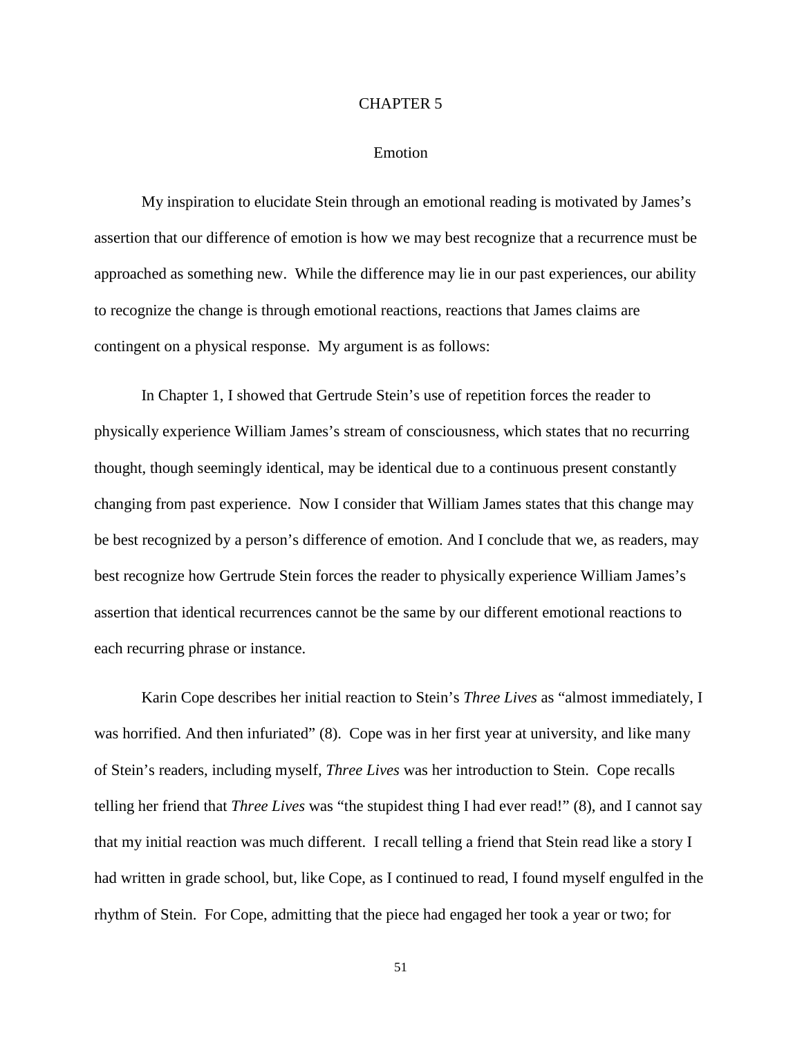# CHAPTER 5

## Emotion

My inspiration to elucidate Stein through an emotional reading is motivated by James's assertion that our difference of emotion is how we may best recognize that a recurrence must be approached as something new. While the difference may lie in our past experiences, our ability to recognize the change is through emotional reactions, reactions that James claims are contingent on a physical response. My argument is as follows:

In Chapter 1, I showed that Gertrude Stein's use of repetition forces the reader to physically experience William James's stream of consciousness, which states that no recurring thought, though seemingly identical, may be identical due to a continuous present constantly changing from past experience. Now I consider that William James states that this change may be best recognized by a person's difference of emotion. And I conclude that we, as readers, may best recognize how Gertrude Stein forces the reader to physically experience William James's assertion that identical recurrences cannot be the same by our different emotional reactions to each recurring phrase or instance.

Karin Cope describes her initial reaction to Stein's *Three Lives* as "almost immediately, I was horrified. And then infuriated" (8). Cope was in her first year at university, and like many of Stein's readers, including myself, *Three Lives* was her introduction to Stein. Cope recalls telling her friend that *Three Lives* was "the stupidest thing I had ever read!" (8), and I cannot say that my initial reaction was much different. I recall telling a friend that Stein read like a story I had written in grade school, but, like Cope, as I continued to read, I found myself engulfed in the rhythm of Stein. For Cope, admitting that the piece had engaged her took a year or two; for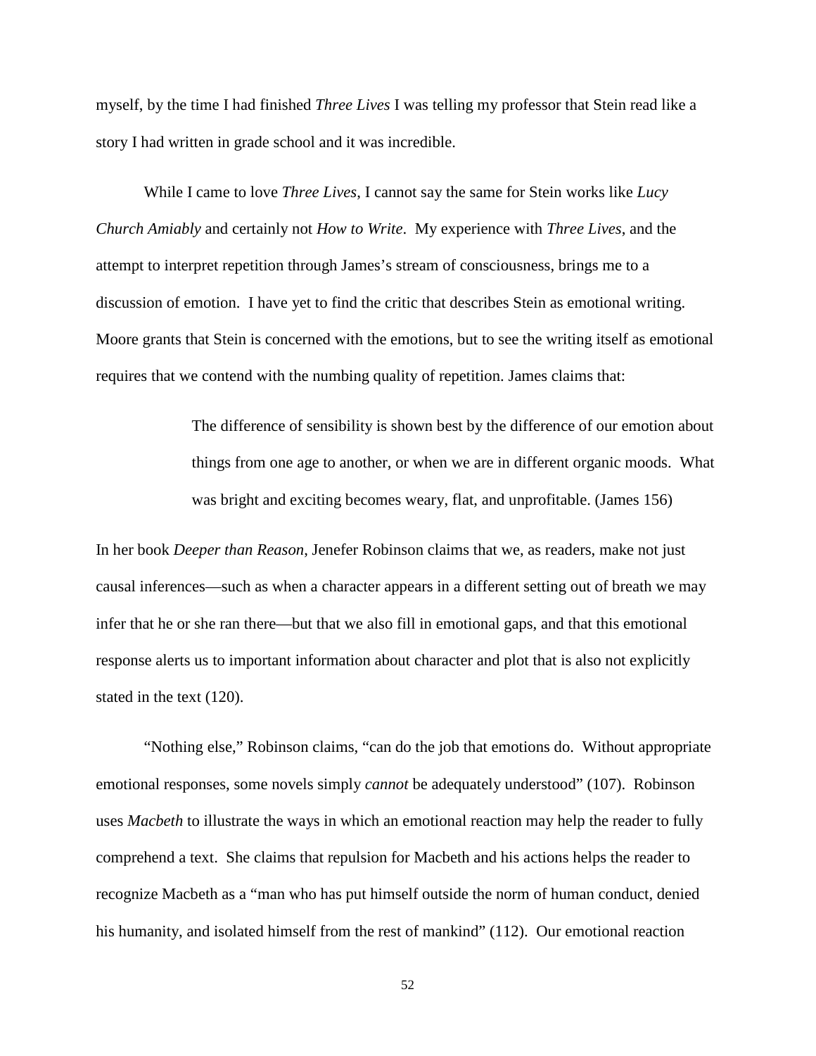myself, by the time I had finished *Three Lives* I was telling my professor that Stein read like a story I had written in grade school and it was incredible.

While I came to love *Three Lives*, I cannot say the same for Stein works like *Lucy Church Amiably* and certainly not *How to Write*. My experience with *Three Lives*, and the attempt to interpret repetition through James's stream of consciousness, brings me to a discussion of emotion. I have yet to find the critic that describes Stein as emotional writing. Moore grants that Stein is concerned with the emotions, but to see the writing itself as emotional requires that we contend with the numbing quality of repetition. James claims that:

> The difference of sensibility is shown best by the difference of our emotion about things from one age to another, or when we are in different organic moods. What was bright and exciting becomes weary, flat, and unprofitable. (James 156)

In her book *Deeper than Reason*, Jenefer Robinson claims that we, as readers, make not just causal inferences—such as when a character appears in a different setting out of breath we may infer that he or she ran there—but that we also fill in emotional gaps, and that this emotional response alerts us to important information about character and plot that is also not explicitly stated in the text (120).

"Nothing else," Robinson claims, "can do the job that emotions do. Without appropriate emotional responses, some novels simply *cannot* be adequately understood" (107). Robinson uses *Macbeth* to illustrate the ways in which an emotional reaction may help the reader to fully comprehend a text. She claims that repulsion for Macbeth and his actions helps the reader to recognize Macbeth as a "man who has put himself outside the norm of human conduct, denied his humanity, and isolated himself from the rest of mankind" (112). Our emotional reaction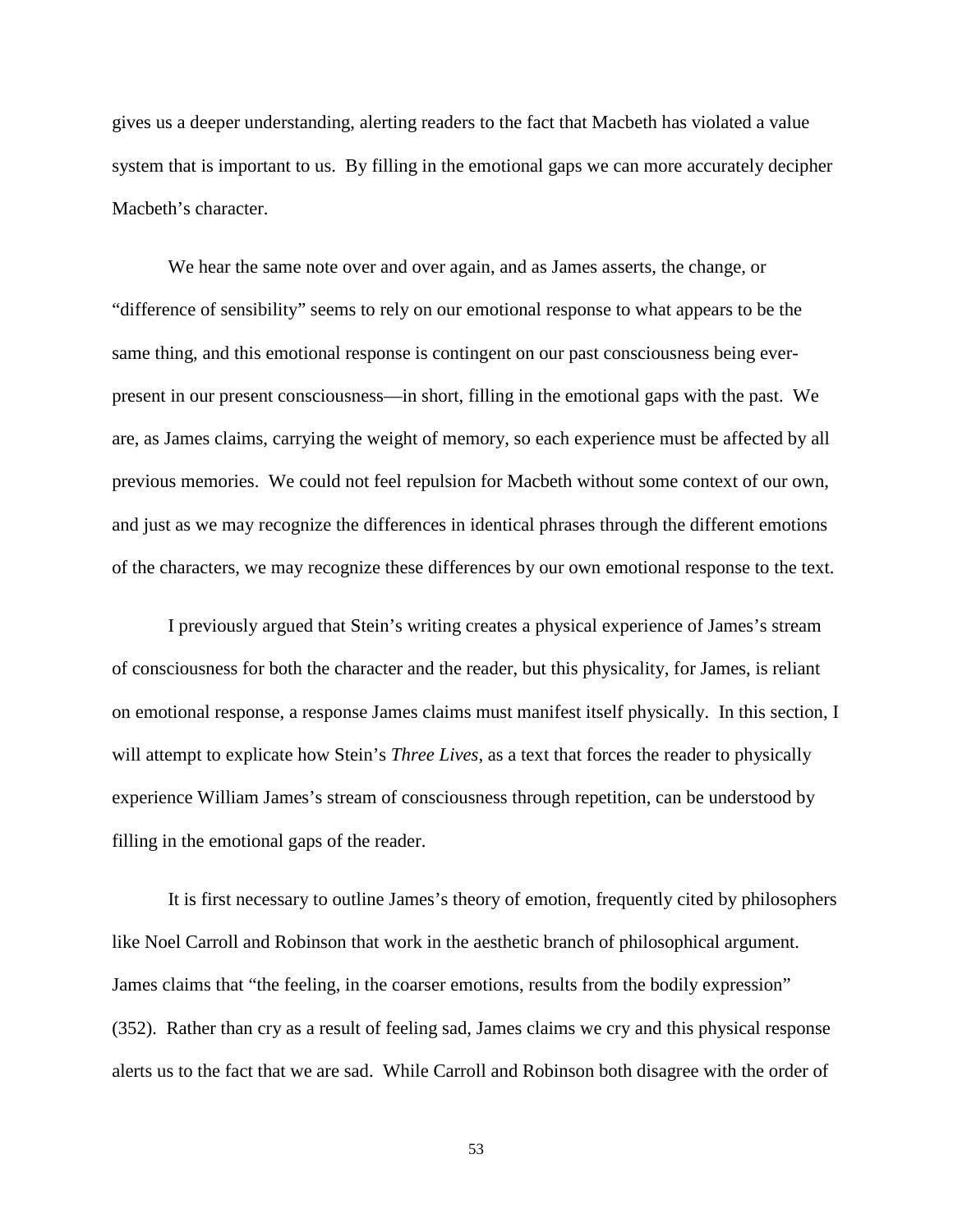gives us a deeper understanding, alerting readers to the fact that Macbeth has violated a value system that is important to us. By filling in the emotional gaps we can more accurately decipher Macbeth's character.

We hear the same note over and over again, and as James asserts, the change, or "difference of sensibility" seems to rely on our emotional response to what appears to be the same thing, and this emotional response is contingent on our past consciousness being ever-present in our present consciousness—in short, filling in the emotional gaps with the past. We are, as James claims, carrying the weight of memory, so each experience must be affected by all previous memories. We could not feel repulsion for Macbeth without some context of our own, and just as we may recognize the differences in identical phrases through the different emotions of the characters, we may recognize these differences by our own emotional response to the text.

I previously argued that Stein's writing creates a physical experience of James's stream of consciousness for both the character and the reader, but this physicality, for James, is reliant on emotional response, a response James claims must manifest itself physically. In this section, I will attempt to explicate how Stein's *Three Lives*, as a text that forces the reader to physically experience William James's stream of consciousness through repetition, can be understood by filling in the emotional gaps of the reader.

It is first necessary to outline James's theory of emotion, frequently cited by philosophers like Noel Carroll and Robinson that work in the aesthetic branch of philosophical argument. James claims that "the feeling, in the coarser emotions, results from the bodily expression" (352). Rather than cry as a result of feeling sad, James claims we cry and this physical response alerts us to the fact that we are sad. While Carroll and Robinson both disagree with the order of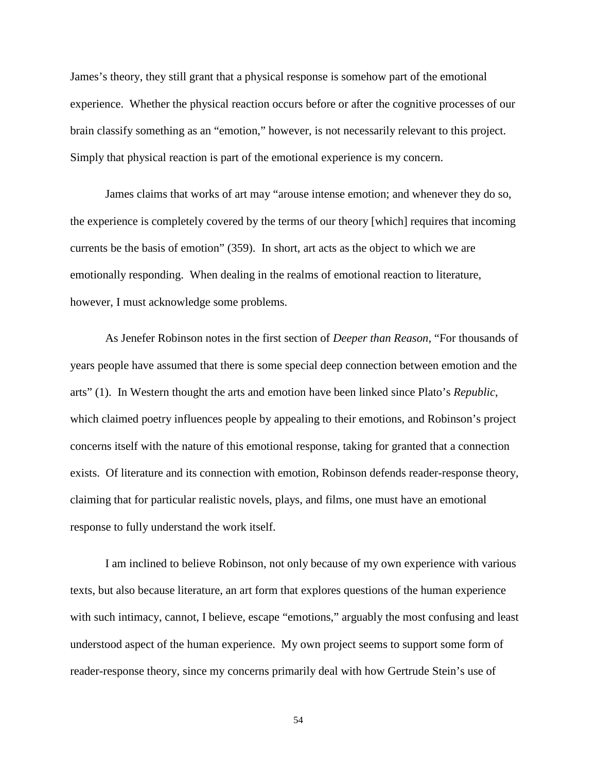James's theory, they still grant that a physical response is somehow part of the emotional experience. Whether the physical reaction occurs before or after the cognitive processes of our brain classify something as an "emotion," however, is not necessarily relevant to this project. Simply that physical reaction is part of the emotional experience is my concern.

James claims that works of art may "arouse intense emotion; and whenever they do so, the experience is completely covered by the terms of our theory [which] requires that incoming currents be the basis of emotion" (359). In short, art acts as the object to which we are emotionally responding. When dealing in the realms of emotional reaction to literature, however, I must acknowledge some problems.

As Jenefer Robinson notes in the first section of *Deeper than Reason*, "For thousands of years people have assumed that there is some special deep connection between emotion and the arts" (1). In Western thought the arts and emotion have been linked since Plato's *Republic*, which claimed poetry influences people by appealing to their emotions, and Robinson's project concerns itself with the nature of this emotional response, taking for granted that a connection exists. Of literature and its connection with emotion, Robinson defends reader-response theory, claiming that for particular realistic novels, plays, and films, one must have an emotional response to fully understand the work itself.

I am inclined to believe Robinson, not only because of my own experience with various texts, but also because literature, an art form that explores questions of the human experience with such intimacy, cannot, I believe, escape "emotions," arguably the most confusing and least understood aspect of the human experience. My own project seems to support some form of reader-response theory, since my concerns primarily deal with how Gertrude Stein's use of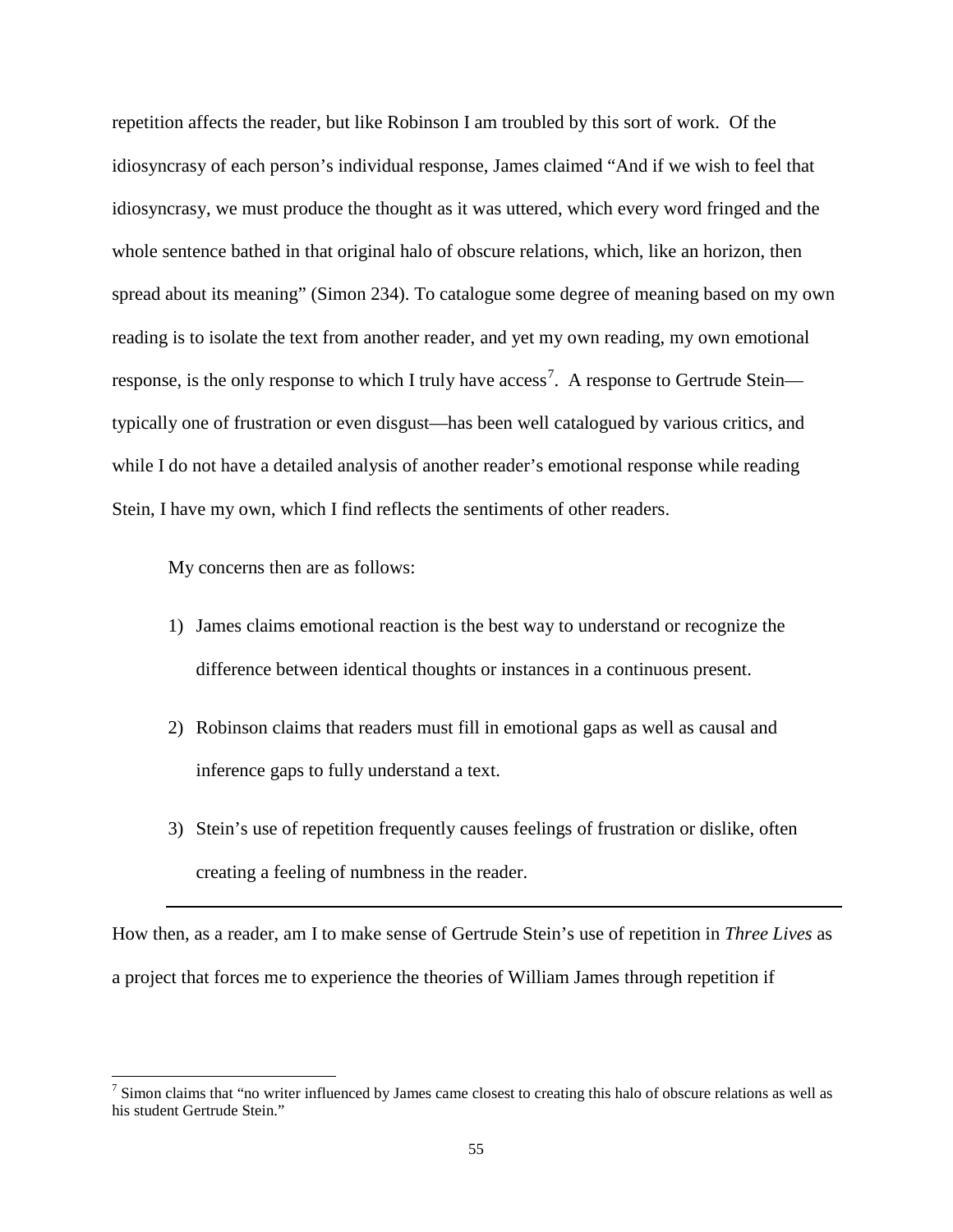repetition affects the reader, but like Robinson I am troubled by this sort of work. Of the idiosyncrasy of each person's individual response, James claimed "And if we wish to feel that idiosyncrasy, we must produce the thought as it was uttered, which every word fringed and the whole sentence bathed in that original halo of obscure relations, which, like an horizon, then spread about its meaning" (Simon 234). To catalogue some degree of meaning based on my own reading is to isolate the text from another reader, and yet my own reading, my own emotional response, is the only response to which I truly have access[7]. A response to Gertrude Stein—typically one of frustration or even disgust—has been well catalogued by various critics, and while I do not have a detailed analysis of another reader's emotional response while reading Stein, I have my own, which I find reflects the sentiments of other readers.

My concerns then are as follows:

1) James claims emotional reaction is the best way to understand or recognize the difference between identical thoughts or instances in a continuous present.
2) Robinson claims that readers must fill in emotional gaps as well as causal and inference gaps to fully understand a text.
3) Stein's use of repetition frequently causes feelings of frustration or dislike, often creating a feeling of numbness in the reader.

---

How then, as a reader, am I to make sense of Gertrude Stein's use of repetition in *Three Lives* as a project that forces me to experience the theories of William James through repetition if

[7] Simon claims that "no writer influenced by James came closest to creating this halo of obscure relations as well as his student Gertrude Stein."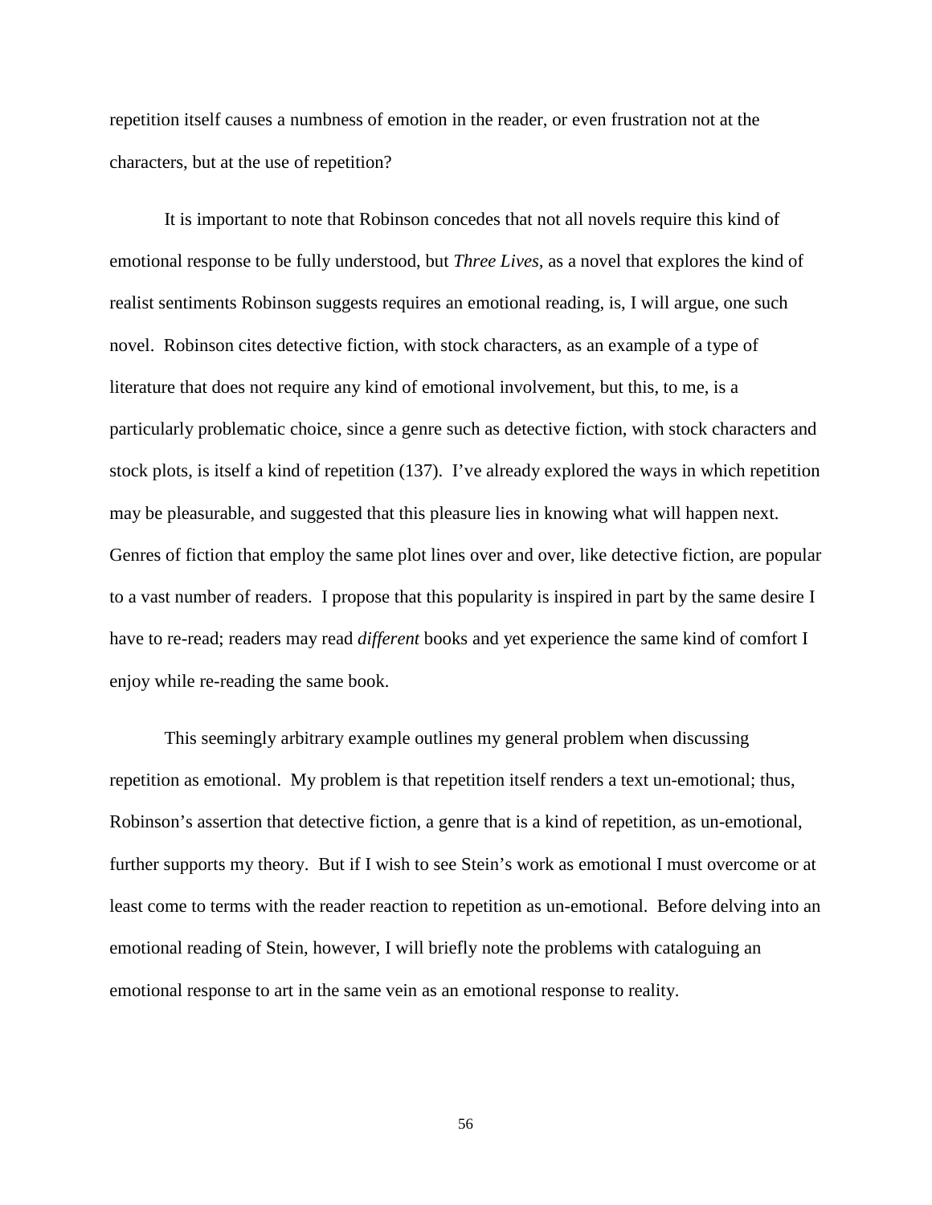repetition itself causes a numbness of emotion in the reader, or even frustration not at the characters, but at the use of repetition?

It is important to note that Robinson concedes that not all novels require this kind of emotional response to be fully understood, but *Three Lives,* as a novel that explores the kind of realist sentiments Robinson suggests requires an emotional reading, is, I will argue, one such novel. Robinson cites detective fiction, with stock characters, as an example of a type of literature that does not require any kind of emotional involvement, but this, to me, is a particularly problematic choice, since a genre such as detective fiction, with stock characters and stock plots, is itself a kind of repetition (137). I've already explored the ways in which repetition may be pleasurable, and suggested that this pleasure lies in knowing what will happen next. Genres of fiction that employ the same plot lines over and over, like detective fiction, are popular to a vast number of readers. I propose that this popularity is inspired in part by the same desire I have to re-read; readers may read *different* books and yet experience the same kind of comfort I enjoy while re-reading the same book.

This seemingly arbitrary example outlines my general problem when discussing repetition as emotional. My problem is that repetition itself renders a text un-emotional; thus, Robinson's assertion that detective fiction, a genre that is a kind of repetition, as un-emotional, further supports my theory. But if I wish to see Stein's work as emotional I must overcome or at least come to terms with the reader reaction to repetition as un-emotional. Before delving into an emotional reading of Stein, however, I will briefly note the problems with cataloguing an emotional response to art in the same vein as an emotional response to reality.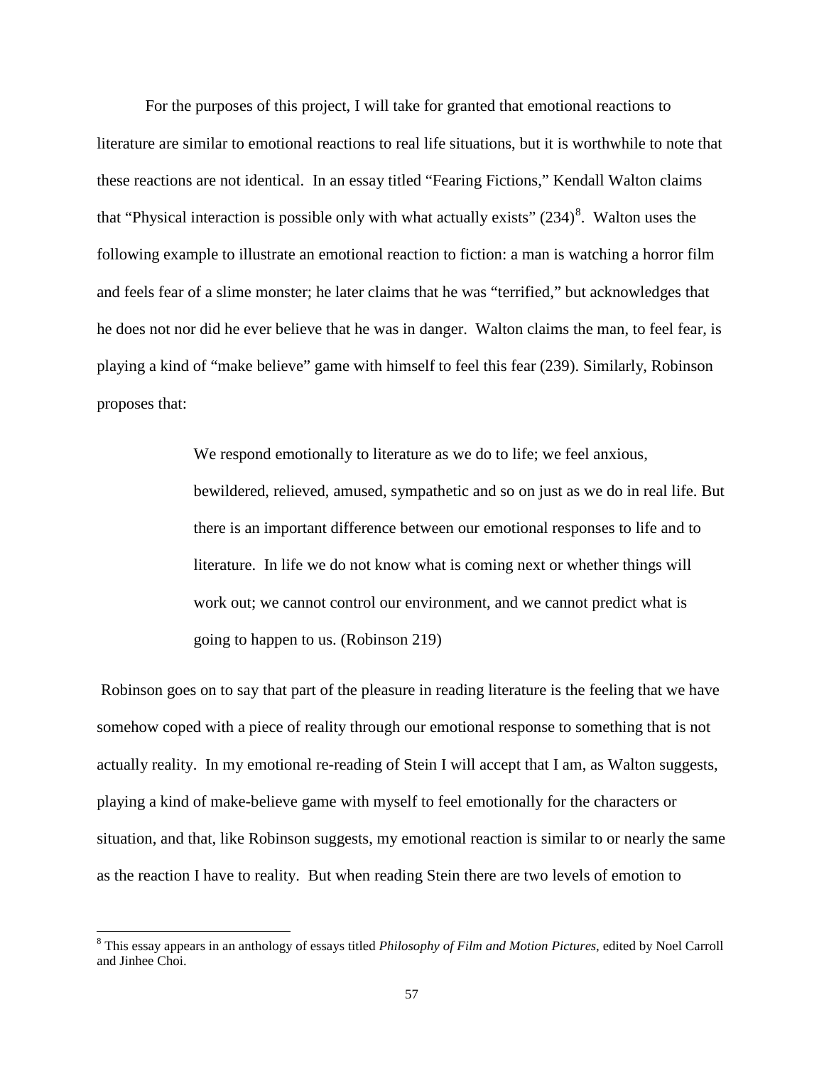For the purposes of this project, I will take for granted that emotional reactions to literature are similar to emotional reactions to real life situations, but it is worthwhile to note that these reactions are not identical. In an essay titled "Fearing Fictions," Kendall Walton claims that "Physical interaction is possible only with what actually exists" (234)[8]. Walton uses the following example to illustrate an emotional reaction to fiction: a man is watching a horror film and feels fear of a slime monster; he later claims that he was "terrified," but acknowledges that he does not nor did he ever believe that he was in danger. Walton claims the man, to feel fear, is playing a kind of "make believe" game with himself to feel this fear (239). Similarly, Robinson proposes that:

> We respond emotionally to literature as we do to life; we feel anxious, bewildered, relieved, amused, sympathetic and so on just as we do in real life. But there is an important difference between our emotional responses to life and to literature. In life we do not know what is coming next or whether things will work out; we cannot control our environment, and we cannot predict what is going to happen to us. (Robinson 219)

Robinson goes on to say that part of the pleasure in reading literature is the feeling that we have somehow coped with a piece of reality through our emotional response to something that is not actually reality. In my emotional re-reading of Stein I will accept that I am, as Walton suggests, playing a kind of make-believe game with myself to feel emotionally for the characters or situation, and that, like Robinson suggests, my emotional reaction is similar to or nearly the same as the reaction I have to reality. But when reading Stein there are two levels of emotion to

---

[8] This essay appears in an anthology of essays titled *Philosophy of Film and Motion Pictures,* edited by Noel Carroll and Jinhee Choi.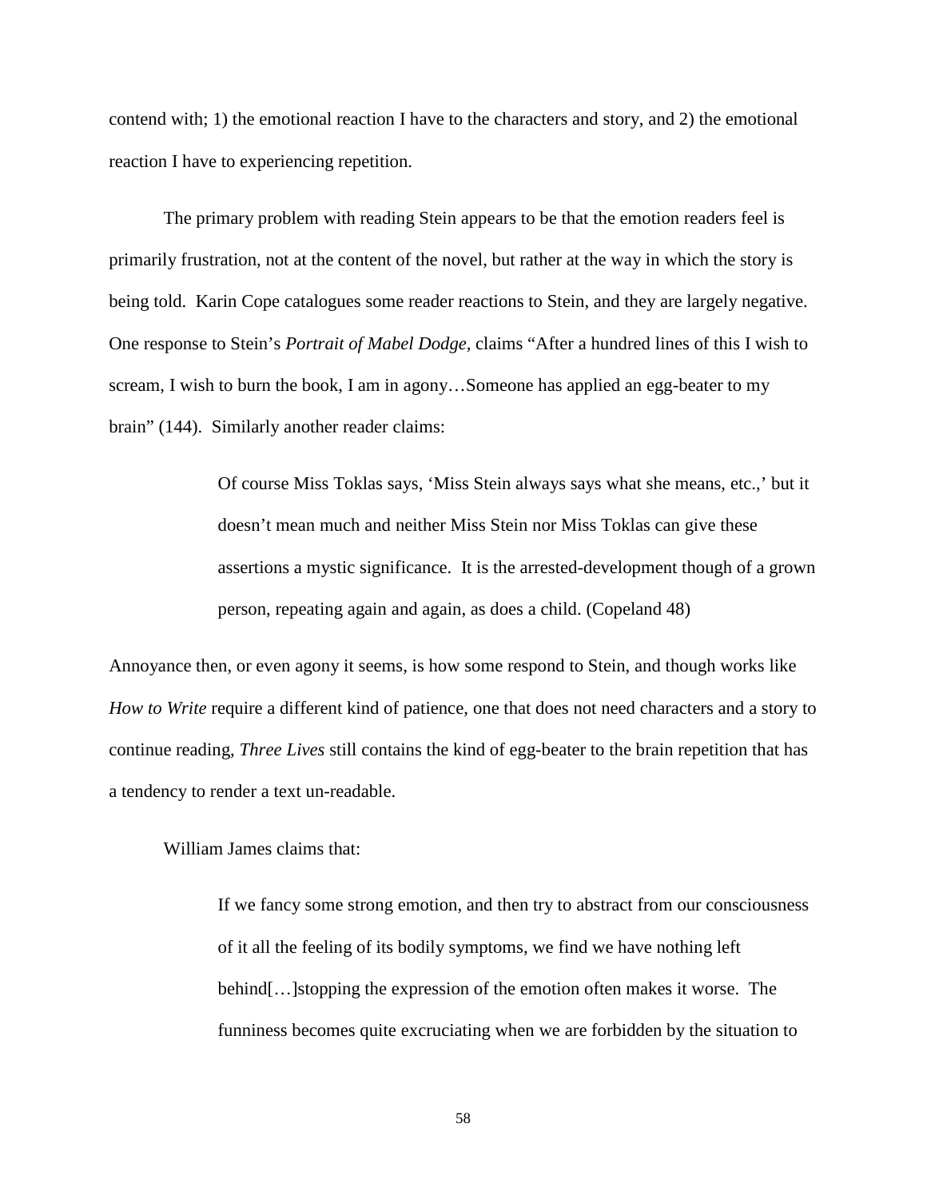contend with; 1) the emotional reaction I have to the characters and story, and 2) the emotional reaction I have to experiencing repetition.

The primary problem with reading Stein appears to be that the emotion readers feel is primarily frustration, not at the content of the novel, but rather at the way in which the story is being told. Karin Cope catalogues some reader reactions to Stein, and they are largely negative. One response to Stein's *Portrait of Mabel Dodge,* claims "After a hundred lines of this I wish to scream, I wish to burn the book, I am in agony…Someone has applied an egg-beater to my brain" (144). Similarly another reader claims:

> Of course Miss Toklas says, 'Miss Stein always says what she means, etc.,' but it doesn't mean much and neither Miss Stein nor Miss Toklas can give these assertions a mystic significance. It is the arrested-development though of a grown person, repeating again and again, as does a child. (Copeland 48)

Annoyance then, or even agony it seems, is how some respond to Stein, and though works like *How to Write* require a different kind of patience, one that does not need characters and a story to continue reading, *Three Lives* still contains the kind of egg-beater to the brain repetition that has a tendency to render a text un-readable.

William James claims that:

> If we fancy some strong emotion, and then try to abstract from our consciousness of it all the feeling of its bodily symptoms, we find we have nothing left behind[…]stopping the expression of the emotion often makes it worse. The funniness becomes quite excruciating when we are forbidden by the situation to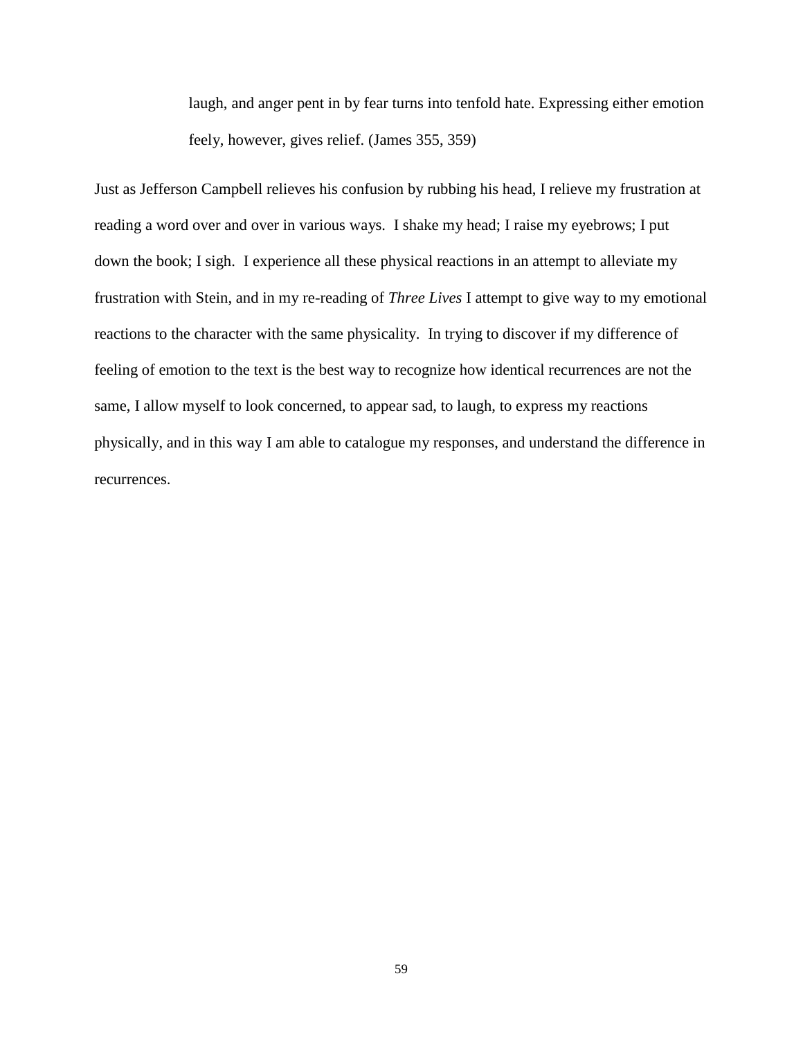> laugh, and anger pent in by fear turns into tenfold hate. Expressing either emotion feely, however, gives relief. (James 355, 359)

Just as Jefferson Campbell relieves his confusion by rubbing his head, I relieve my frustration at reading a word over and over in various ways. I shake my head; I raise my eyebrows; I put down the book; I sigh. I experience all these physical reactions in an attempt to alleviate my frustration with Stein, and in my re-reading of *Three Lives* I attempt to give way to my emotional reactions to the character with the same physicality. In trying to discover if my difference of feeling of emotion to the text is the best way to recognize how identical recurrences are not the same, I allow myself to look concerned, to appear sad, to laugh, to express my reactions physically, and in this way I am able to catalogue my responses, and understand the difference in recurrences.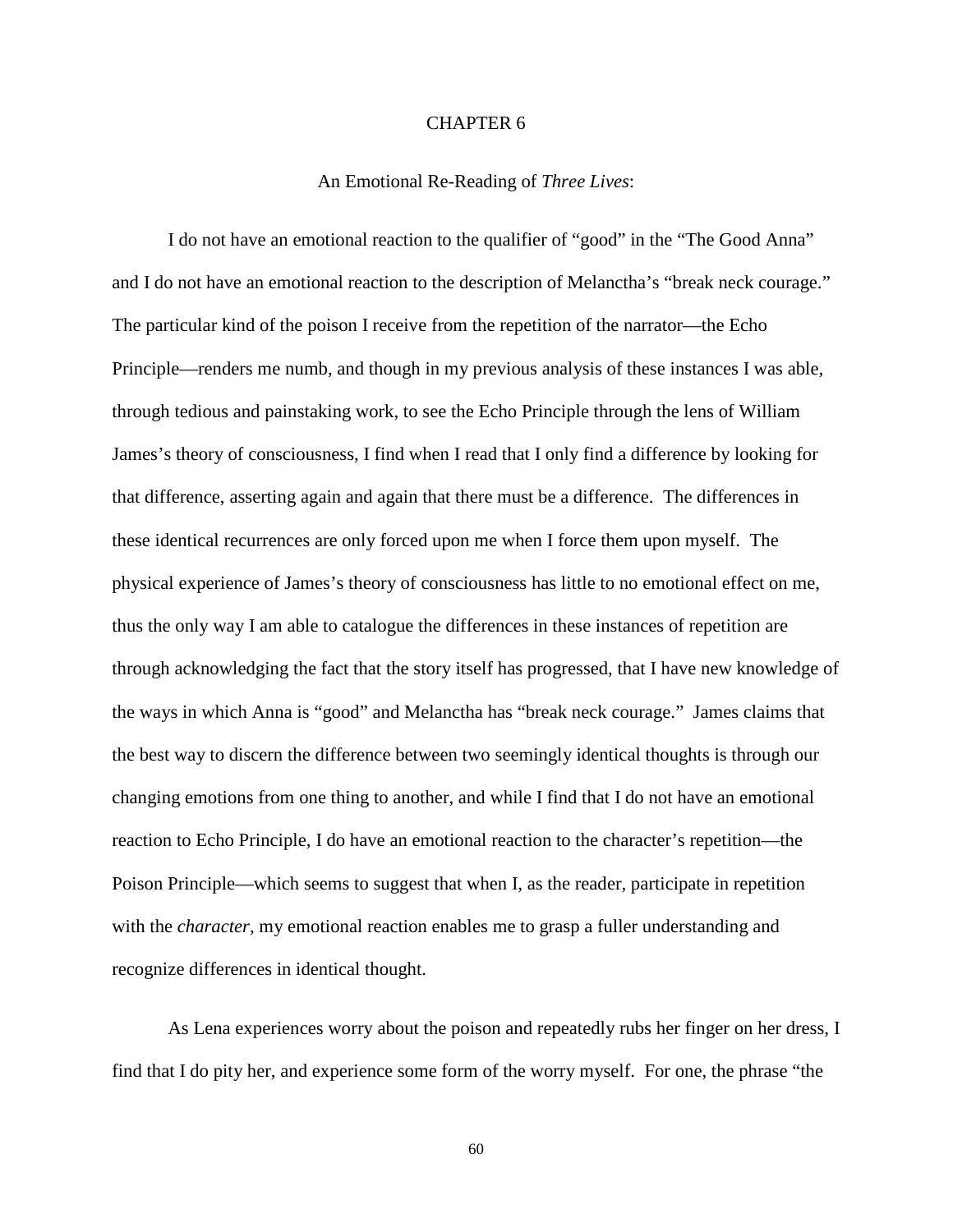# CHAPTER 6

## An Emotional Re-Reading of *Three Lives*:

I do not have an emotional reaction to the qualifier of "good" in the "The Good Anna" and I do not have an emotional reaction to the description of Melanctha's "break neck courage." The particular kind of the poison I receive from the repetition of the narrator—the Echo Principle—renders me numb, and though in my previous analysis of these instances I was able, through tedious and painstaking work, to see the Echo Principle through the lens of William James's theory of consciousness, I find when I read that I only find a difference by looking for that difference, asserting again and again that there must be a difference. The differences in these identical recurrences are only forced upon me when I force them upon myself. The physical experience of James's theory of consciousness has little to no emotional effect on me, thus the only way I am able to catalogue the differences in these instances of repetition are through acknowledging the fact that the story itself has progressed, that I have new knowledge of the ways in which Anna is "good" and Melanctha has "break neck courage." James claims that the best way to discern the difference between two seemingly identical thoughts is through our changing emotions from one thing to another, and while I find that I do not have an emotional reaction to Echo Principle, I do have an emotional reaction to the character's repetition—the Poison Principle—which seems to suggest that when I, as the reader, participate in repetition with the *character*, my emotional reaction enables me to grasp a fuller understanding and recognize differences in identical thought.

As Lena experiences worry about the poison and repeatedly rubs her finger on her dress, I find that I do pity her, and experience some form of the worry myself. For one, the phrase "the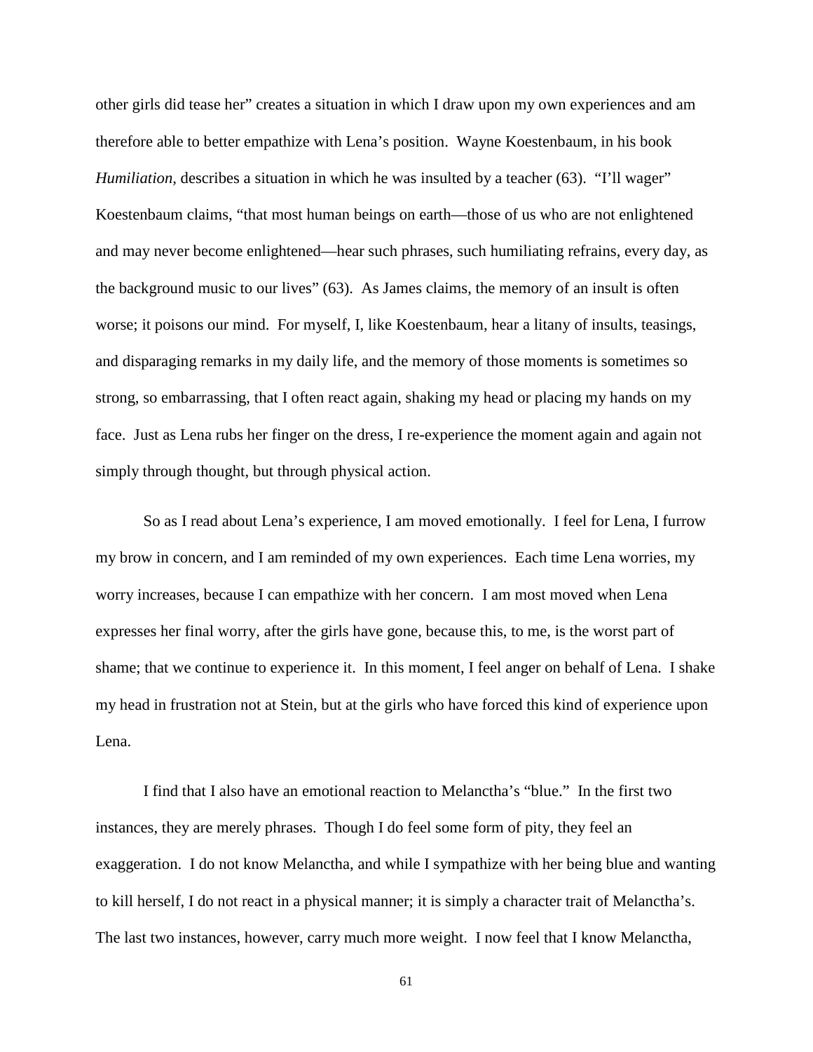other girls did tease her" creates a situation in which I draw upon my own experiences and am therefore able to better empathize with Lena's position. Wayne Koestenbaum, in his book *Humiliation,* describes a situation in which he was insulted by a teacher (63). "I'll wager" Koestenbaum claims, "that most human beings on earth—those of us who are not enlightened and may never become enlightened—hear such phrases, such humiliating refrains, every day, as the background music to our lives" (63). As James claims, the memory of an insult is often worse; it poisons our mind. For myself, I, like Koestenbaum, hear a litany of insults, teasings, and disparaging remarks in my daily life, and the memory of those moments is sometimes so strong, so embarrassing, that I often react again, shaking my head or placing my hands on my face. Just as Lena rubs her finger on the dress, I re-experience the moment again and again not simply through thought, but through physical action.

So as I read about Lena's experience, I am moved emotionally. I feel for Lena, I furrow my brow in concern, and I am reminded of my own experiences. Each time Lena worries, my worry increases, because I can empathize with her concern. I am most moved when Lena expresses her final worry, after the girls have gone, because this, to me, is the worst part of shame; that we continue to experience it. In this moment, I feel anger on behalf of Lena. I shake my head in frustration not at Stein, but at the girls who have forced this kind of experience upon Lena.

I find that I also have an emotional reaction to Melanctha's "blue." In the first two instances, they are merely phrases. Though I do feel some form of pity, they feel an exaggeration. I do not know Melanctha, and while I sympathize with her being blue and wanting to kill herself, I do not react in a physical manner; it is simply a character trait of Melanctha's. The last two instances, however, carry much more weight. I now feel that I know Melanctha,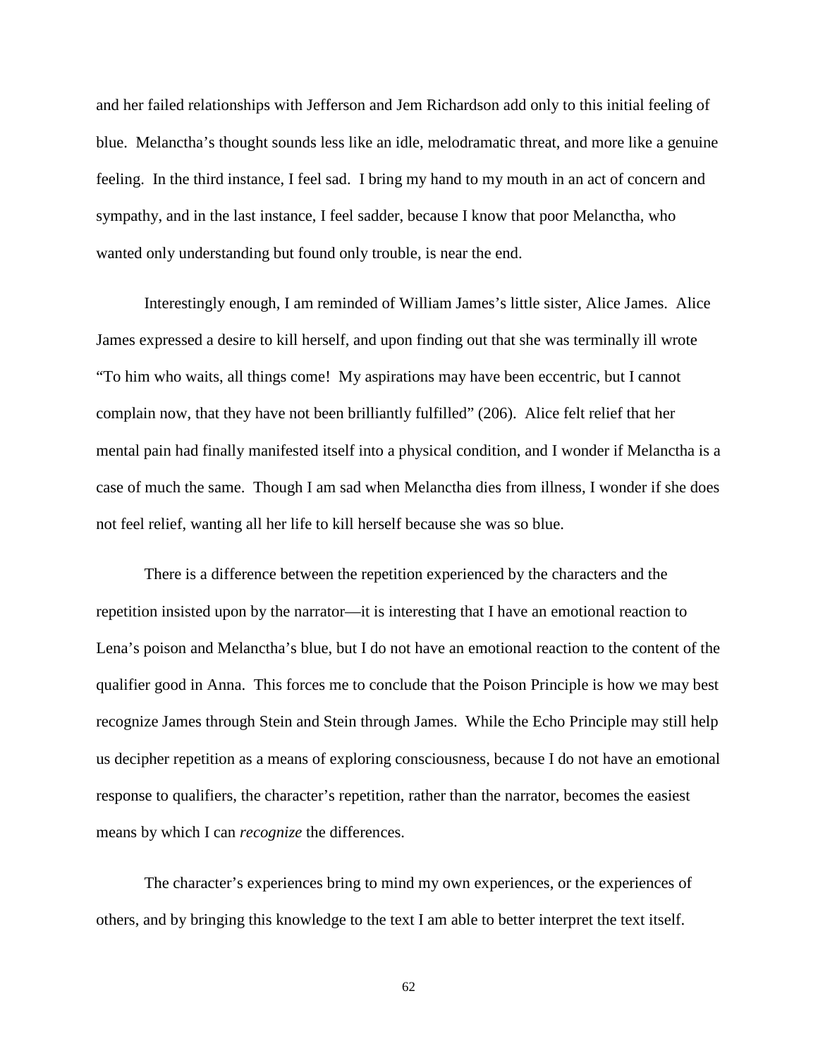and her failed relationships with Jefferson and Jem Richardson add only to this initial feeling of blue. Melanctha's thought sounds less like an idle, melodramatic threat, and more like a genuine feeling. In the third instance, I feel sad. I bring my hand to my mouth in an act of concern and sympathy, and in the last instance, I feel sadder, because I know that poor Melanctha, who wanted only understanding but found only trouble, is near the end.

Interestingly enough, I am reminded of William James's little sister, Alice James. Alice James expressed a desire to kill herself, and upon finding out that she was terminally ill wrote "To him who waits, all things come! My aspirations may have been eccentric, but I cannot complain now, that they have not been brilliantly fulfilled" (206). Alice felt relief that her mental pain had finally manifested itself into a physical condition, and I wonder if Melanctha is a case of much the same. Though I am sad when Melanctha dies from illness, I wonder if she does not feel relief, wanting all her life to kill herself because she was so blue.

There is a difference between the repetition experienced by the characters and the repetition insisted upon by the narrator—it is interesting that I have an emotional reaction to Lena's poison and Melanctha's blue, but I do not have an emotional reaction to the content of the qualifier good in Anna. This forces me to conclude that the Poison Principle is how we may best recognize James through Stein and Stein through James. While the Echo Principle may still help us decipher repetition as a means of exploring consciousness, because I do not have an emotional response to qualifiers, the character's repetition, rather than the narrator, becomes the easiest means by which I can *recognize* the differences.

The character's experiences bring to mind my own experiences, or the experiences of others, and by bringing this knowledge to the text I am able to better interpret the text itself.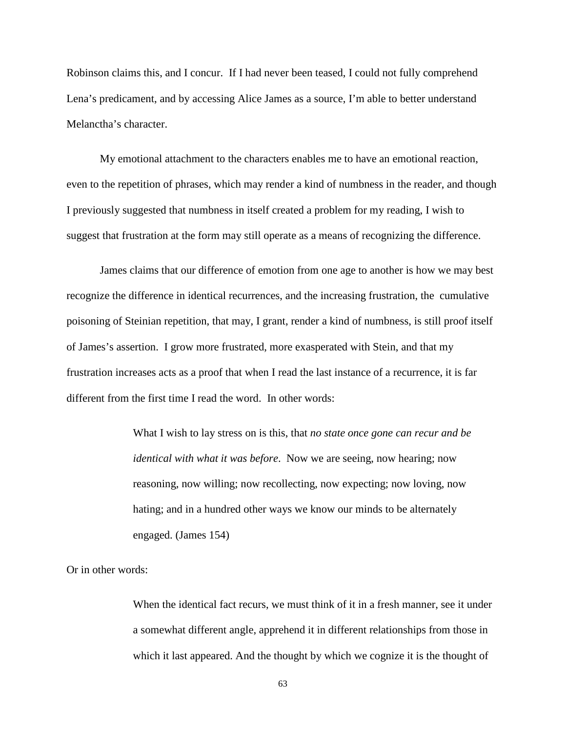Robinson claims this, and I concur. If I had never been teased, I could not fully comprehend Lena's predicament, and by accessing Alice James as a source, I'm able to better understand Melanctha's character.

My emotional attachment to the characters enables me to have an emotional reaction, even to the repetition of phrases, which may render a kind of numbness in the reader, and though I previously suggested that numbness in itself created a problem for my reading, I wish to suggest that frustration at the form may still operate as a means of recognizing the difference.

James claims that our difference of emotion from one age to another is how we may best recognize the difference in identical recurrences, and the increasing frustration, the cumulative poisoning of Steinian repetition, that may, I grant, render a kind of numbness, is still proof itself of James's assertion. I grow more frustrated, more exasperated with Stein, and that my frustration increases acts as a proof that when I read the last instance of a recurrence, it is far different from the first time I read the word. In other words:

> What I wish to lay stress on is this, that *no state once gone can recur and be identical with what it was before*. Now we are seeing, now hearing; now reasoning, now willing; now recollecting, now expecting; now loving, now hating; and in a hundred other ways we know our minds to be alternately engaged. (James 154)

Or in other words:

> When the identical fact recurs, we must think of it in a fresh manner, see it under a somewhat different angle, apprehend it in different relationships from those in which it last appeared. And the thought by which we cognize it is the thought of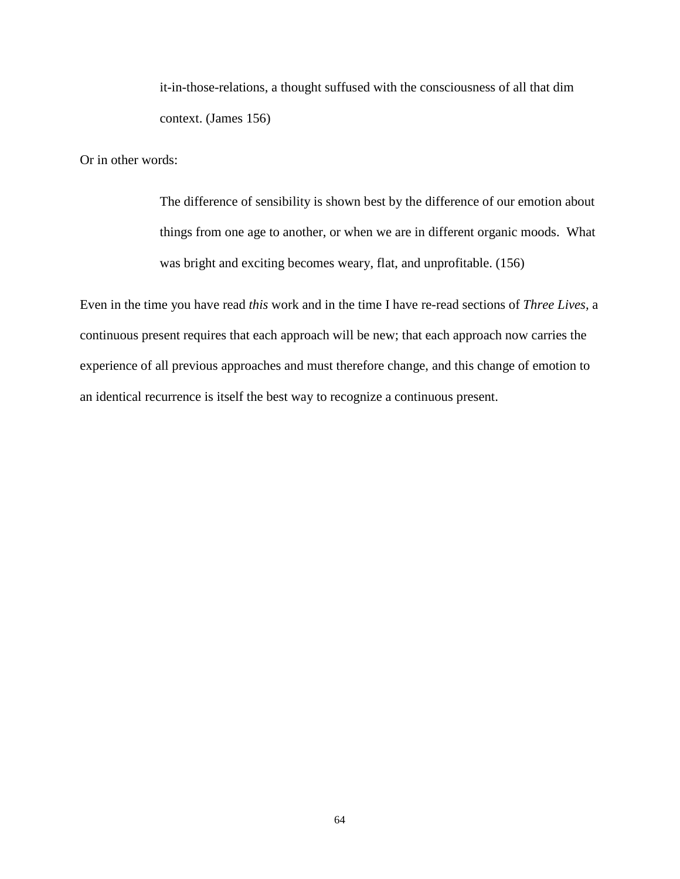> it-in-those-relations, a thought suffused with the consciousness of all that dim context. (James 156)

Or in other words:

> The difference of sensibility is shown best by the difference of our emotion about things from one age to another, or when we are in different organic moods. What was bright and exciting becomes weary, flat, and unprofitable. (156)

Even in the time you have read *this* work and in the time I have re-read sections of *Three Lives,* a continuous present requires that each approach will be new; that each approach now carries the experience of all previous approaches and must therefore change, and this change of emotion to an identical recurrence is itself the best way to recognize a continuous present.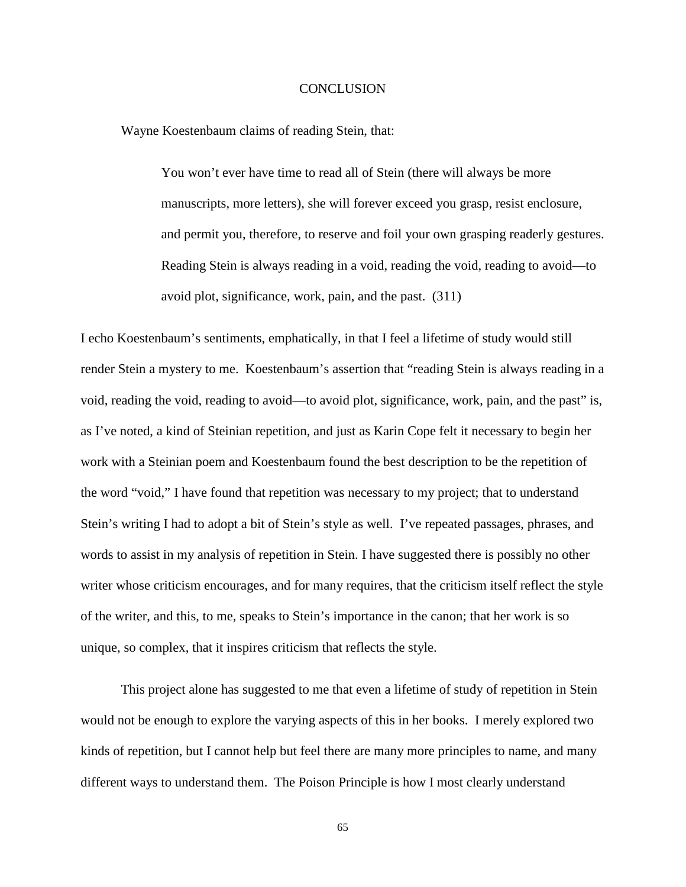# CONCLUSION

Wayne Koestenbaum claims of reading Stein, that:

> You won't ever have time to read all of Stein (there will always be more manuscripts, more letters), she will forever exceed you grasp, resist enclosure, and permit you, therefore, to reserve and foil your own grasping readerly gestures. Reading Stein is always reading in a void, reading the void, reading to avoid—to avoid plot, significance, work, pain, and the past. (311)

I echo Koestenbaum's sentiments, emphatically, in that I feel a lifetime of study would still render Stein a mystery to me. Koestenbaum's assertion that "reading Stein is always reading in a void, reading the void, reading to avoid—to avoid plot, significance, work, pain, and the past" is, as I've noted, a kind of Steinian repetition, and just as Karin Cope felt it necessary to begin her work with a Steinian poem and Koestenbaum found the best description to be the repetition of the word "void," I have found that repetition was necessary to my project; that to understand Stein's writing I had to adopt a bit of Stein's style as well. I've repeated passages, phrases, and words to assist in my analysis of repetition in Stein. I have suggested there is possibly no other writer whose criticism encourages, and for many requires, that the criticism itself reflect the style of the writer, and this, to me, speaks to Stein's importance in the canon; that her work is so unique, so complex, that it inspires criticism that reflects the style.

This project alone has suggested to me that even a lifetime of study of repetition in Stein would not be enough to explore the varying aspects of this in her books. I merely explored two kinds of repetition, but I cannot help but feel there are many more principles to name, and many different ways to understand them. The Poison Principle is how I most clearly understand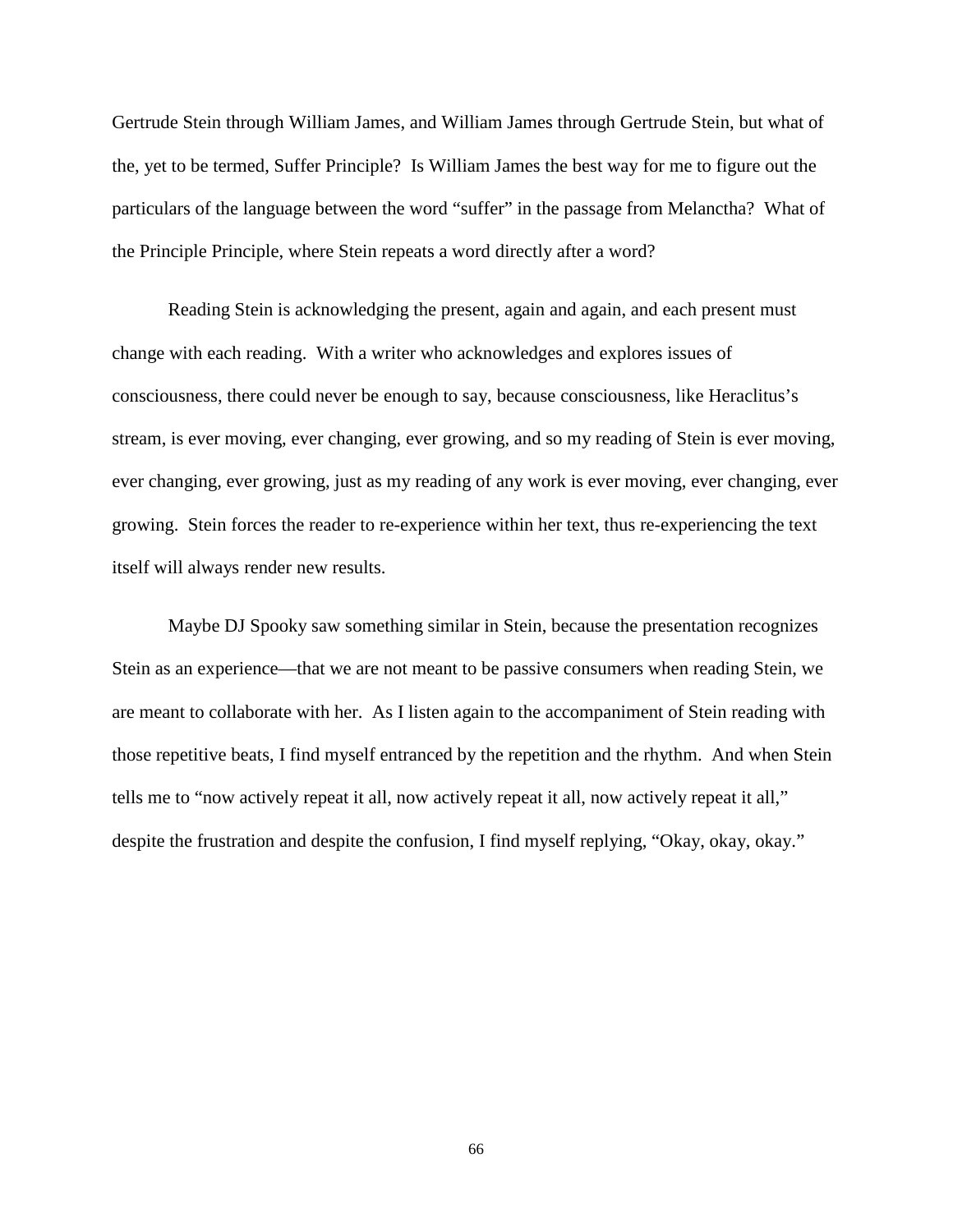Gertrude Stein through William James, and William James through Gertrude Stein, but what of the, yet to be termed, Suffer Principle? Is William James the best way for me to figure out the particulars of the language between the word "suffer" in the passage from Melanctha? What of the Principle Principle, where Stein repeats a word directly after a word?

Reading Stein is acknowledging the present, again and again, and each present must change with each reading. With a writer who acknowledges and explores issues of consciousness, there could never be enough to say, because consciousness, like Heraclitus's stream, is ever moving, ever changing, ever growing, and so my reading of Stein is ever moving, ever changing, ever growing, just as my reading of any work is ever moving, ever changing, ever growing. Stein forces the reader to re-experience within her text, thus re-experiencing the text itself will always render new results.

Maybe DJ Spooky saw something similar in Stein, because the presentation recognizes Stein as an experience—that we are not meant to be passive consumers when reading Stein, we are meant to collaborate with her. As I listen again to the accompaniment of Stein reading with those repetitive beats, I find myself entranced by the repetition and the rhythm. And when Stein tells me to "now actively repeat it all, now actively repeat it all, now actively repeat it all," despite the frustration and despite the confusion, I find myself replying, "Okay, okay, okay."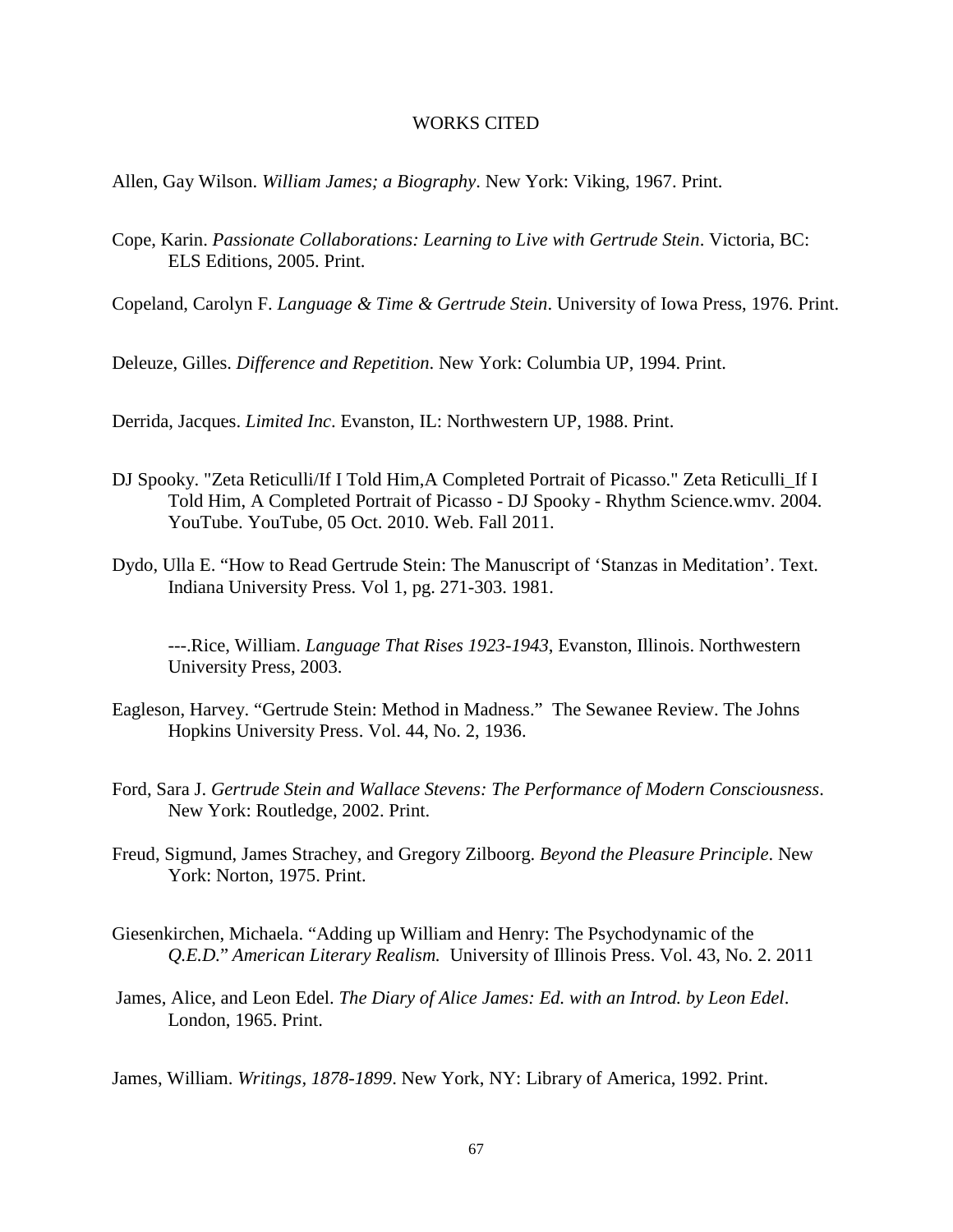# WORKS CITED

Allen, Gay Wilson. *William James; a Biography*. New York: Viking, 1967. Print.

Cope, Karin. *Passionate Collaborations: Learning to Live with Gertrude Stein*. Victoria, BC: ELS Editions, 2005. Print.

Copeland, Carolyn F. *Language & Time & Gertrude Stein*. University of Iowa Press, 1976. Print.

Deleuze, Gilles. *Difference and Repetition*. New York: Columbia UP, 1994. Print.

Derrida, Jacques. *Limited Inc*. Evanston, IL: Northwestern UP, 1988. Print.

DJ Spooky. "Zeta Reticulli/If I Told Him,A Completed Portrait of Picasso." Zeta Reticulli_If I Told Him, A Completed Portrait of Picasso - DJ Spooky - Rhythm Science.wmv. 2004. YouTube. YouTube, 05 Oct. 2010. Web. Fall 2011.

Dydo, Ulla E. "How to Read Gertrude Stein: The Manuscript of 'Stanzas in Meditation'. Text. Indiana University Press. Vol 1, pg. 271-303. 1981.

---.Rice, William. *Language That Rises 1923-1943*, Evanston, Illinois. Northwestern University Press, 2003.

Eagleson, Harvey. "Gertrude Stein: Method in Madness." The Sewanee Review. The Johns Hopkins University Press. Vol. 44, No. 2, 1936.

Ford, Sara J. *Gertrude Stein and Wallace Stevens: The Performance of Modern Consciousness*. New York: Routledge, 2002. Print.

Freud, Sigmund, James Strachey, and Gregory Zilboorg. *Beyond the Pleasure Principle*. New York: Norton, 1975. Print.

Giesenkirchen, Michaela. "Adding up William and Henry: The Psychodynamic of the *Q.E.D.*" *American Literary Realism.* University of Illinois Press. Vol. 43, No. 2. 2011

James, Alice, and Leon Edel. *The Diary of Alice James: Ed. with an Introd. by Leon Edel*. London, 1965. Print.

James, William. *Writings, 1878-1899*. New York, NY: Library of America, 1992. Print.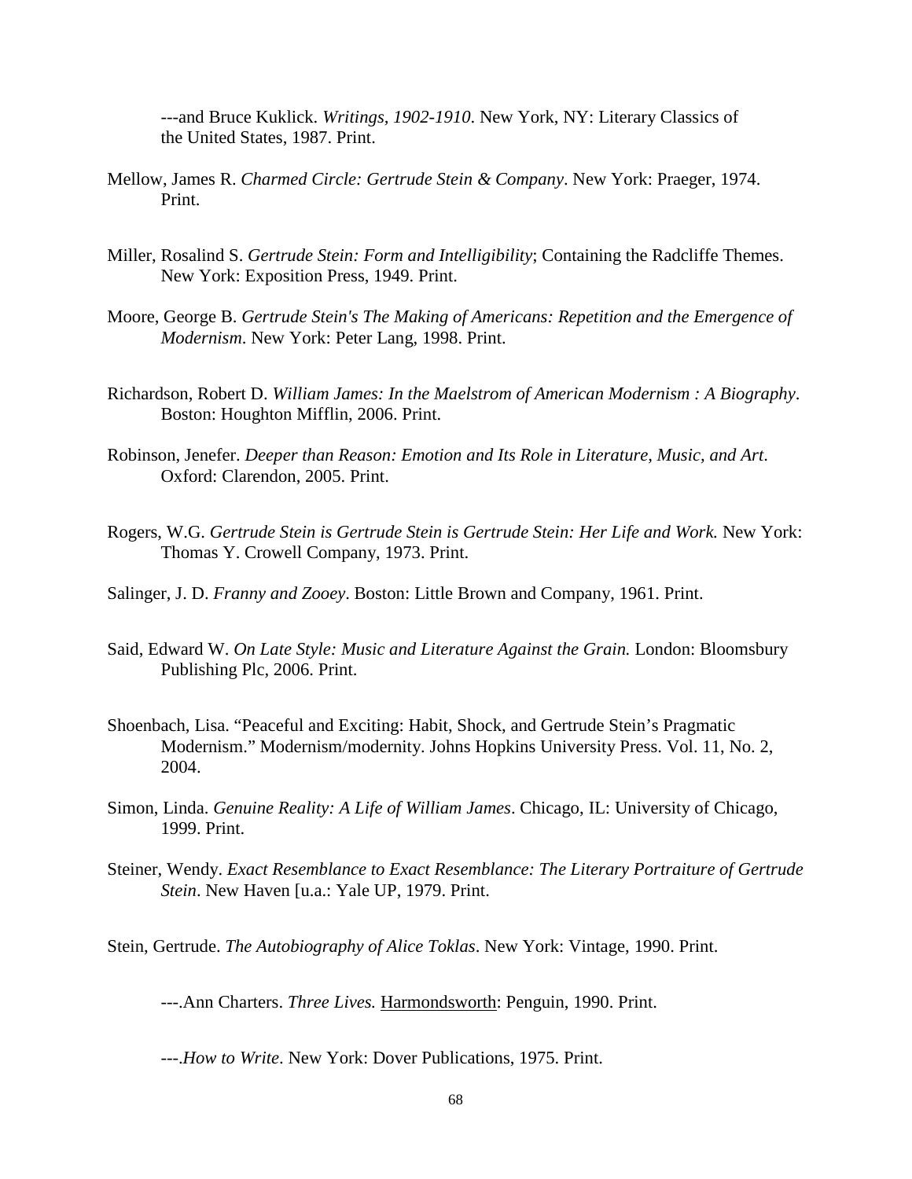---and Bruce Kuklick. *Writings, 1902-1910*. New York, NY: Literary Classics of the United States, 1987. Print.

Mellow, James R. *Charmed Circle: Gertrude Stein & Company*. New York: Praeger, 1974. Print.

Miller, Rosalind S. *Gertrude Stein: Form and Intelligibility*; Containing the Radcliffe Themes. New York: Exposition Press, 1949. Print.

Moore, George B. *Gertrude Stein's The Making of Americans: Repetition and the Emergence of Modernism*. New York: Peter Lang, 1998. Print.

Richardson, Robert D. *William James: In the Maelstrom of American Modernism : A Biography*. Boston: Houghton Mifflin, 2006. Print.

Robinson, Jenefer. *Deeper than Reason: Emotion and Its Role in Literature, Music, and Art*. Oxford: Clarendon, 2005. Print.

Rogers, W.G. *Gertrude Stein is Gertrude Stein is Gertrude Stein: Her Life and Work.* New York: Thomas Y. Crowell Company, 1973. Print.

Salinger, J. D. *Franny and Zooey*. Boston: Little Brown and Company, 1961. Print.

Said, Edward W. *On Late Style: Music and Literature Against the Grain.* London: Bloomsbury Publishing Plc, 2006. Print.

Shoenbach, Lisa. "Peaceful and Exciting: Habit, Shock, and Gertrude Stein's Pragmatic Modernism." Modernism/modernity. Johns Hopkins University Press. Vol. 11, No. 2, 2004.

Simon, Linda. *Genuine Reality: A Life of William James*. Chicago, IL: University of Chicago, 1999. Print.

Steiner, Wendy. *Exact Resemblance to Exact Resemblance: The Literary Portraiture of Gertrude Stein*. New Haven [u.a.: Yale UP, 1979. Print.

Stein, Gertrude. *The Autobiography of Alice Toklas*. New York: Vintage, 1990. Print.

---.Ann Charters. *Three Lives.* Harmondsworth: Penguin, 1990. Print.

---.*How to Write*. New York: Dover Publications, 1975. Print.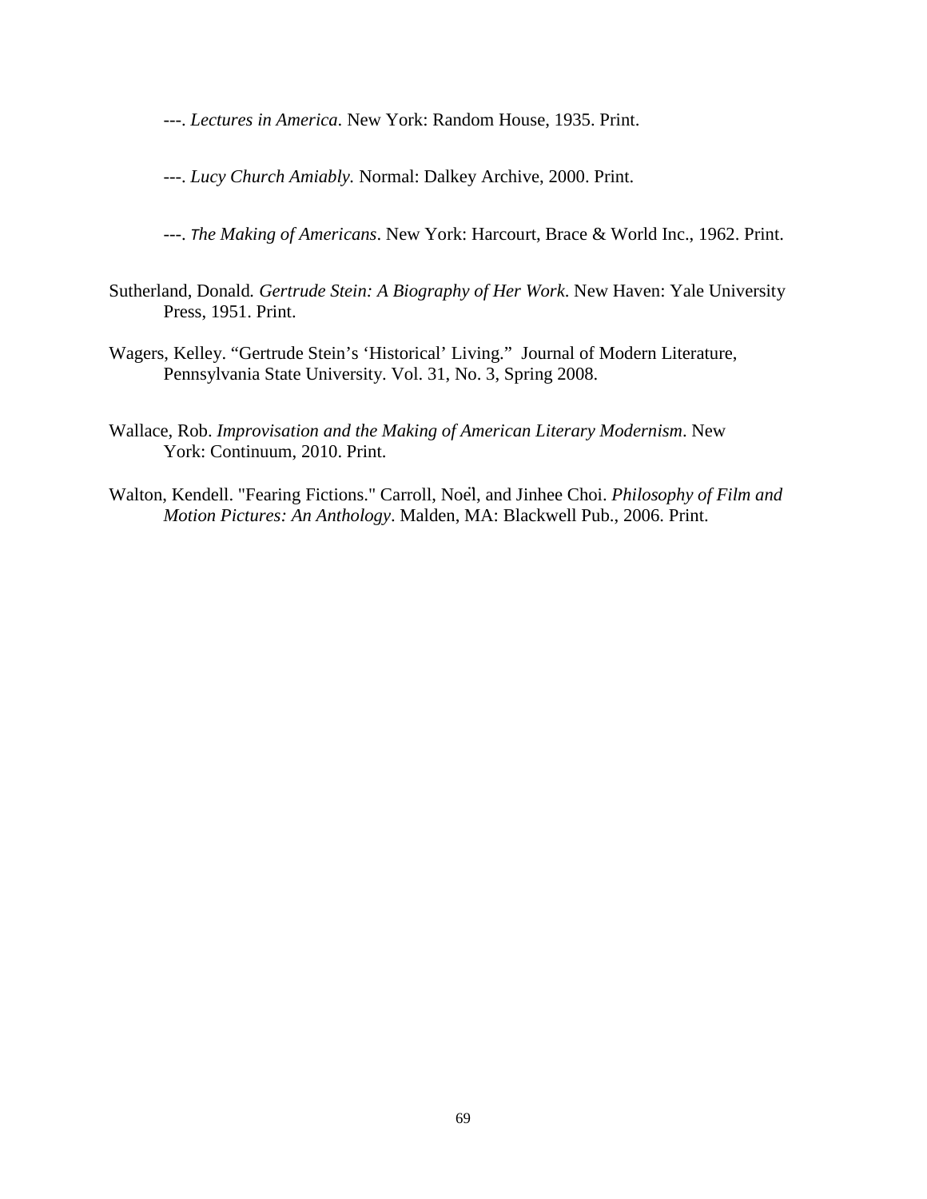---. *Lectures in America*. New York: Random House, 1935. Print.

---. *Lucy Church Amiably.* Normal: Dalkey Archive, 2000. Print.

---. *The Making of Americans*. New York: Harcourt, Brace & World Inc., 1962. Print.

Sutherland, Donald*.* *Gertrude Stein: A Biography of Her Work*. New Haven: Yale University Press, 1951. Print.

Wagers, Kelley. "Gertrude Stein's 'Historical' Living." Journal of Modern Literature, Pennsylvania State University. Vol. 31, No. 3, Spring 2008.

Wallace, Rob. *Improvisation and the Making of American Literary Modernism*. New York: Continuum, 2010. Print.

Walton, Kendell. "Fearing Fictions." Carroll, Noël, and Jinhee Choi. *Philosophy of Film and Motion Pictures: An Anthology*. Malden, MA: Blackwell Pub., 2006. Print.